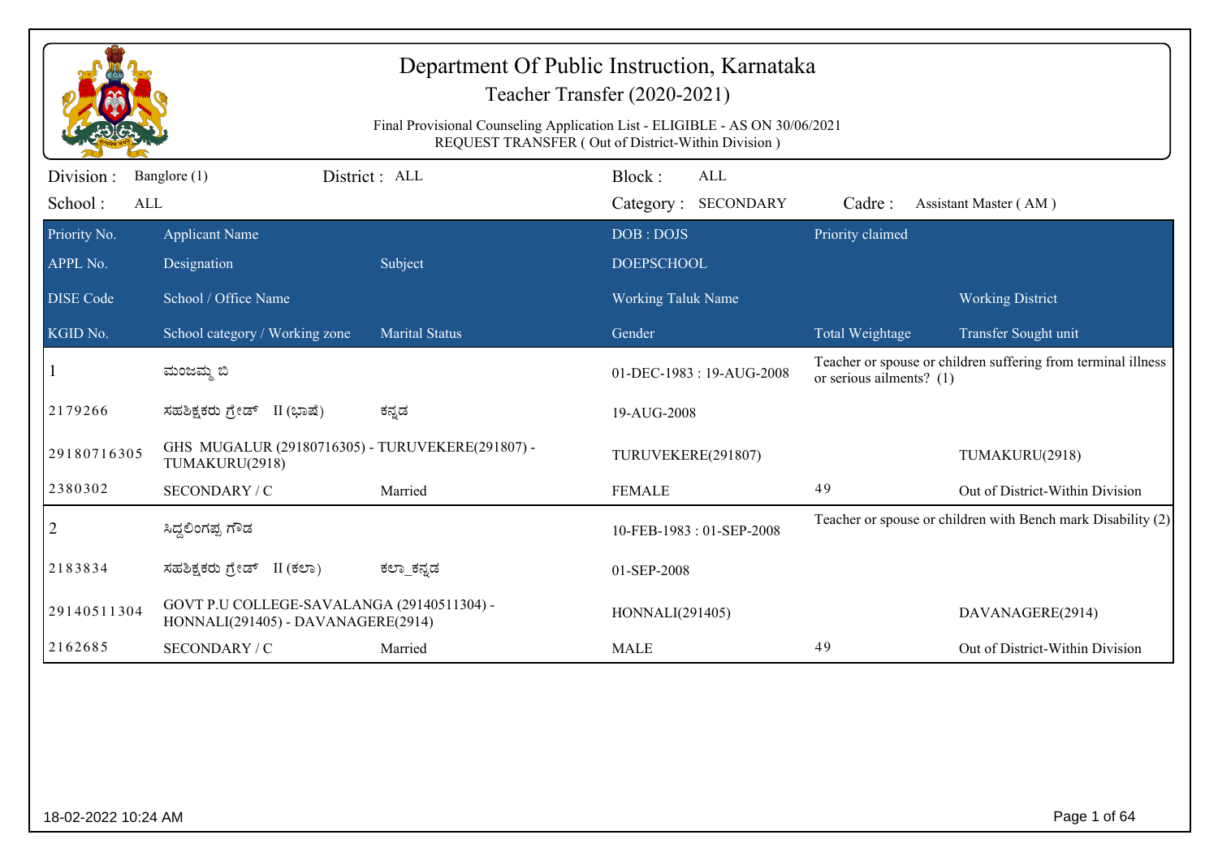# Department Of Public Instruction, Karnataka

## Teacher Transfer (2020-2021)

Final Provisional Counseling Application List - ELIGIBLE - AS ON 30/06/2021
REQUEST TRANSFER ( Out of District-Within Division )

Division : Banglore (1) District : ALL Block : ALL
School : ALL Category : SECONDARY Cadre : Assistant Master ( AM )

| Priority No. | Applicant Name | | DOB : DOJS | Priority claimed | |
|---|---|---|---|---|---|
| APPL No. | Designation | Subject | DOEPSCHOOL | | |
| DISE Code | School / Office Name | | Working Taluk Name | | Working District |
| KGID No. | School category / Working zone | Marital Status | Gender | Total Weightage | Transfer Sought unit |
| 1 | ಮಂಜಮ್ಮ ಬಿ | | 01-DEC-1983 : 19-AUG-2008 | Teacher or spouse or children suffering from terminal illness or serious ailments? (1) | |
| 2179266 | ಸಹಶಿಕ್ಷಕರು ಗ್ರೇಡ್ II (ಭಾಷೆ) | ಕನ್ನಡ | 19-AUG-2008 | | |
| 29180716305 | GHS MUGALUR (29180716305) - TURUVEKERE(291807) - TUMAKURU(2918) | | TURUVEKERE(291807) | | TUMAKURU(2918) |
| 2380302 | SECONDARY / C | Married | FEMALE | 49 | Out of District-Within Division |
| 2 | ಸಿದ್ದಲಿಂಗಪ್ಪ ಗೌಡ | | 10-FEB-1983 : 01-SEP-2008 | Teacher or spouse or children with Bench mark Disability (2) | |
| 2183834 | ಸಹಶಿಕ್ಷಕರು ಗ್ರೇಡ್ II (ಕಲಾ) | ಕಲಾ_ಕನ್ನಡ | 01-SEP-2008 | | |
| 29140511304 | GOVT P.U COLLEGE-SAVALANGA (29140511304) - HONNALI(291405) - DAVANAGERE(2914) | | HONNALI(291405) | | DAVANAGERE(2914) |
| 2162685 | SECONDARY / C | Married | MALE | 49 | Out of District-Within Division |

18-02-2022 10:24 AM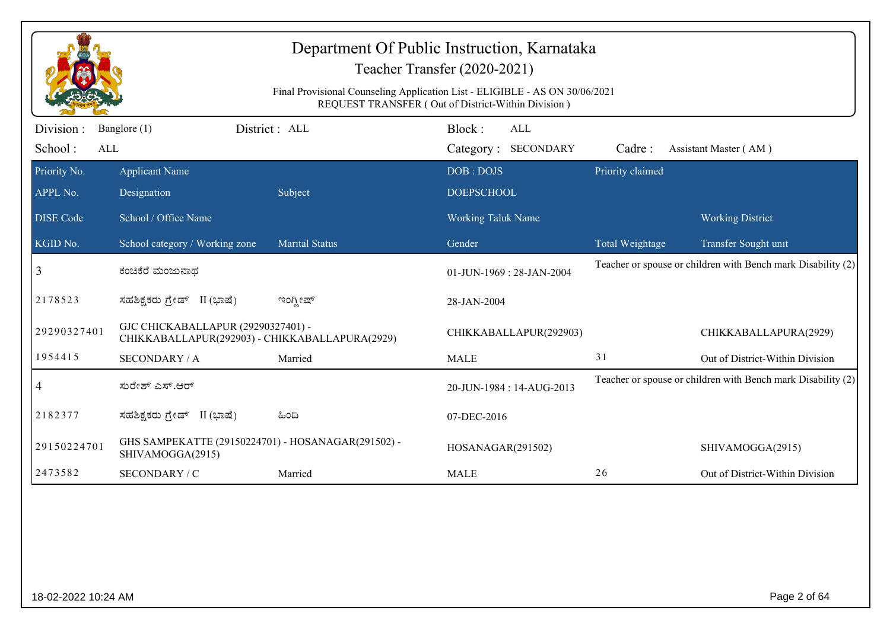# Department Of Public Instruction, Karnataka

## Teacher Transfer (2020-2021)

Final Provisional Counseling Application List - ELIGIBLE - AS ON 30/06/2021
REQUEST TRANSFER ( Out of District-Within Division )

Division : Banglore (1) District : ALL Block : ALL
School : ALL Category : SECONDARY Cadre : Assistant Master ( AM )

| Priority No. | Applicant Name | | DOB : DOJS | Priority claimed | |
|---|---|---|---|---|---|
| APPL No. | Designation | Subject | DOEPSCHOOL | | |
| DISE Code | School / Office Name | | Working Taluk Name | | Working District |
| KGID No. | School category / Working zone | Marital Status | Gender | Total Weightage | Transfer Sought unit |
| 3 | ಕಂಚಿಕೆರೆ ಮಂಜುನಾಥ | | 01-JUN-1969 : 28-JAN-2004 | Teacher or spouse or children with Bench mark Disability (2) | |
| 2178523 | ಸಹಶಿಕ್ಷಕರು ಗ್ರೇಡ್ II (ಭಾಷೆ) | ಇಂಗ್ಲೀಷ್ | 28-JAN-2004 | | |
| 29290327401 | GJC CHICKABALLAPUR (29290327401) - CHIKKABALLAPUR(292903) - CHIKKABALLAPURA(2929) | | CHIKKABALLAPUR(292903) | | CHIKKABALLAPURA(2929) |
| 1954415 | SECONDARY / A | Married | MALE | 31 | Out of District-Within Division |
| 4 | ಸುರೇಶ್ ಎಸ್.ಆರ್ | | 20-JUN-1984 : 14-AUG-2013 | Teacher or spouse or children with Bench mark Disability (2) | |
| 2182377 | ಸಹಶಿಕ್ಷಕರು ಗ್ರೇಡ್ II (ಭಾಷೆ) | ಹಿಂದಿ | 07-DEC-2016 | | |
| 29150224701 | GHS SAMPEKATTE (29150224701) - HOSANAGAR(291502) - SHIVAMOGGA(2915) | | HOSANAGAR(291502) | | SHIVAMOGGA(2915) |
| 2473582 | SECONDARY / C | Married | MALE | 26 | Out of District-Within Division |

18-02-2022 10:24 AM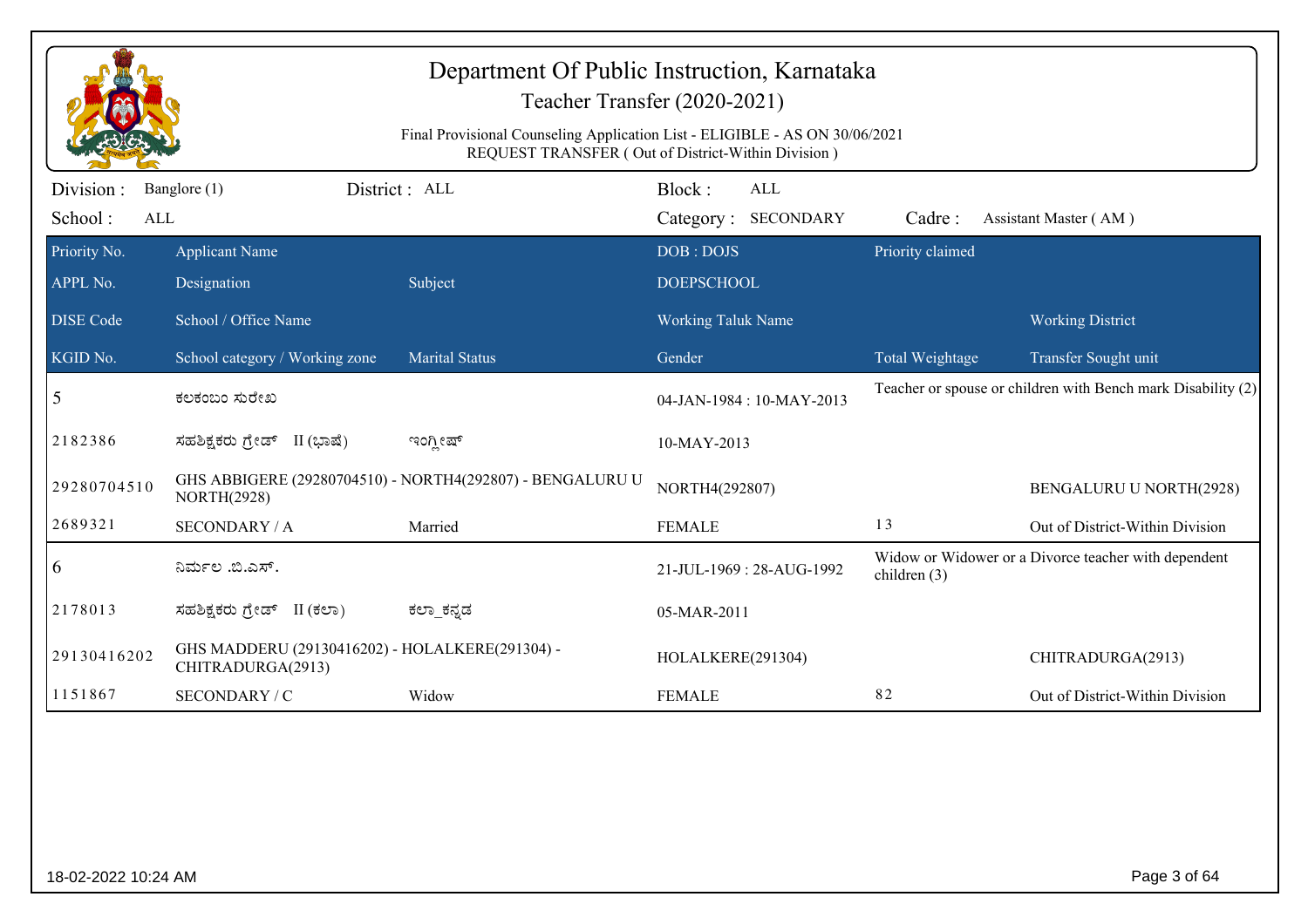# Department Of Public Instruction, Karnataka

## Teacher Transfer (2020-2021)

Final Provisional Counseling Application List - ELIGIBLE - AS ON 30/06/2021
REQUEST TRANSFER ( Out of District-Within Division )

Division : Banglore (1) District : ALL Block : ALL
School : ALL Category : SECONDARY Cadre : Assistant Master ( AM )

| Priority No. / APPL No. / DISE Code / KGID No. | Applicant Name / Designation / School / Office Name / School category / Working zone | Subject / Marital Status | DOB : DOJS / DOEPSCHOOL / Working Taluk Name / Gender | Priority claimed / Total Weightage | Working District / Transfer Sought unit |
|---|---|---|---|---|---|
| 5 | ಕಲಕಂಬಂ ಸುರೇಖ | | 04-JAN-1984 : 10-MAY-2013 | Teacher or spouse or children with Bench mark Disability (2) | |
| 2182386 | ಸಹಶಿಕ್ಷಕರು ಗ್ರೇಡ್ II (ಭಾಷೆ) | ಇಂಗ್ಲೀಷ್ | 10-MAY-2013 | | |
| 29280704510 | GHS ABBIGERE (29280704510) - NORTH4(292807) - BENGALURU U NORTH(2928) | | NORTH4(292807) | | BENGALURU U NORTH(2928) |
| 2689321 | SECONDARY / A | Married | FEMALE | 13 | Out of District-Within Division |
| 6 | ನಿರ್ಮಲ .ಬಿ.ಎಸ್. | | 21-JUL-1969 : 28-AUG-1992 | Widow or Widower or a Divorce teacher with dependent children (3) | |
| 2178013 | ಸಹಶಿಕ್ಷಕರು ಗ್ರೇಡ್ II (ಕಲಾ) | ಕಲಾ_ಕನ್ನಡ | 05-MAR-2011 | | |
| 29130416202 | GHS MADDERU (29130416202) - HOLALKERE(291304) - CHITRADURGA(2913) | | HOLALKERE(291304) | | CHITRADURGA(2913) |
| 1151867 | SECONDARY / C | Widow | FEMALE | 82 | Out of District-Within Division |

18-02-2022 10:24 AM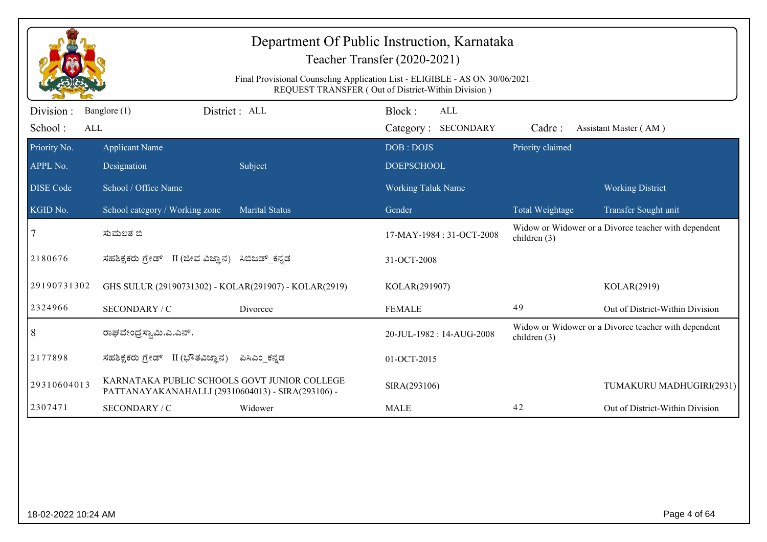# Department Of Public Instruction, Karnataka

## Teacher Transfer (2020-2021)

Final Provisional Counseling Application List - ELIGIBLE - AS ON 30/06/2021

REQUEST TRANSFER ( Out of District-Within Division )

| Division : | Banglore (1) | District : ALL | Block : | ALL | | |
|---|---|---|---|---|---|---|
| School : | ALL | | Category : | SECONDARY | Cadre : | Assistant Master ( AM ) |

| Priority No. / APPL No. / DISE Code / KGID No. | Applicant Name / Designation / School / Office Name / School category / Working zone | Subject / Marital Status | DOB : DOJS / DOEPSCHOOL / Working Taluk Name / Gender | Priority claimed / Total Weightage | Working District / Transfer Sought unit |
|---|---|---|---|---|---|
| 7 | ಸುಮಲತ ಬಿ | | 17-MAY-1984 : 31-OCT-2008 | Widow or Widower or a Divorce teacher with dependent children (3) | |
| 2180676 | ಸಹಶಿಕ್ಷಕರು ಗ್ರೇಡ್ II (ಜೀವ ವಿಜ್ಞಾನ) | ಸಿಬಿಜಡ್_ಕನ್ನಡ | 31-OCT-2008 | | |
| 29190731302 | GHS SULUR (29190731302) - KOLAR(291907) - KOLAR(2919) | | KOLAR(291907) | | KOLAR(2919) |
| 2324966 | SECONDARY / C | Divorcee | FEMALE | 49 | Out of District-Within Division |
| 8 | ರಾಘವೇಂದ್ರಸ್ವಾಮಿ.ಎ.ಎನ್. | | 20-JUL-1982 : 14-AUG-2008 | Widow or Widower or a Divorce teacher with dependent children (3) | |
| 2177898 | ಸಹಶಿಕ್ಷಕರು ಗ್ರೇಡ್ II (ಭೌತವಿಜ್ಞಾನ) | ಪಿಸಿಎಂ_ಕನ್ನಡ | 01-OCT-2015 | | |
| 29310604013 | KARNATAKA PUBLIC SCHOOLS GOVT JUNIOR COLLEGE PATTANAYAKANAHALLI (29310604013) - SIRA(293106) - | | SIRA(293106) | | TUMAKURU MADHUGIRI(2931) |
| 2307471 | SECONDARY / C | Widower | MALE | 42 | Out of District-Within Division |

18-02-2022 10:24 AM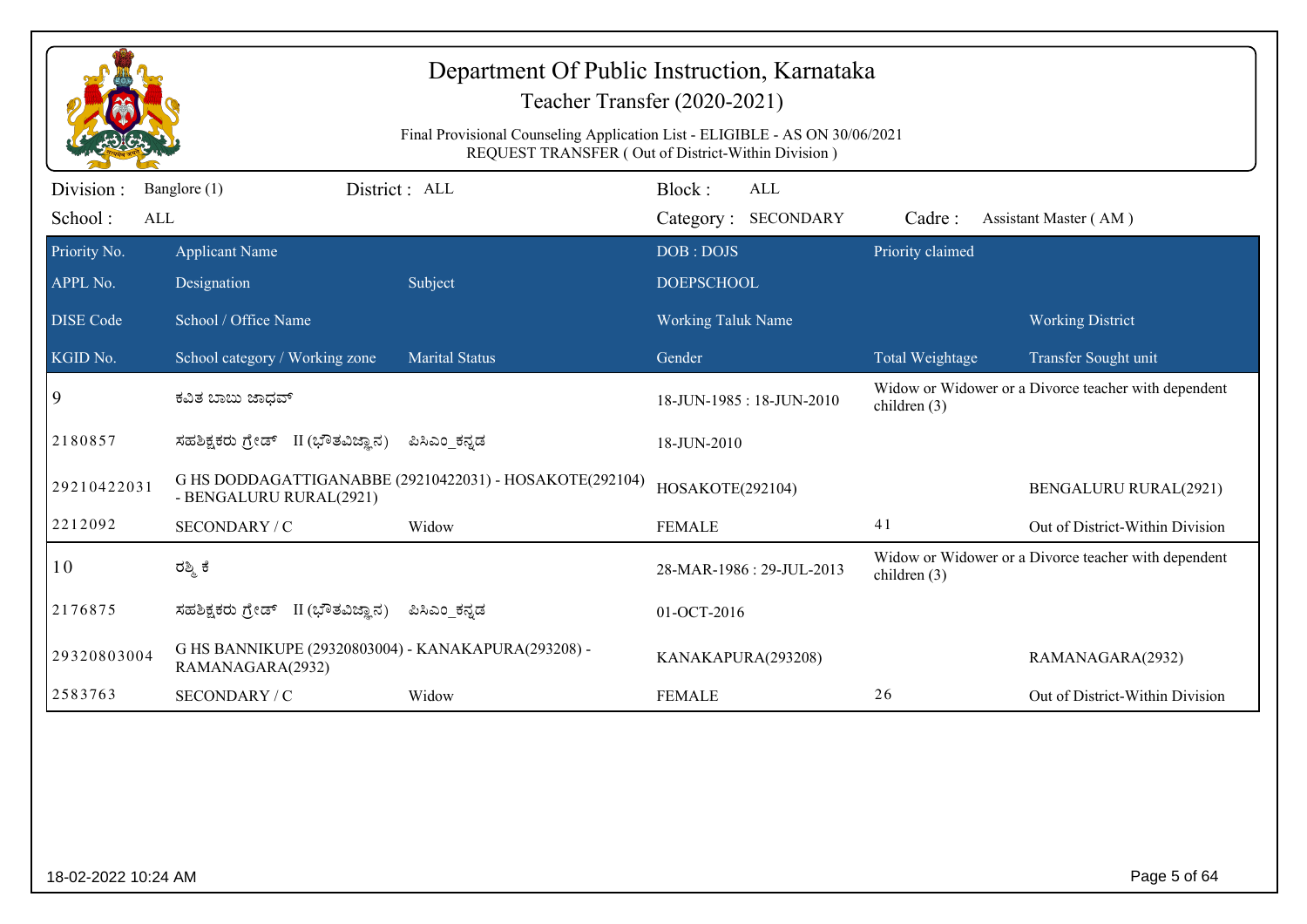# Department Of Public Instruction, Karnataka

## Teacher Transfer (2020-2021)

Final Provisional Counseling Application List - ELIGIBLE - AS ON 30/06/2021
REQUEST TRANSFER ( Out of District-Within Division )

Division : Banglore (1) District : ALL Block : ALL
School : ALL Category : SECONDARY Cadre : Assistant Master ( AM )

| Priority No. / APPL No. / DISE Code / KGID No. | Applicant Name / Designation / School / Office Name / School category / Working zone | Subject / Marital Status | DOB : DOJS / DOEPSCHOOL / Working Taluk Name / Gender | Priority claimed / Total Weightage | Working District / Transfer Sought unit |
|---|---|---|---|---|---|
| 9 | ಕವಿತ ಬಾಬು ಜಾಧವ್ | | 18-JUN-1985 : 18-JUN-2010 | Widow or Widower or a Divorce teacher with dependent children (3) | |
| 2180857 | ಸಹಶಿಕ್ಷಕರು ಗ್ರೇಡ್ II (ಭೌತವಿಜ್ಞಾನ) | ಪಿಸಿಎಂ_ಕನ್ನಡ | 18-JUN-2010 | | |
| 29210422031 | G HS DODDAGATTIGANABBE (29210422031) - HOSAKOTE(292104) - BENGALURU RURAL(2921) | | HOSAKOTE(292104) | | BENGALURU RURAL(2921) |
| 2212092 | SECONDARY / C | Widow | FEMALE | 41 | Out of District-Within Division |
| 10 | ರಶ್ಮಿ ಕೆ | | 28-MAR-1986 : 29-JUL-2013 | Widow or Widower or a Divorce teacher with dependent children (3) | |
| 2176875 | ಸಹಶಿಕ್ಷಕರು ಗ್ರೇಡ್ II (ಭೌತವಿಜ್ಞಾನ) | ಪಿಸಿಎಂ_ಕನ್ನಡ | 01-OCT-2016 | | |
| 29320803004 | G HS BANNIKUPE (29320803004) - KANAKAPURA(293208) - RAMANAGARA(2932) | | KANAKAPURA(293208) | | RAMANAGARA(2932) |
| 2583763 | SECONDARY / C | Widow | FEMALE | 26 | Out of District-Within Division |

18-02-2022 10:24 AM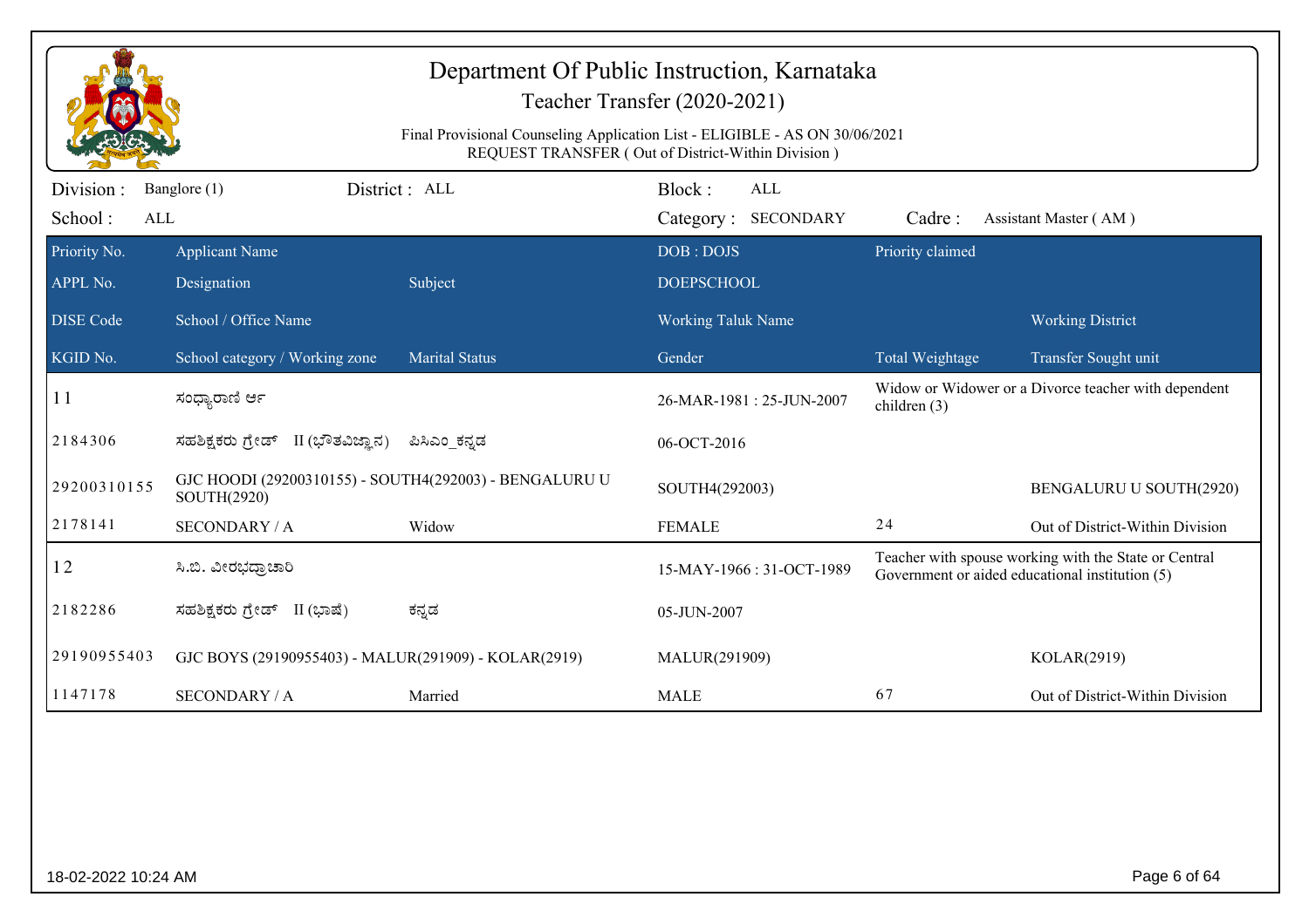# Department Of Public Instruction, Karnataka

## Teacher Transfer (2020-2021)

Final Provisional Counseling Application List - ELIGIBLE - AS ON 30/06/2021
REQUEST TRANSFER ( Out of District-Within Division )

Division : Banglore (1) District : ALL Block : ALL
School : ALL Category : SECONDARY Cadre : Assistant Master ( AM )

| Priority No. / APPL No. / DISE Code / KGID No. | Applicant Name / Designation / School / Office Name / School category / Working zone | Subject / Marital Status | DOB : DOJS / DOEPSCHOOL / Working Taluk Name / Gender | Priority claimed / Total Weightage | Working District / Transfer Sought unit |
|---|---|---|---|---|---|
| 11 | ಸಂಧ್ಯಾರಾಣಿ ಆರ್ | | 26-MAR-1981 : 25-JUN-2007 | Widow or Widower or a Divorce teacher with dependent children (3) | |
| 2184306 | ಸಹಶಿಕ್ಷಕರು ಗ್ರೇಡ್ II (ಭೌತವಿಜ್ಞಾನ) | ಪಿಸಿಎಂ_ಕನ್ನಡ | 06-OCT-2016 | | |
| 29200310155 | GJC HOODI (29200310155) - SOUTH4(292003) - BENGALURU U SOUTH(2920) | | SOUTH4(292003) | | BENGALURU U SOUTH(2920) |
| 2178141 | SECONDARY / A | Widow | FEMALE | 24 | Out of District-Within Division |
| 12 | ಸಿ.ಬಿ. ವೀರಭದ್ರಾಚಾರಿ | | 15-MAY-1966 : 31-OCT-1989 | Teacher with spouse working with the State or Central Government or aided educational institution (5) | |
| 2182286 | ಸಹಶಿಕ್ಷಕರು ಗ್ರೇಡ್ II (ಭಾಷೆ) | ಕನ್ನಡ | 05-JUN-2007 | | |
| 29190955403 | GJC BOYS (29190955403) - MALUR(291909) - KOLAR(2919) | | MALUR(291909) | | KOLAR(2919) |
| 1147178 | SECONDARY / A | Married | MALE | 67 | Out of District-Within Division |

18-02-2022 10:24 AM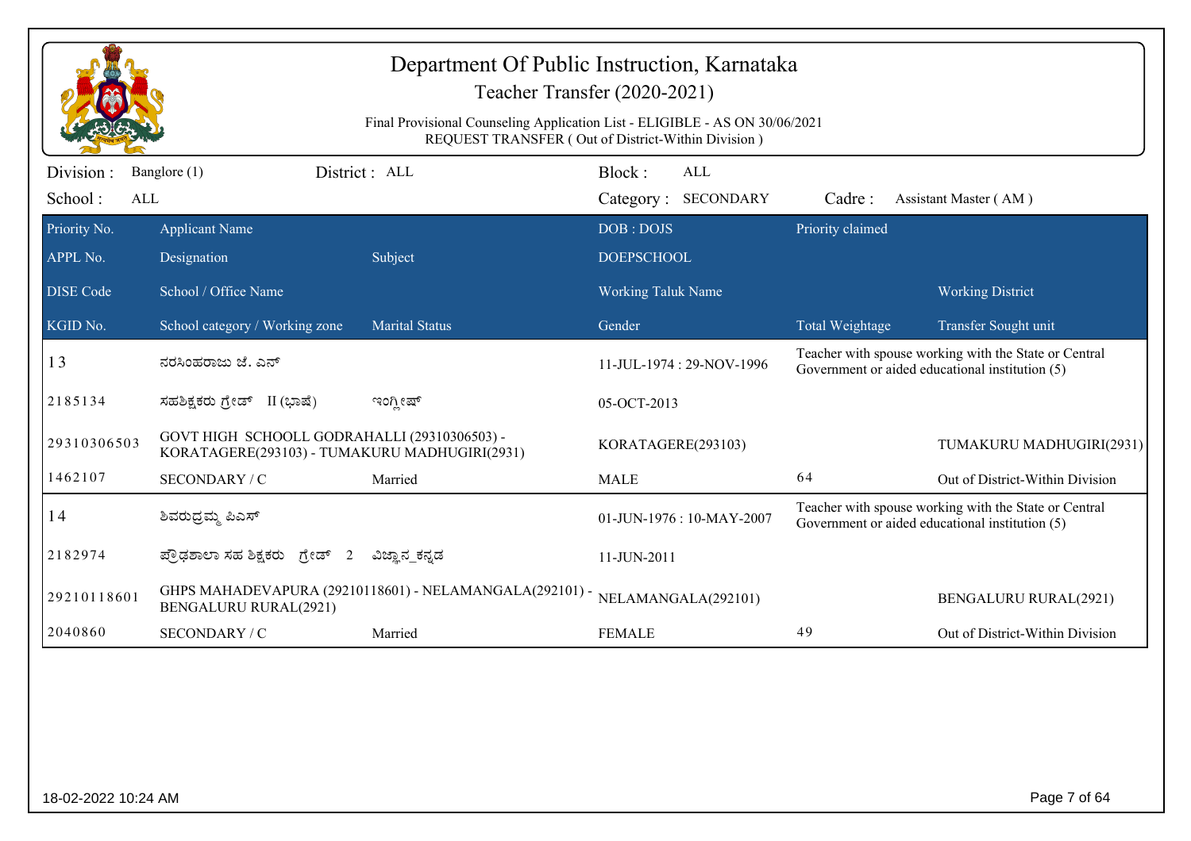# Department Of Public Instruction, Karnataka

## Teacher Transfer (2020-2021)

Final Provisional Counseling Application List - ELIGIBLE - AS ON 30/06/2021
REQUEST TRANSFER ( Out of District-Within Division )

Division : Banglore (1) | District : ALL | Block : ALL
School : ALL | Category : SECONDARY | Cadre : Assistant Master ( AM )

| Priority No. / APPL No. / DISE Code / KGID No. | Applicant Name / Designation / School / Office Name / School category / Working zone | Subject / Marital Status | DOB : DOJS / DOEPSCHOOL / Working Taluk Name / Gender | Priority claimed / Total Weightage | Working District / Transfer Sought unit |
|---|---|---|---|---|---|
| 13 | ನರಸಿಂಹರಾಜು ಜೆ. ಎನ್ | | 11-JUL-1974 : 29-NOV-1996 | Teacher with spouse working with the State or Central Government or aided educational institution (5) | |
| 2185134 | ಸಹಶಿಕ್ಷಕರು ಗ್ರೇಡ್ II (ಭಾಷೆ) | ಇಂಗ್ಲೀಷ್ | 05-OCT-2013 | | |
| 29310306503 | GOVT HIGH SCHOOLL GODRAHALLI (29310306503) - KORATAGERE(293103) - TUMAKURU MADHUGIRI(2931) | | KORATAGERE(293103) | | TUMAKURU MADHUGIRI(2931) |
| 1462107 | SECONDARY / C | Married | MALE | 64 | Out of District-Within Division |
| 14 | ಶಿವರುದ್ರಮ್ಮ ಪಿಎಸ್ | | 01-JUN-1976 : 10-MAY-2007 | Teacher with spouse working with the State or Central Government or aided educational institution (5) | |
| 2182974 | ಪ್ರೌಢಶಾಲಾ ಸಹ ಶಿಕ್ಷಕರು ಗ್ರೇಡ್ 2 | ವಿಜ್ಞಾನ_ಕನ್ನಡ | 11-JUN-2011 | | |
| 29210118601 | GHPS MAHADEVAPURA (29210118601) - NELAMANGALA(292101) - BENGALURU RURAL(2921) | | NELAMANGALA(292101) | | BENGALURU RURAL(2921) |
| 2040860 | SECONDARY / C | Married | FEMALE | 49 | Out of District-Within Division |

18-02-2022 10:24 AM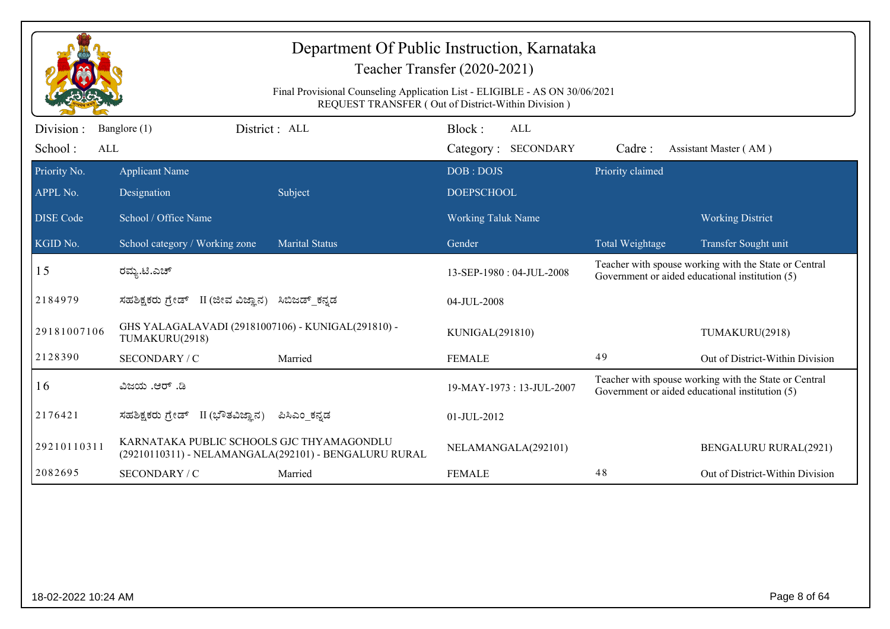# Department Of Public Instruction, Karnataka

## Teacher Transfer (2020-2021)

Final Provisional Counseling Application List - ELIGIBLE - AS ON 30/06/2021
REQUEST TRANSFER ( Out of District-Within Division )

Division : Banglore (1) District : ALL Block : ALL
School : ALL Category : SECONDARY Cadre : Assistant Master ( AM )

| Priority No. / APPL No. / DISE Code / KGID No. | Applicant Name / Designation / School / Office Name / School category / Working zone | Subject / Marital Status | DOB : DOJS / DOEPSCHOOL / Working Taluk Name / Gender | Priority claimed / Total Weightage | Working District / Transfer Sought unit |
|---|---|---|---|---|---|
| 15 | ರಮ್ಯ.ಟಿ.ಎಚ್ | | 13-SEP-1980 : 04-JUL-2008 | Teacher with spouse working with the State or Central Government or aided educational institution (5) | |
| 2184979 | ಸಹಶಿಕ್ಷಕರು ಗ್ರೇಡ್ II (ಜೀವ ವಿಜ್ಞಾನ) | ಸಿಬಿಜಡ್_ಕನ್ನಡ | 04-JUL-2008 | | |
| 29181007106 | GHS YALAGALAVADI (29181007106) - KUNIGAL(291810) - TUMAKURU(2918) | | KUNIGAL(291810) | | TUMAKURU(2918) |
| 2128390 | SECONDARY / C | Married | FEMALE | 49 | Out of District-Within Division |
| 16 | ವಿಜಯ .ಆರ್ .ಡಿ | | 19-MAY-1973 : 13-JUL-2007 | Teacher with spouse working with the State or Central Government or aided educational institution (5) | |
| 2176421 | ಸಹಶಿಕ್ಷಕರು ಗ್ರೇಡ್ II (ಭೌತವಿಜ್ಞಾನ) | ಪಿಸಿಎಂ_ಕನ್ನಡ | 01-JUL-2012 | | |
| 29210110311 | KARNATAKA PUBLIC SCHOOLS GJC THYAMAGONDLU (29210110311) - NELAMANGALA(292101) - BENGALURU RURAL | | NELAMANGALA(292101) | | BENGALURU RURAL(2921) |
| 2082695 | SECONDARY / C | Married | FEMALE | 48 | Out of District-Within Division |

18-02-2022 10:24 AM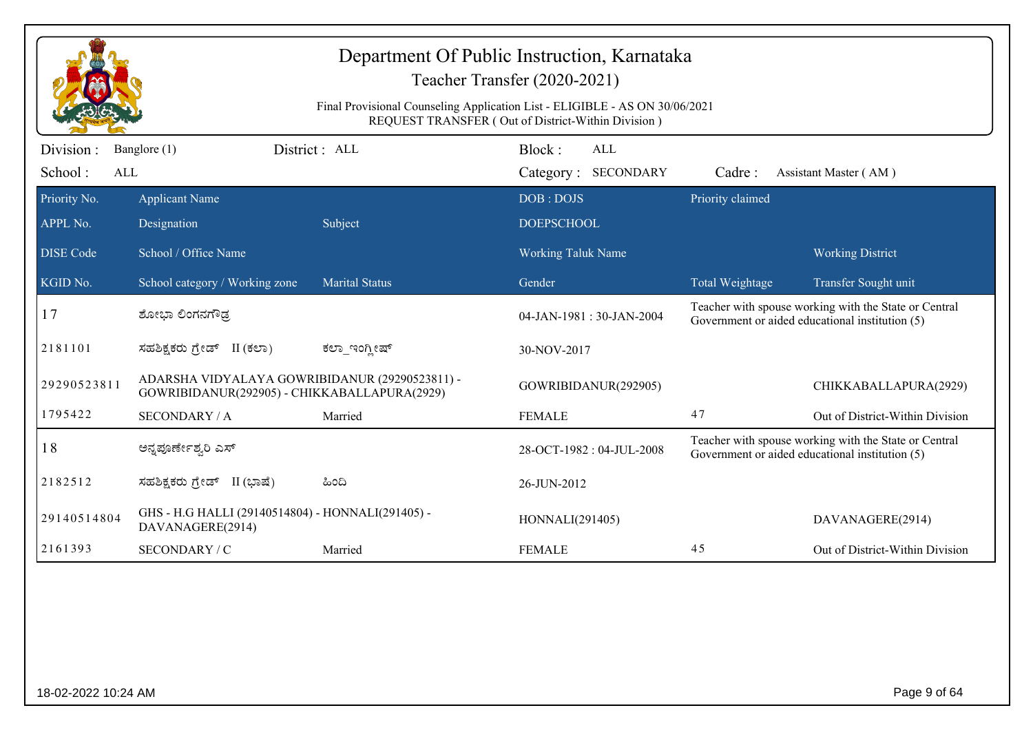# Department Of Public Instruction, Karnataka

## Teacher Transfer (2020-2021)

Final Provisional Counseling Application List - ELIGIBLE - AS ON 30/06/2021
REQUEST TRANSFER ( Out of District-Within Division )

Division : Banglore (1) | District : ALL | Block : ALL
School : ALL | Category : SECONDARY | Cadre : Assistant Master ( AM )

| Priority No. / APPL No. / DISE Code / KGID No. | Applicant Name / Designation / School / Office Name / School category / Working zone | Subject / Marital Status | DOB : DOJS / DOEPSCHOOL / Working Taluk Name / Gender | Priority claimed / Total Weightage | Working District / Transfer Sought unit |
|---|---|---|---|---|---|
| 17 | ಶೋಭಾ ಲಿಂಗನಗೌಡ್ರ | | 04-JAN-1981 : 30-JAN-2004 | Teacher with spouse working with the State or Central Government or aided educational institution (5) | |
| 2181101 | ಸಹಶಿಕ್ಷಕರು ಗ್ರೇಡ್ II (ಕಲಾ) | ಕಲಾ_ಇಂಗ್ಲೀಷ್ | 30-NOV-2017 | | |
| 29290523811 | ADARSHA VIDYALAYA GOWRIBIDANUR (29290523811) - GOWRIBIDANUR(292905) - CHIKKABALLAPURA(2929) | | GOWRIBIDANUR(292905) | | CHIKKABALLAPURA(2929) |
| 1795422 | SECONDARY / A | Married | FEMALE | 47 | Out of District-Within Division |
| 18 | ಅನ್ನಪೂರ್ಣೇಶ್ವರಿ ಎಸ್ | | 28-OCT-1982 : 04-JUL-2008 | Teacher with spouse working with the State or Central Government or aided educational institution (5) | |
| 2182512 | ಸಹಶಿಕ್ಷಕರು ಗ್ರೇಡ್ II (ಭಾಷೆ) | ಹಿಂದಿ | 26-JUN-2012 | | |
| 29140514804 | GHS - H.G HALLI (29140514804) - HONNALI(291405) - DAVANAGERE(2914) | | HONNALI(291405) | | DAVANAGERE(2914) |
| 2161393 | SECONDARY / C | Married | FEMALE | 45 | Out of District-Within Division |

18-02-2022 10:24 AM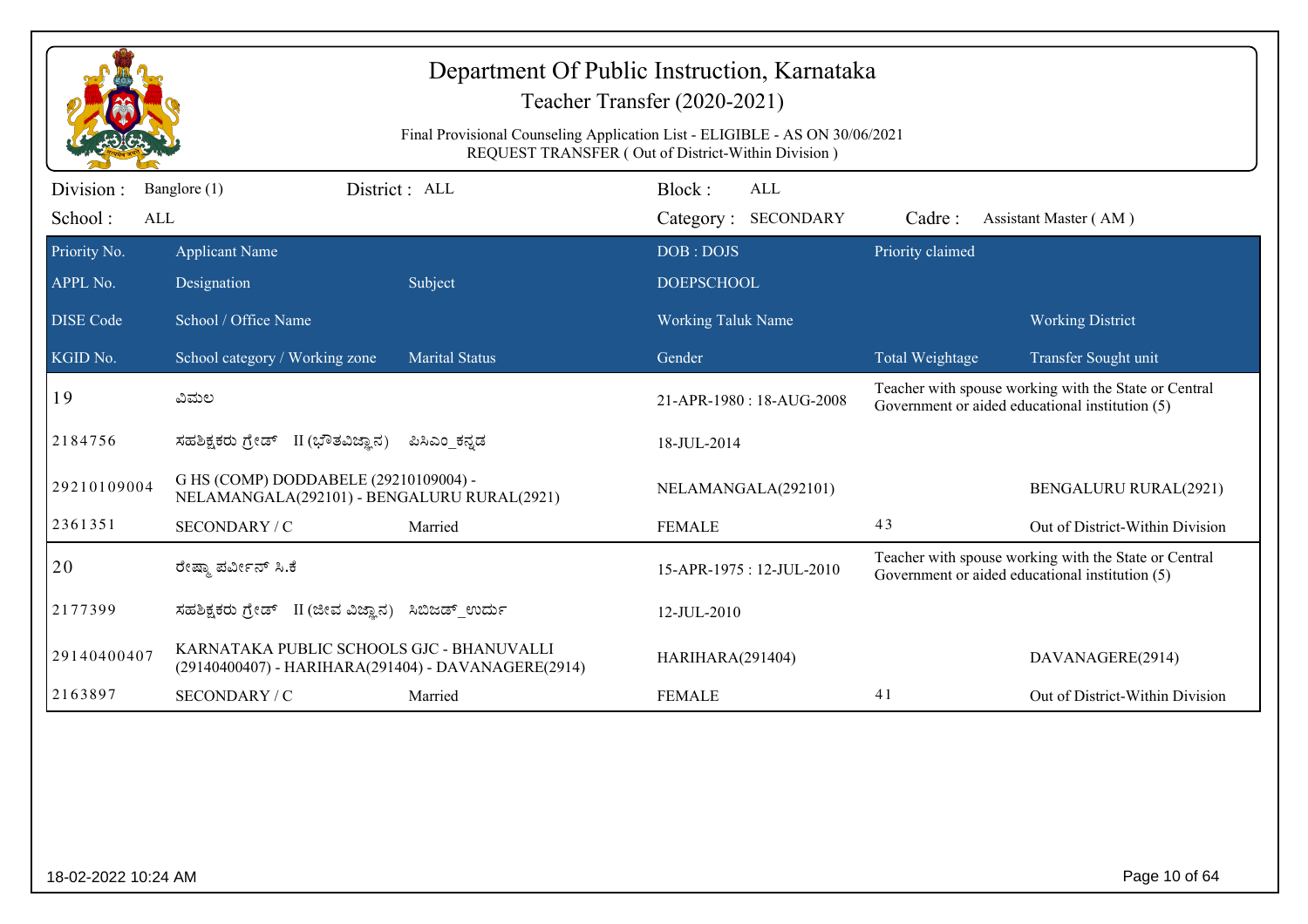# Department Of Public Instruction, Karnataka

## Teacher Transfer (2020-2021)

Final Provisional Counseling Application List - ELIGIBLE - AS ON 30/06/2021
REQUEST TRANSFER ( Out of District-Within Division )

Division : Banglore (1) District : ALL Block : ALL
School : ALL Category : SECONDARY Cadre : Assistant Master ( AM )

| Priority No. / APPL No. / DISE Code / KGID No. | Applicant Name / Designation / School / Office Name / School category / Working zone | Subject / Marital Status | DOB : DOJS / DOEPSCHOOL / Working Taluk Name / Gender | Priority claimed / Total Weightage | Working District / Transfer Sought unit |
|---|---|---|---|---|---|
| 19 | ವಿಮಲ | | 21-APR-1980 : 18-AUG-2008 | Teacher with spouse working with the State or Central Government or aided educational institution (5) | |
| 2184756 | ಸಹಶಿಕ್ಷಕರು ಗ್ರೇಡ್ II (ಭೌತವಿಜ್ಞಾನ) | ಪಿಸಿಎಂ_ಕನ್ನಡ | 18-JUL-2014 | | |
| 29210109004 | G HS (COMP) DODDABELE (29210109004) - NELAMANGALA(292101) - BENGALURU RURAL(2921) | | NELAMANGALA(292101) | | BENGALURU RURAL(2921) |
| 2361351 | SECONDARY / C | Married | FEMALE | 43 | Out of District-Within Division |
| 20 | ರೇಷ್ಮಾ ಪರ್ವೀನ್ ಸಿ.ಕೆ | | 15-APR-1975 : 12-JUL-2010 | Teacher with spouse working with the State or Central Government or aided educational institution (5) | |
| 2177399 | ಸಹಶಿಕ್ಷಕರು ಗ್ರೇಡ್ II (ಜೀವ ವಿಜ್ಞಾನ) | ಸಿಬಿಜಡ್_ಉರ್ದು | 12-JUL-2010 | | |
| 29140400407 | KARNATAKA PUBLIC SCHOOLS GJC - BHANUVALLI (29140400407) - HARIHARA(291404) - DAVANAGERE(2914) | | HARIHARA(291404) | | DAVANAGERE(2914) |
| 2163897 | SECONDARY / C | Married | FEMALE | 41 | Out of District-Within Division |

18-02-2022 10:24 AM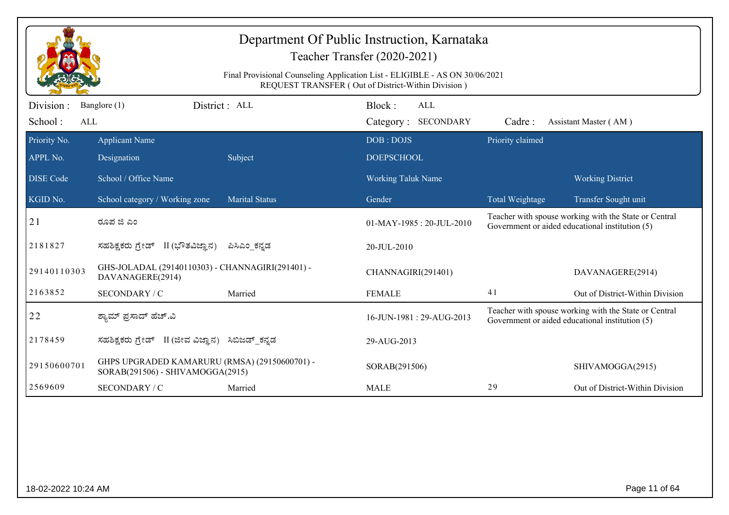# Department Of Public Instruction, Karnataka

## Teacher Transfer (2020-2021)

Final Provisional Counseling Application List - ELIGIBLE - AS ON 30/06/2021
REQUEST TRANSFER ( Out of District-Within Division )

Division : Banglore (1) District : ALL Block : ALL
School : ALL Category : SECONDARY Cadre : Assistant Master ( AM )

| Priority No. / APPL No. / DISE Code / KGID No. | Applicant Name / Designation / School / Office Name / School category / Working zone | Subject / Marital Status | DOB : DOJS / DOEPSCHOOL / Working Taluk Name / Gender | Priority claimed / Total Weightage | Working District / Transfer Sought unit |
|---|---|---|---|---|---|
| 21 | ರೂಪ ಜಿ ಎಂ | | 01-MAY-1985 : 20-JUL-2010 | Teacher with spouse working with the State or Central Government or aided educational institution (5) | |
| 2181827 | ಸಹಶಿಕ್ಷಕರು ಗ್ರೇಡ್ II (ಭೌತವಿಜ್ಞಾನ) | ಪಿಸಿಎಂ_ಕನ್ನಡ | 20-JUL-2010 | | |
| 29140110303 | GHS-JOLADAL (29140110303) - CHANNAGIRI(291401) - DAVANAGERE(2914) | | CHANNAGIRI(291401) | | DAVANAGERE(2914) |
| 2163852 | SECONDARY / C | Married | FEMALE | 41 | Out of District-Within Division |
| 22 | ಶ್ಯಾಮ್ ಪ್ರಸಾದ್ ಹೆಚ್.ವಿ | | 16-JUN-1981 : 29-AUG-2013 | Teacher with spouse working with the State or Central Government or aided educational institution (5) | |
| 2178459 | ಸಹಶಿಕ್ಷಕರು ಗ್ರೇಡ್ II (ಜೀವ ವಿಜ್ಞಾನ) | ಸಿಬಿಜಡ್_ಕನ್ನಡ | 29-AUG-2013 | | |
| 29150600701 | GHPS UPGRADED KAMARURU (RMSA) (29150600701) - SORAB(291506) - SHIVAMOGGA(2915) | | SORAB(291506) | | SHIVAMOGGA(2915) |
| 2569609 | SECONDARY / C | Married | MALE | 29 | Out of District-Within Division |

18-02-2022 10:24 AM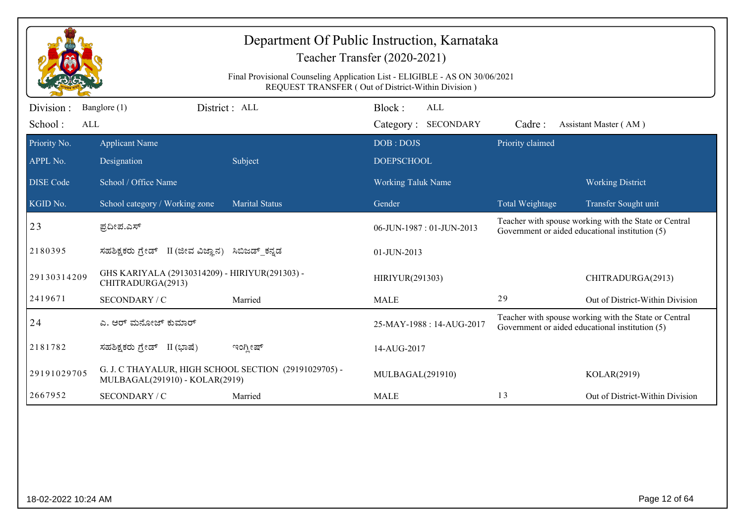# Department Of Public Instruction, Karnataka

## Teacher Transfer (2020-2021)

Final Provisional Counseling Application List - ELIGIBLE - AS ON 30/06/2021
REQUEST TRANSFER ( Out of District-Within Division )

Division : Banglore (1) District : ALL Block : ALL
School : ALL Category : SECONDARY Cadre : Assistant Master ( AM )

| Priority No. / APPL No. / DISE Code / KGID No. | Applicant Name / Designation / School / Office Name / School category / Working zone | Subject / Marital Status | DOB : DOJS / DOEPSCHOOL / Working Taluk Name / Gender | Priority claimed / Total Weightage | Working District / Transfer Sought unit |
|---|---|---|---|---|---|
| 23 | ಪ್ರದೀಪ.ಎಸ್ | | 06-JUN-1987 : 01-JUN-2013 | Teacher with spouse working with the State or Central Government or aided educational institution (5) | |
| 2180395 | ಸಹಶಿಕ್ಷಕರು ಗ್ರೇಡ್ II (ಜೀವ ವಿಜ್ಞಾನ) | ಸಿಬಿಜಡ್_ಕನ್ನಡ | 01-JUN-2013 | | |
| 29130314209 | GHS KARIYALA (29130314209) - HIRIYUR(291303) - CHITRADURGA(2913) | | HIRIYUR(291303) | | CHITRADURGA(2913) |
| 2419671 | SECONDARY / C | Married | MALE | 29 | Out of District-Within Division |
| 24 | ಎ. ಆರ್ ಮನೋಜ್ ಕುಮಾರ್ | | 25-MAY-1988 : 14-AUG-2017 | Teacher with spouse working with the State or Central Government or aided educational institution (5) | |
| 2181782 | ಸಹಶಿಕ್ಷಕರು ಗ್ರೇಡ್ II (ಭಾಷೆ) | ಇಂಗ್ಲೀಷ್ | 14-AUG-2017 | | |
| 29191029705 | G. J. C THAYALUR, HIGH SCHOOL SECTION (29191029705) - MULBAGAL(291910) - KOLAR(2919) | | MULBAGAL(291910) | | KOLAR(2919) |
| 2667952 | SECONDARY / C | Married | MALE | 13 | Out of District-Within Division |

18-02-2022 10:24 AM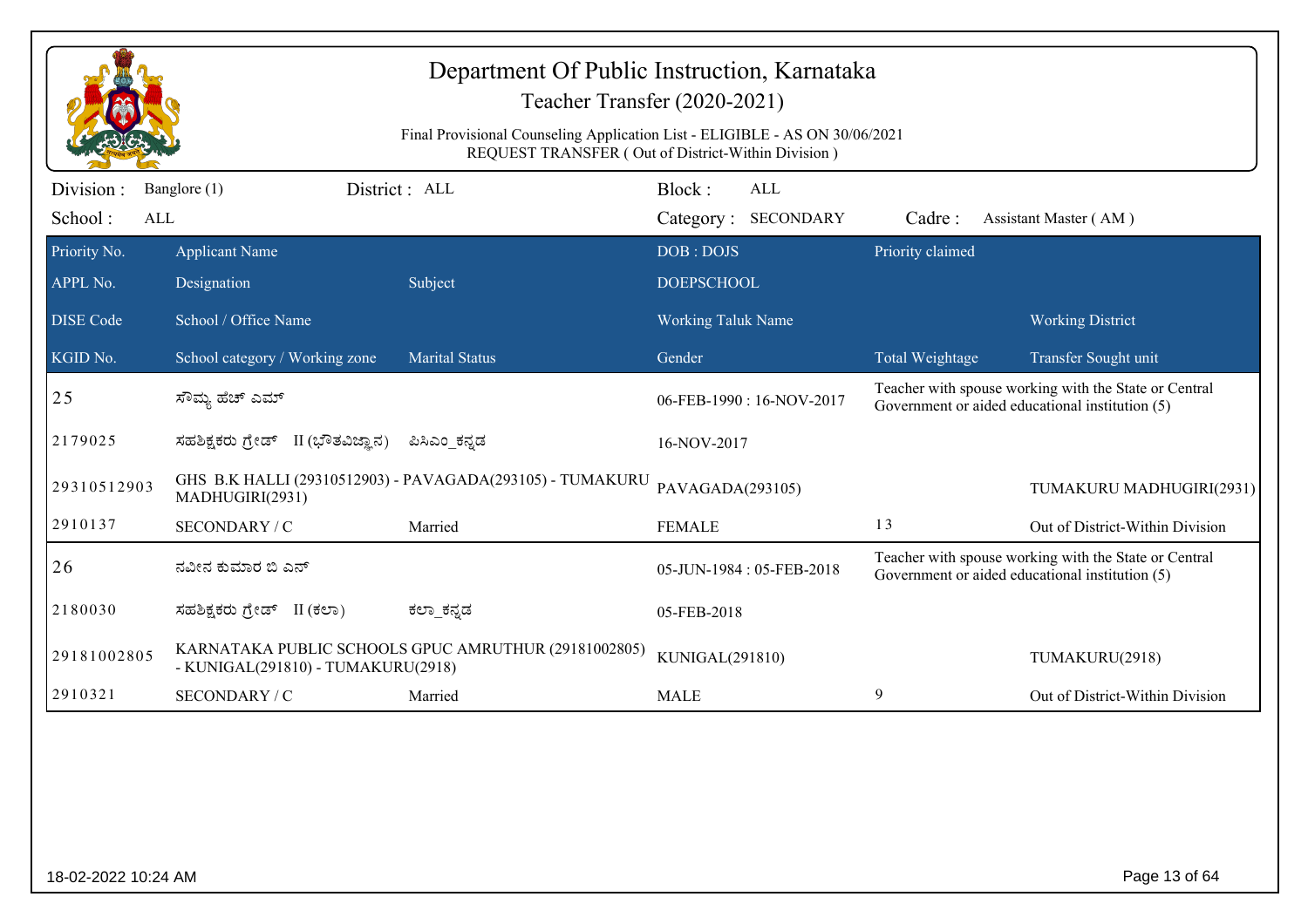# Department Of Public Instruction, Karnataka

## Teacher Transfer (2020-2021)

Final Provisional Counseling Application List - ELIGIBLE - AS ON 30/06/2021
REQUEST TRANSFER ( Out of District-Within Division )

Division : Banglore (1) District : ALL Block : ALL
School : ALL Category : SECONDARY Cadre : Assistant Master ( AM )

| Priority No. / APPL No. / DISE Code / KGID No. | Applicant Name / Designation / School / Office Name / School category / Working zone | Subject / Marital Status | DOB : DOJS / DOEPSCHOOL / Working Taluk Name / Gender | Priority claimed / Total Weightage | Working District / Transfer Sought unit |
|---|---|---|---|---|---|
| 25 | ಸೌಮ್ಯ ಹೆಚ್ ಎಮ್ | | 06-FEB-1990 : 16-NOV-2017 | Teacher with spouse working with the State or Central Government or aided educational institution (5) | |
| 2179025 | ಸಹಶಿಕ್ಷಕರು ಗ್ರೇಡ್ II (ಭೌತವಿಜ್ಞಾನ) | ಪಿಸಿಎಂ_ಕನ್ನಡ | 16-NOV-2017 | | |
| 29310512903 | GHS B.K HALLI (29310512903) - PAVAGADA(293105) - TUMAKURU MADHUGIRI(2931) | | PAVAGADA(293105) | | TUMAKURU MADHUGIRI(2931) |
| 2910137 | SECONDARY / C | Married | FEMALE | 13 | Out of District-Within Division |
| 26 | ನವೀನ ಕುಮಾರ ಬಿ ಎನ್ | | 05-JUN-1984 : 05-FEB-2018 | Teacher with spouse working with the State or Central Government or aided educational institution (5) | |
| 2180030 | ಸಹಶಿಕ್ಷಕರು ಗ್ರೇಡ್ II (ಕಲಾ) | ಕಲಾ_ಕನ್ನಡ | 05-FEB-2018 | | |
| 29181002805 | KARNATAKA PUBLIC SCHOOLS GPUC AMRUTHUR (29181002805) - KUNIGAL(291810) - TUMAKURU(2918) | | KUNIGAL(291810) | | TUMAKURU(2918) |
| 2910321 | SECONDARY / C | Married | MALE | 9 | Out of District-Within Division |

18-02-2022 10:24 AM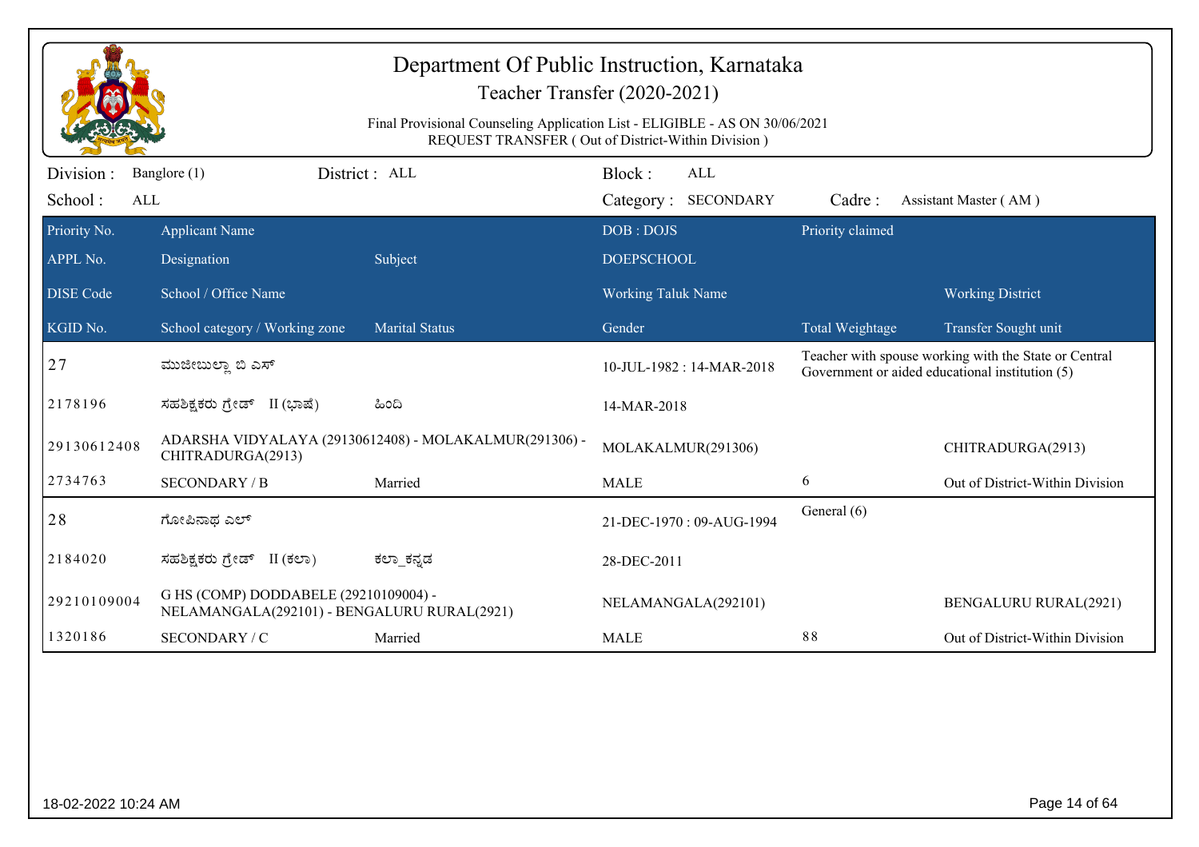# Department Of Public Instruction, Karnataka

## Teacher Transfer (2020-2021)

Final Provisional Counseling Application List - ELIGIBLE - AS ON 30/06/2021
REQUEST TRANSFER ( Out of District-Within Division )

Division : Banglore (1) District : ALL Block : ALL
School : ALL Category : SECONDARY Cadre : Assistant Master ( AM )

| Priority No. / APPL No. / DISE Code / KGID No. | Applicant Name / Designation / School / Office Name / School category / Working zone | Subject / Marital Status | DOB : DOJS / DOEPSCHOOL / Working Taluk Name / Gender | Priority claimed / Total Weightage | Working District / Transfer Sought unit |
|---|---|---|---|---|---|
| 27 | ಮುಜೀಬುಲ್ಲಾ ಬಿ ಎಸ್ | | 10-JUL-1982 : 14-MAR-2018 | Teacher with spouse working with the State or Central Government or aided educational institution (5) | |
| 2178196 | ಸಹಶಿಕ್ಷಕರು ಗ್ರೇಡ್ II (ಭಾಷೆ) | ಹಿಂದಿ | 14-MAR-2018 | | |
| 29130612408 | ADARSHA VIDYALAYA (29130612408) - MOLAKALMUR(291306) - CHITRADURGA(2913) | | MOLAKALMUR(291306) | | CHITRADURGA(2913) |
| 2734763 | SECONDARY / B | Married | MALE | 6 | Out of District-Within Division |
| 28 | ಗೋಪಿನಾಥ ಎಲ್ | | 21-DEC-1970 : 09-AUG-1994 | General (6) | |
| 2184020 | ಸಹಶಿಕ್ಷಕರು ಗ್ರೇಡ್ II (ಕಲಾ) | ಕಲಾ_ಕನ್ನಡ | 28-DEC-2011 | | |
| 29210109004 | G HS (COMP) DODDABELE (29210109004) - NELAMANGALA(292101) - BENGALURU RURAL(2921) | | NELAMANGALA(292101) | | BENGALURU RURAL(2921) |
| 1320186 | SECONDARY / C | Married | MALE | 88 | Out of District-Within Division |

18-02-2022 10:24 AM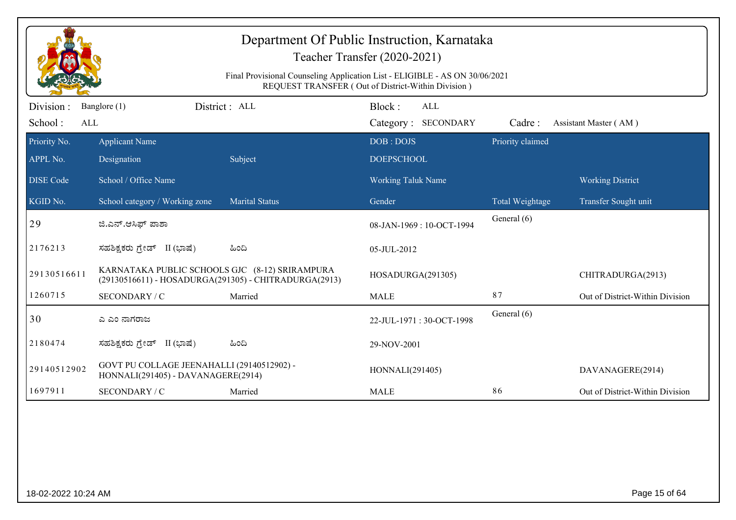# Department Of Public Instruction, Karnataka

## Teacher Transfer (2020-2021)

Final Provisional Counseling Application List - ELIGIBLE - AS ON 30/06/2021
REQUEST TRANSFER ( Out of District-Within Division )

Division : Banglore (1) District : ALL Block : ALL
School : ALL Category : SECONDARY Cadre : Assistant Master ( AM )

| Priority No. / APPL No. / DISE Code / KGID No. | Applicant Name / Designation / School / Office Name / School category / Working zone | Subject / Marital Status | DOB : DOJS / DOEPSCHOOL / Working Taluk Name / Gender | Priority claimed / Total Weightage | Working District / Transfer Sought unit |
|---|---|---|---|---|---|
| 29 | ಜಿ.ಎನ್.ಆಸಿಫ್ ಪಾಶಾ | | 08-JAN-1969 : 10-OCT-1994 | General (6) | |
| 2176213 | ಸಹಶಿಕ್ಷಕರು ಗ್ರೇಡ್ II (ಭಾಷೆ) | ಹಿಂದಿ | 05-JUL-2012 | | |
| 29130516611 | KARNATAKA PUBLIC SCHOOLS GJC (8-12) SRIRAMPURA (29130516611) - HOSADURGA(291305) - CHITRADURGA(2913) | | HOSADURGA(291305) | | CHITRADURGA(2913) |
| 1260715 | SECONDARY / C | Married | MALE | 87 | Out of District-Within Division |
| 30 | ಎ ಎಂ ನಾಗರಾಜ | | 22-JUL-1971 : 30-OCT-1998 | General (6) | |
| 2180474 | ಸಹಶಿಕ್ಷಕರು ಗ್ರೇಡ್ II (ಭಾಷೆ) | ಹಿಂದಿ | 29-NOV-2001 | | |
| 29140512902 | GOVT PU COLLAGE JEENAHALLI (29140512902) - HONNALI(291405) - DAVANAGERE(2914) | | HONNALI(291405) | | DAVANAGERE(2914) |
| 1697911 | SECONDARY / C | Married | MALE | 86 | Out of District-Within Division |

18-02-2022 10:24 AM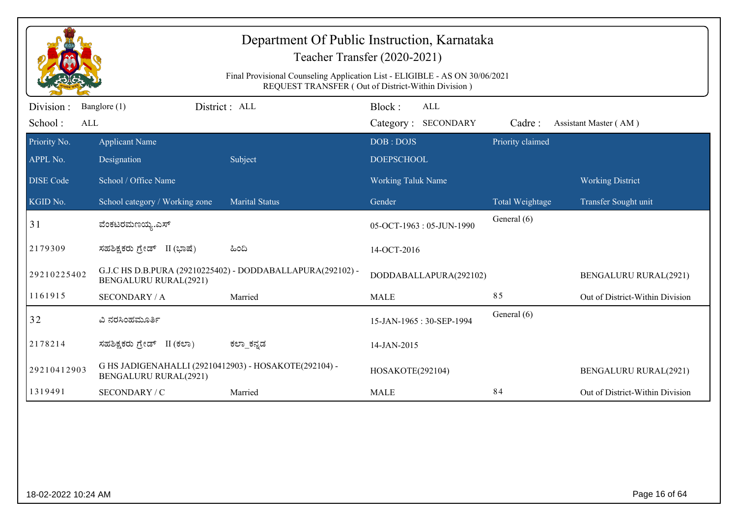# Department Of Public Instruction, Karnataka

## Teacher Transfer (2020-2021)

Final Provisional Counseling Application List - ELIGIBLE - AS ON 30/06/2021

REQUEST TRANSFER ( Out of District-Within Division )

Division : Banglore (1) District : ALL Block : ALL

School : ALL Category : SECONDARY Cadre : Assistant Master ( AM )

| Priority No. / APPL No. / DISE Code / KGID No. | Applicant Name / Designation / School / Office Name / School category / Working zone | Subject / Marital Status | DOB : DOJS / DOEPSCHOOL / Working Taluk Name / Gender | Priority claimed / Total Weightage | Working District / Transfer Sought unit |
|---|---|---|---|---|---|
| 31 | ವೆಂಕಟರಮಣಯ್ಯ.ಎಸ್ | | 05-OCT-1963 : 05-JUN-1990 | General (6) | |
| 2179309 | ಸಹಶಿಕ್ಷಕರು ಗ್ರೇಡ್ II (ಭಾಷೆ) | ಹಿಂದಿ | 14-OCT-2016 | | |
| 29210225402 | G.J.C HS D.B.PURA (29210225402) - DODDABALLAPURA(292102) - BENGALURU RURAL(2921) | | DODDABALLAPURA(292102) | | BENGALURU RURAL(2921) |
| 1161915 | SECONDARY / A | Married | MALE | 85 | Out of District-Within Division |
| 32 | ವಿ ನರಸಿಂಹಮೂರ್ತಿ | | 15-JAN-1965 : 30-SEP-1994 | General (6) | |
| 2178214 | ಸಹಶಿಕ್ಷಕರು ಗ್ರೇಡ್ II (ಕಲಾ) | ಕಲಾ_ಕನ್ನಡ | 14-JAN-2015 | | |
| 29210412903 | G HS JADIGENAHALLI (29210412903) - HOSAKOTE(292104) - BENGALURU RURAL(2921) | | HOSAKOTE(292104) | | BENGALURU RURAL(2921) |
| 1319491 | SECONDARY / C | Married | MALE | 84 | Out of District-Within Division |

18-02-2022 10:24 AM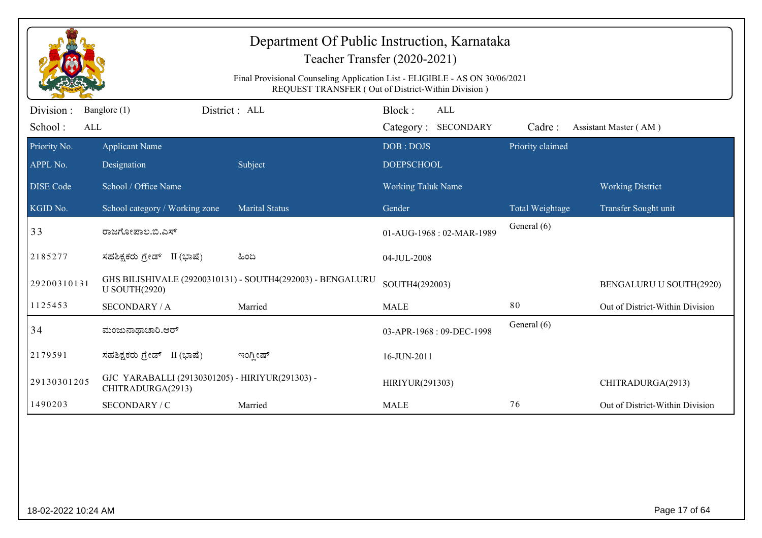# Department Of Public Instruction, Karnataka

Teacher Transfer (2020-2021)

Final Provisional Counseling Application List - ELIGIBLE - AS ON 30/06/2021

REQUEST TRANSFER ( Out of District-Within Division )

Division : Banglore (1) District : ALL Block : ALL

School : ALL Category : SECONDARY Cadre : Assistant Master ( AM )

| Priority No. / APPL No. / DISE Code / KGID No. | Applicant Name / Designation / School / Office Name / School category / Working zone | Subject / Marital Status | DOB : DOJS / DOEPSCHOOL / Working Taluk Name / Gender | Priority claimed / Total Weightage | Working District / Transfer Sought unit |
|---|---|---|---|---|---|
| 33 | ರಾಜಗೋಪಾಲ.ಬಿ.ಎಸ್ | | 01-AUG-1968 : 02-MAR-1989 | General (6) | |
| 2185277 | ಸಹಶಿಕ್ಷಕರು ಗ್ರೇಡ್ II (ಭಾಷೆ) | ಹಿಂದಿ | 04-JUL-2008 | | |
| 29200310131 | GHS BILISHIVALE (29200310131) - SOUTH4(292003) - BENGALURU U SOUTH(2920) | | SOUTH4(292003) | | BENGALURU U SOUTH(2920) |
| 1125453 | SECONDARY / A | Married | MALE | 80 | Out of District-Within Division |
| 34 | ಮಂಜುನಾಥಾಚಾರಿ.ಆರ್ | | 03-APR-1968 : 09-DEC-1998 | General (6) | |
| 2179591 | ಸಹಶಿಕ್ಷಕರು ಗ್ರೇಡ್ II (ಭಾಷೆ) | ಇಂಗ್ಲೀಷ್ | 16-JUN-2011 | | |
| 29130301205 | GJC YARABALLI (29130301205) - HIRIYUR(291303) - CHITRADURGA(2913) | | HIRIYUR(291303) | | CHITRADURGA(2913) |
| 1490203 | SECONDARY / C | Married | MALE | 76 | Out of District-Within Division |

18-02-2022 10:24 AM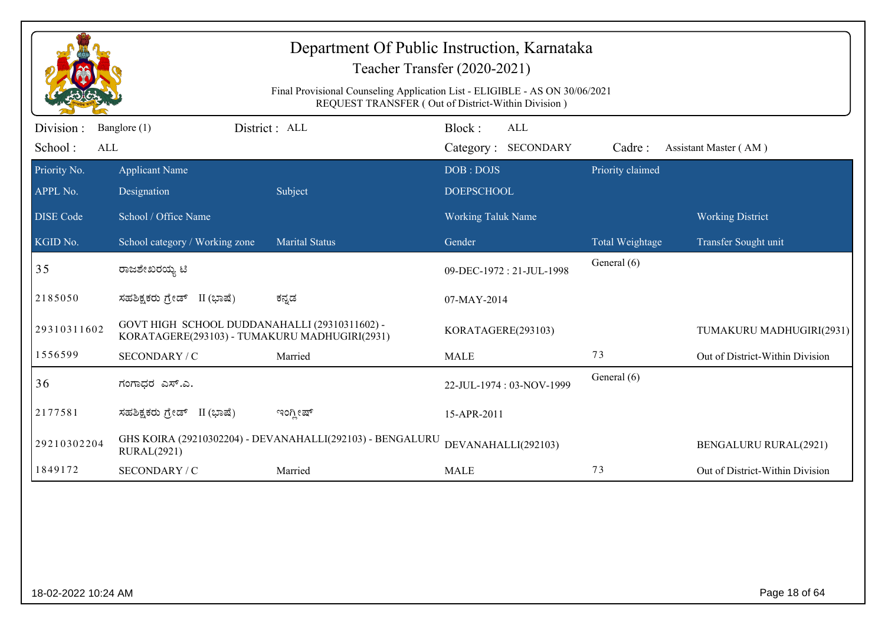# Department Of Public Instruction, Karnataka

## Teacher Transfer (2020-2021)

Final Provisional Counseling Application List - ELIGIBLE - AS ON 30/06/2021
REQUEST TRANSFER ( Out of District-Within Division )

Division : Banglore (1) District : ALL Block : ALL
School : ALL Category : SECONDARY Cadre : Assistant Master ( AM )

| Priority No. / APPL No. / DISE Code / KGID No. | Applicant Name / Designation / School / Office Name / School category / Working zone | Subject / Marital Status | DOB : DOJS / DOEPSCHOOL / Working Taluk Name / Gender | Priority claimed / Total Weightage | Working District / Transfer Sought unit |
|---|---|---|---|---|---|
| 35 | ರಾಜಶೇಖರಯ್ಯ ಟಿ | | 09-DEC-1972 : 21-JUL-1998 | General (6) | |
| 2185050 | ಸಹಶಿಕ್ಷಕರು ಗ್ರೇಡ್ II (ಭಾಷೆ) | ಕನ್ನಡ | 07-MAY-2014 | | |
| 29310311602 | GOVT HIGH SCHOOL DUDDANAHALLI (29310311602) - KORATAGERE(293103) - TUMAKURU MADHUGIRI(2931) | | KORATAGERE(293103) | | TUMAKURU MADHUGIRI(2931) |
| 1556599 | SECONDARY / C | Married | MALE | 73 | Out of District-Within Division |
| 36 | ಗಂಗಾಧರ ಎಸ್.ಎ. | | 22-JUL-1974 : 03-NOV-1999 | General (6) | |
| 2177581 | ಸಹಶಿಕ್ಷಕರು ಗ್ರೇಡ್ II (ಭಾಷೆ) | ಇಂಗ್ಲೀಷ್ | 15-APR-2011 | | |
| 29210302204 | GHS KOIRA (29210302204) - DEVANAHALLI(292103) - BENGALURU RURAL(2921) | | DEVANAHALLI(292103) | | BENGALURU RURAL(2921) |
| 1849172 | SECONDARY / C | Married | MALE | 73 | Out of District-Within Division |

18-02-2022 10:24 AM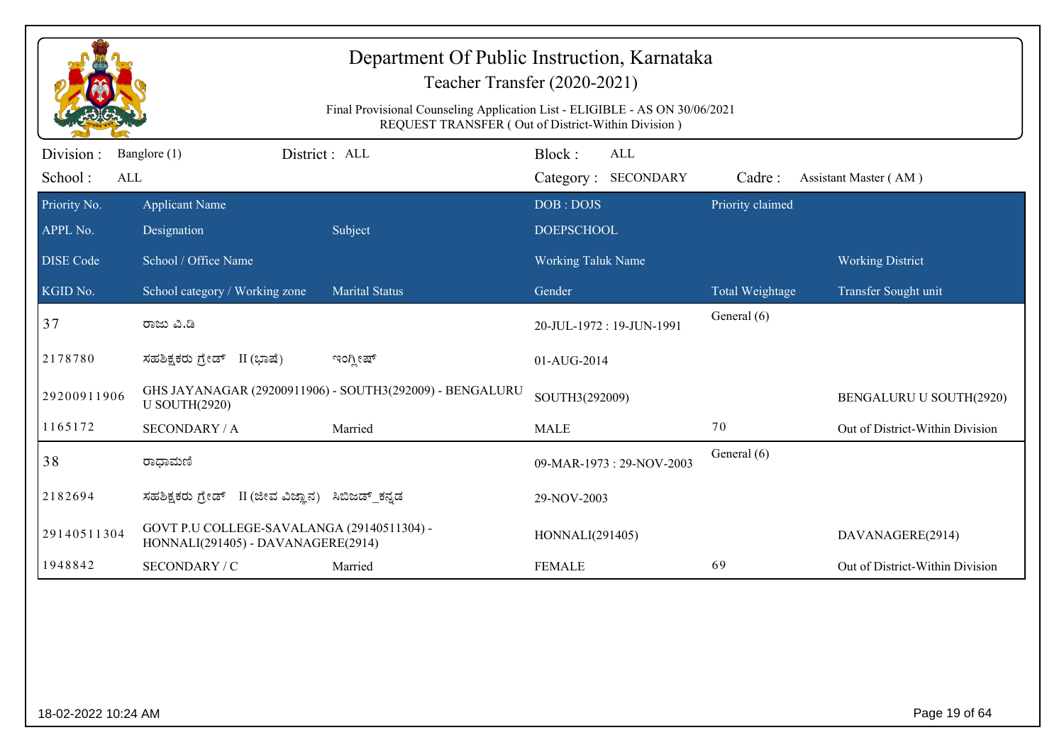# Department Of Public Instruction, Karnataka

## Teacher Transfer (2020-2021)

Final Provisional Counseling Application List - ELIGIBLE - AS ON 30/06/2021
REQUEST TRANSFER ( Out of District-Within Division )

Division : Banglore (1) District : ALL Block : ALL
School : ALL Category : SECONDARY Cadre : Assistant Master ( AM )

| Priority No. / APPL No. / DISE Code / KGID No. | Applicant Name / Designation / School / Office Name / School category / Working zone | Subject / Marital Status | DOB : DOJS / DOEPSCHOOL / Working Taluk Name / Gender | Priority claimed / Total Weightage | Working District / Transfer Sought unit |
|---|---|---|---|---|---|
| 37 | ರಾಜು ವಿ.ಡಿ | | 20-JUL-1972 : 19-JUN-1991 | General (6) | |
| 2178780 | ಸಹಶಿಕ್ಷಕರು ಗ್ರೇಡ್ II (ಭಾಷೆ) | ಇಂಗ್ಲೀಷ್ | 01-AUG-2014 | | |
| 29200911906 | GHS JAYANAGAR (29200911906) - SOUTH3(292009) - BENGALURU U SOUTH(2920) | | SOUTH3(292009) | | BENGALURU U SOUTH(2920) |
| 1165172 | SECONDARY / A | Married | MALE | 70 | Out of District-Within Division |
| 38 | ರಾಧಾಮಣಿ | | 09-MAR-1973 : 29-NOV-2003 | General (6) | |
| 2182694 | ಸಹಶಿಕ್ಷಕರು ಗ್ರೇಡ್ II (ಜೀವ ವಿಜ್ಞಾನ) | ಸಿಬಿಜಡ್_ಕನ್ನಡ | 29-NOV-2003 | | |
| 29140511304 | GOVT P.U COLLEGE-SAVALANGA (29140511304) - HONNALI(291405) - DAVANAGERE(2914) | | HONNALI(291405) | | DAVANAGERE(2914) |
| 1948842 | SECONDARY / C | Married | FEMALE | 69 | Out of District-Within Division |

18-02-2022 10:24 AM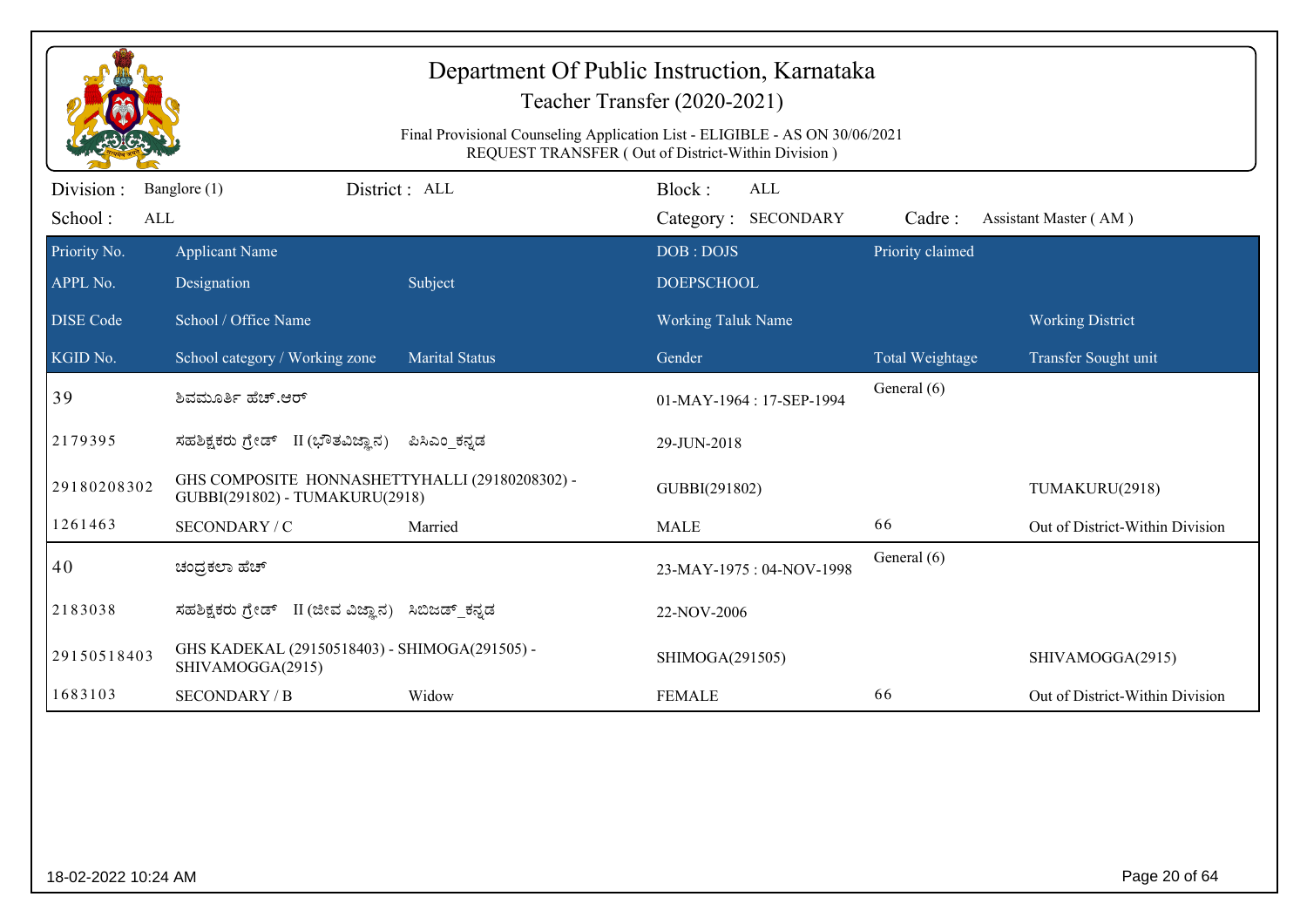# Department Of Public Instruction, Karnataka

## Teacher Transfer (2020-2021)

Final Provisional Counseling Application List - ELIGIBLE - AS ON 30/06/2021
REQUEST TRANSFER ( Out of District-Within Division )

Division : Banglore (1) District : ALL Block : ALL
School : ALL Category : SECONDARY Cadre : Assistant Master ( AM )

| Priority No. / APPL No. / DISE Code / KGID No. | Applicant Name / Designation / School / Office Name / School category / Working zone | Subject / Marital Status | DOB : DOJS / DOEPSCHOOL / Working Taluk Name / Gender | Priority claimed / Total Weightage | Working District / Transfer Sought unit |
|---|---|---|---|---|---|
| 39 | ಶಿವಮೂರ್ತಿ ಹೆಚ್.ಆರ್ | | 01-MAY-1964 : 17-SEP-1994 | General (6) | |
| 2179395 | ಸಹಶಿಕ್ಷಕರು ಗ್ರೇಡ್ II (ಭೌತವಿಜ್ಞಾನ) | ಪಿಸಿಎಂ_ಕನ್ನಡ | 29-JUN-2018 | | |
| 29180208302 | GHS COMPOSITE HONNASHETTYHALLI (29180208302) - GUBBI(291802) - TUMAKURU(2918) | | GUBBI(291802) | | TUMAKURU(2918) |
| 1261463 | SECONDARY / C | Married | MALE | 66 | Out of District-Within Division |
| 40 | ಚಂದ್ರಕಲಾ ಹೆಚ್ | | 23-MAY-1975 : 04-NOV-1998 | General (6) | |
| 2183038 | ಸಹಶಿಕ್ಷಕರು ಗ್ರೇಡ್ II (ಜೀವ ವಿಜ್ಞಾನ) | ಸಿಬಿಜಡ್_ಕನ್ನಡ | 22-NOV-2006 | | |
| 29150518403 | GHS KADEKAL (29150518403) - SHIMOGA(291505) - SHIVAMOGGA(2915) | | SHIMOGA(291505) | | SHIVAMOGGA(2915) |
| 1683103 | SECONDARY / B | Widow | FEMALE | 66 | Out of District-Within Division |

18-02-2022 10:24 AM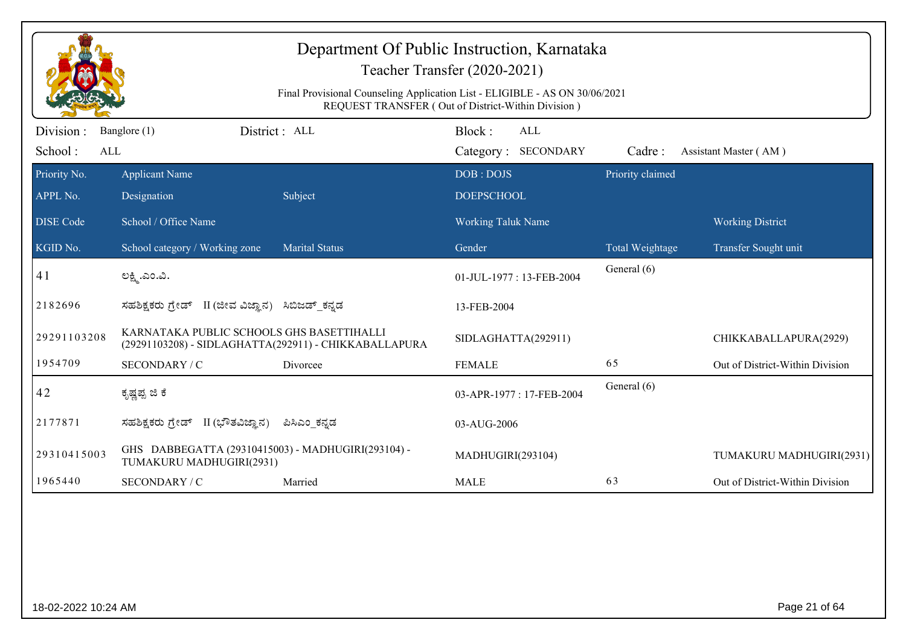# Department Of Public Instruction, Karnataka

## Teacher Transfer (2020-2021)

Final Provisional Counseling Application List - ELIGIBLE - AS ON 30/06/2021
REQUEST TRANSFER ( Out of District-Within Division )

Division : Banglore (1) District : ALL Block : ALL
School : ALL Category : SECONDARY Cadre : Assistant Master ( AM )

| Priority No. / APPL No. / DISE Code / KGID No. | Applicant Name / Designation / School / Office Name / School category / Working zone | Subject / Marital Status | DOB : DOJS / DOEPSCHOOL / Working Taluk Name / Gender | Priority claimed / Total Weightage | Working District / Transfer Sought unit |
|---|---|---|---|---|---|
| 41 | ಲಕ್ಷ್ಮಿ.ಎಂ.ವಿ. | | 01-JUL-1977 : 13-FEB-2004 | General (6) | |
| 2182696 | ಸಹಶಿಕ್ಷಕರು ಗ್ರೇಡ್ II (ಜೀವ ವಿಜ್ಞಾನ) | ಸಿಬಿಜಡ್_ಕನ್ನಡ | 13-FEB-2004 | | |
| 29291103208 | KARNATAKA PUBLIC SCHOOLS GHS BASETTIHALLI (29291103208) - SIDLAGHATTA(292911) - CHIKKABALLAPURA | | SIDLAGHATTA(292911) | | CHIKKABALLAPURA(2929) |
| 1954709 | SECONDARY / C | Divorcee | FEMALE | 65 | Out of District-Within Division |
| 42 | ಕೃಷ್ಣಪ್ಪ ಜಿ ಕೆ | | 03-APR-1977 : 17-FEB-2004 | General (6) | |
| 2177871 | ಸಹಶಿಕ್ಷಕರು ಗ್ರೇಡ್ II (ಭೌತವಿಜ್ಞಾನ) | ಪಿಸಿಎಂ_ಕನ್ನಡ | 03-AUG-2006 | | |
| 29310415003 | GHS DABBEGATTA (29310415003) - MADHUGIRI(293104) - TUMAKURU MADHUGIRI(2931) | | MADHUGIRI(293104) | | TUMAKURU MADHUGIRI(2931) |
| 1965440 | SECONDARY / C | Married | MALE | 63 | Out of District-Within Division |

18-02-2022 10:24 AM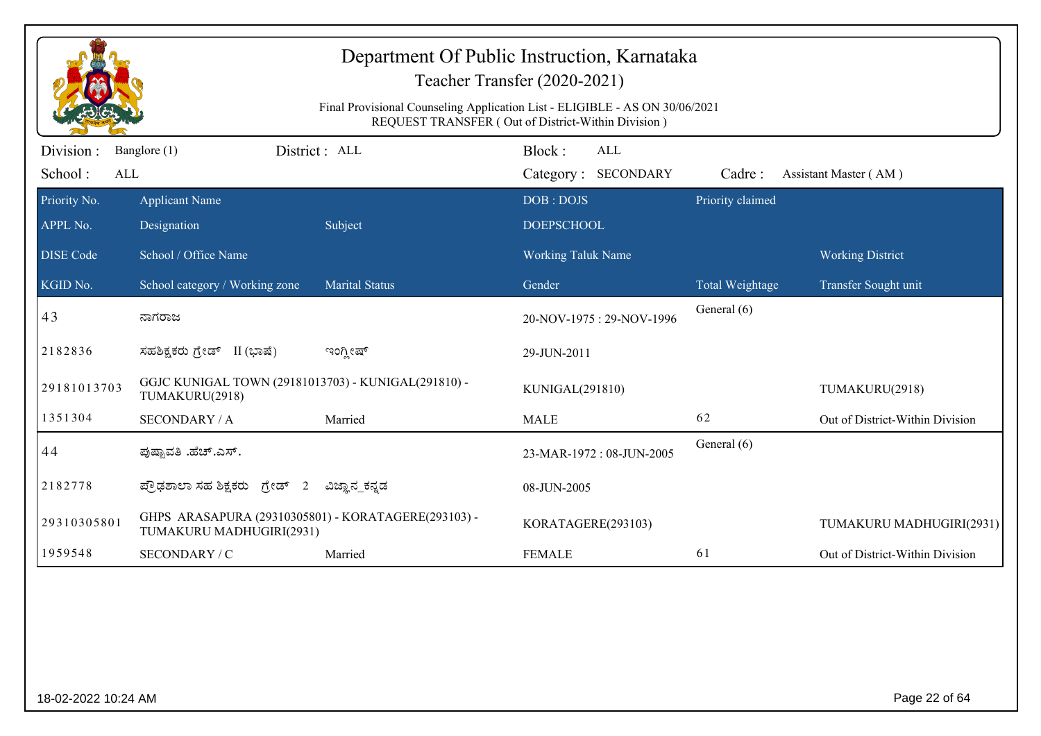# Department Of Public Instruction, Karnataka

## Teacher Transfer (2020-2021)

Final Provisional Counseling Application List - ELIGIBLE - AS ON 30/06/2021
REQUEST TRANSFER ( Out of District-Within Division )

Division : Banglore (1) District : ALL Block : ALL
School : ALL Category : SECONDARY Cadre : Assistant Master ( AM )

| Priority No. / APPL No. / DISE Code / KGID No. | Applicant Name / Designation / School / Office Name / School category / Working zone | Subject / Marital Status | DOB : DOJS / DOEPSCHOOL / Working Taluk Name / Gender | Priority claimed / Total Weightage | Working District / Transfer Sought unit |
|---|---|---|---|---|---|
| 43 | ನಾಗರಾಜ | | 20-NOV-1975 : 29-NOV-1996 | General (6) | |
| 2182836 | ಸಹಶಿಕ್ಷಕರು ಗ್ರೇಡ್ II (ಭಾಷೆ) | ಇಂಗ್ಲೀಷ್ | 29-JUN-2011 | | |
| 29181013703 | GGJC KUNIGAL TOWN (29181013703) - KUNIGAL(291810) - TUMAKURU(2918) | | KUNIGAL(291810) | | TUMAKURU(2918) |
| 1351304 | SECONDARY / A | Married | MALE | 62 | Out of District-Within Division |
| 44 | ಪುಷ್ಪಾವತಿ .ಹೆಚ್.ಎಸ್. | | 23-MAR-1972 : 08-JUN-2005 | General (6) | |
| 2182778 | ಪ್ರೌಢಶಾಲಾ ಸಹ ಶಿಕ್ಷಕರು ಗ್ರೇಡ್ 2 | ವಿಜ್ಞಾನ_ಕನ್ನಡ | 08-JUN-2005 | | |
| 29310305801 | GHPS ARASAPURA (29310305801) - KORATAGERE(293103) - TUMAKURU MADHUGIRI(2931) | | KORATAGERE(293103) | | TUMAKURU MADHUGIRI(2931) |
| 1959548 | SECONDARY / C | Married | FEMALE | 61 | Out of District-Within Division |

18-02-2022 10:24 AM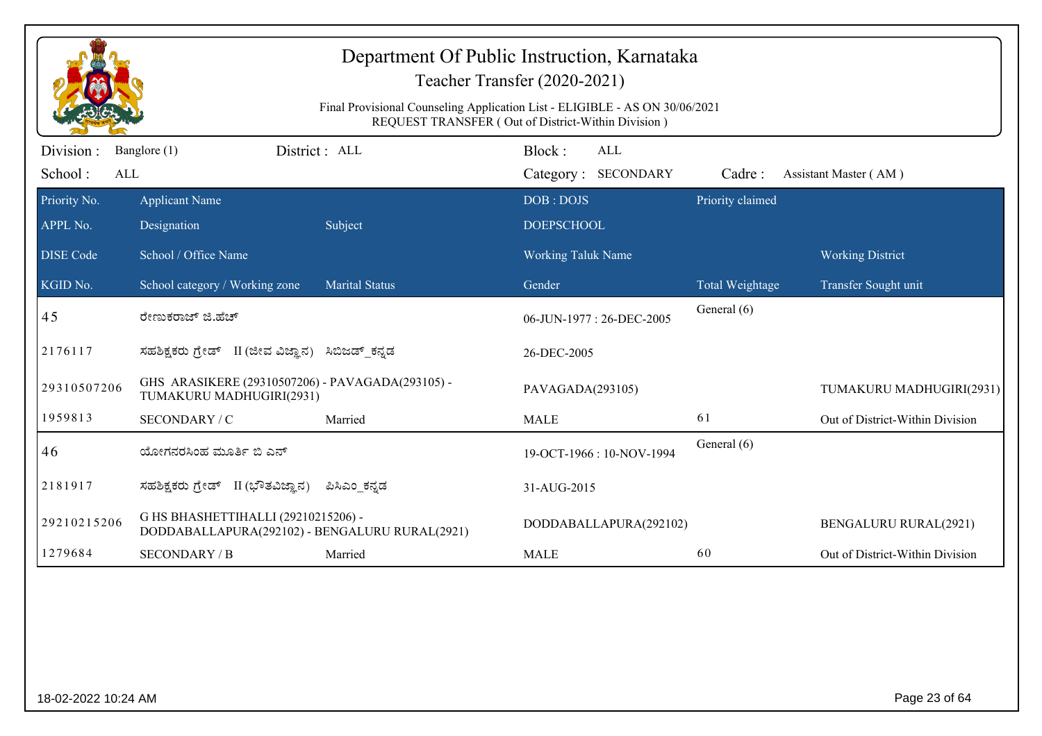# Department Of Public Instruction, Karnataka

## Teacher Transfer (2020-2021)

Final Provisional Counseling Application List - ELIGIBLE - AS ON 30/06/2021
REQUEST TRANSFER ( Out of District-Within Division )

Division : Banglore (1) District : ALL Block : ALL
School : ALL Category : SECONDARY Cadre : Assistant Master ( AM )

| Priority No. / APPL No. / DISE Code / KGID No. | Applicant Name / Designation / School / Office Name / School category / Working zone | Subject / Marital Status | DOB : DOJS / DOEPSCHOOL / Working Taluk Name / Gender | Priority claimed / Total Weightage | Working District / Transfer Sought unit |
|---|---|---|---|---|---|
| 45 | ರೇಣುಕರಾಜ್ ಜಿ.ಹೆಚ್ | | 06-JUN-1977 : 26-DEC-2005 | General (6) | |
| 2176117 | ಸಹಶಿಕ್ಷಕರು ಗ್ರೇಡ್ II (ಜೀವ ವಿಜ್ಞಾನ) | ಸಿಬಿಜಡ್_ಕನ್ನಡ | 26-DEC-2005 | | |
| 29310507206 | GHS ARASIKERE (29310507206) - PAVAGADA(293105) - TUMAKURU MADHUGIRI(2931) | | PAVAGADA(293105) | | TUMAKURU MADHUGIRI(2931) |
| 1959813 | SECONDARY / C | Married | MALE | 61 | Out of District-Within Division |
| 46 | ಯೋಗನರಸಿಂಹ ಮೂರ್ತಿ ಬಿ ಎನ್ | | 19-OCT-1966 : 10-NOV-1994 | General (6) | |
| 2181917 | ಸಹಶಿಕ್ಷಕರು ಗ್ರೇಡ್ II (ಭೌತವಿಜ್ಞಾನ) | ಪಿಸಿಎಂ_ಕನ್ನಡ | 31-AUG-2015 | | |
| 29210215206 | G HS BHASHETTIHALLI (29210215206) - DODDABALLAPURA(292102) - BENGALURU RURAL(2921) | | DODDABALLAPURA(292102) | | BENGALURU RURAL(2921) |
| 1279684 | SECONDARY / B | Married | MALE | 60 | Out of District-Within Division |

18-02-2022 10:24 AM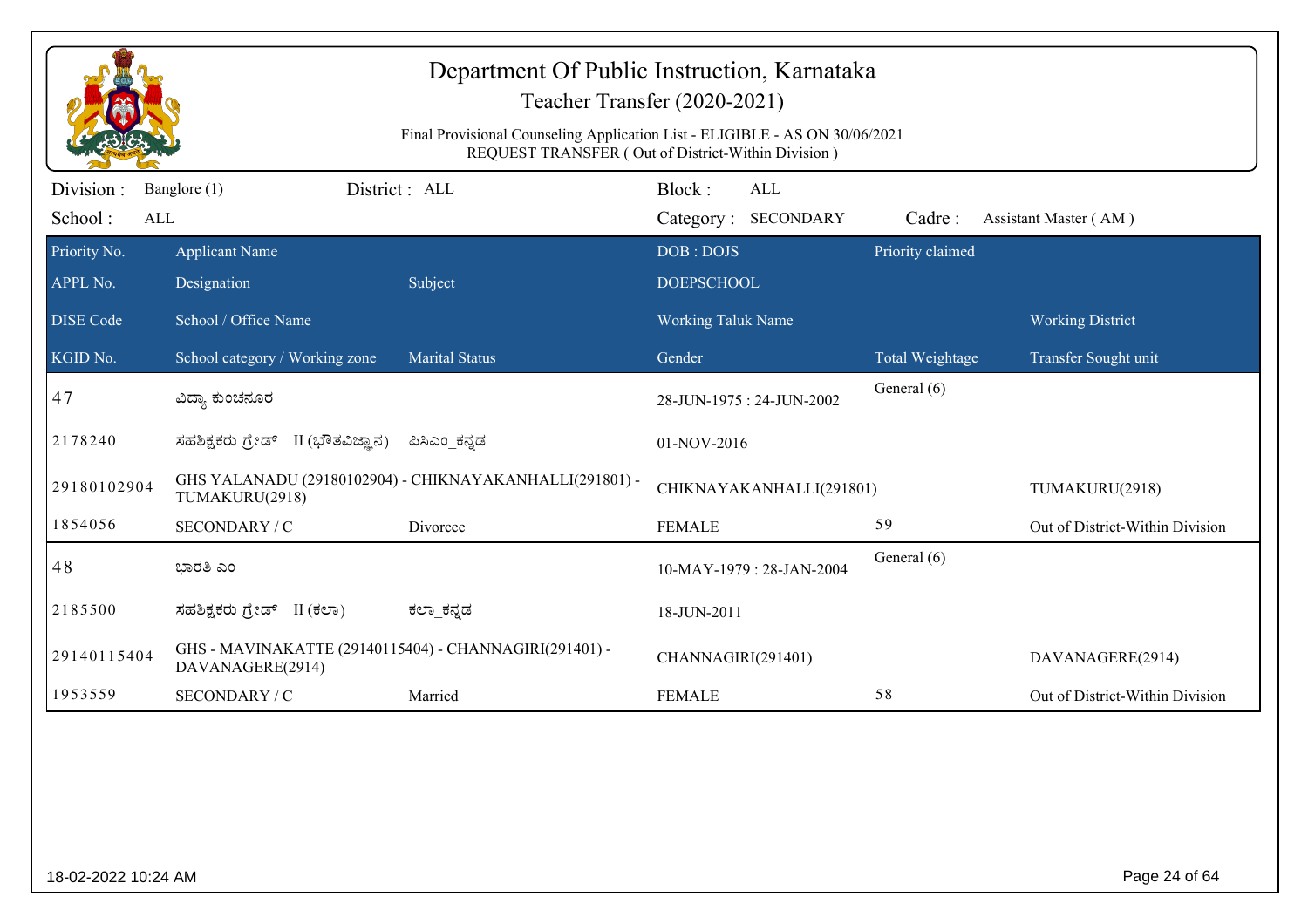# Department Of Public Instruction, Karnataka

## Teacher Transfer (2020-2021)

Final Provisional Counseling Application List - ELIGIBLE - AS ON 30/06/2021
REQUEST TRANSFER ( Out of District-Within Division )

Division : Banglore (1) District : ALL Block : ALL
School : ALL Category : SECONDARY Cadre : Assistant Master ( AM )

| Priority No. / APPL No. / DISE Code / KGID No. | Applicant Name / Designation / School / Office Name / School category / Working zone | Subject / Marital Status | DOB : DOJS / DOEPSCHOOL / Working Taluk Name / Gender | Priority claimed / Total Weightage | Working District / Transfer Sought unit |
|---|---|---|---|---|---|
| 47 | ವಿದ್ಯಾ ಕುಂಚನೂರ | | 28-JUN-1975 : 24-JUN-2002 | General (6) | |
| 2178240 | ಸಹಶಿಕ್ಷಕರು ಗ್ರೇಡ್ II (ಭೌತವಿಜ್ಞಾನ) | ಪಿಸಿಎಂ_ಕನ್ನಡ | 01-NOV-2016 | | |
| 29180102904 | GHS YALANADU (29180102904) - CHIKNAYAKANHALLI(291801) - TUMAKURU(2918) | | CHIKNAYAKANHALLI(291801) | | TUMAKURU(2918) |
| 1854056 | SECONDARY / C | Divorcee | FEMALE | 59 | Out of District-Within Division |
| 48 | ಭಾರತಿ ಎಂ | | 10-MAY-1979 : 28-JAN-2004 | General (6) | |
| 2185500 | ಸಹಶಿಕ್ಷಕರು ಗ್ರೇಡ್ II (ಕಲಾ) | ಕಲಾ_ಕನ್ನಡ | 18-JUN-2011 | | |
| 29140115404 | GHS - MAVINAKATTE (29140115404) - CHANNAGIRI(291401) - DAVANAGERE(2914) | | CHANNAGIRI(291401) | | DAVANAGERE(2914) |
| 1953559 | SECONDARY / C | Married | FEMALE | 58 | Out of District-Within Division |

18-02-2022 10:24 AM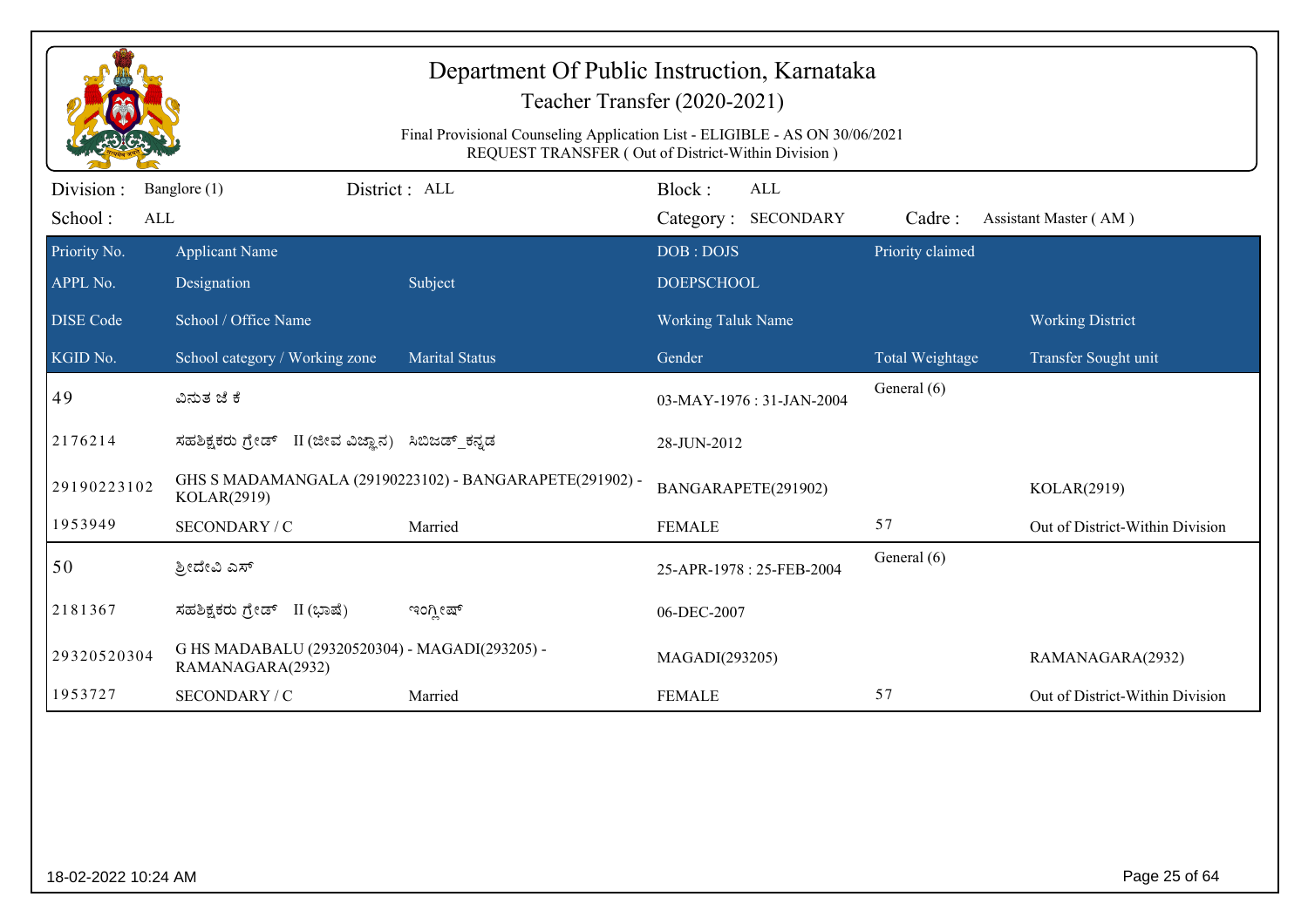# Department Of Public Instruction, Karnataka

Teacher Transfer (2020-2021)

Final Provisional Counseling Application List - ELIGIBLE - AS ON 30/06/2021
REQUEST TRANSFER ( Out of District-Within Division )

Division : Banglore (1) District : ALL Block : ALL
School : ALL Category : SECONDARY Cadre : Assistant Master ( AM )

| Priority No. / APPL No. / DISE Code / KGID No. | Applicant Name / Designation / School / Office Name / School category / Working zone | Subject / Marital Status | DOB : DOJS / DOEPSCHOOL / Working Taluk Name / Gender | Priority claimed / Total Weightage | Working District / Transfer Sought unit |
|---|---|---|---|---|---|
| 49 | ವಿನುತ ಜಿ ಕೆ | | 03-MAY-1976 : 31-JAN-2004 | General (6) | |
| 2176214 | ಸಹಶಿಕ್ಷಕರು ಗ್ರೇಡ್ II (ಜೀವ ವಿಜ್ಞಾನ) | ಸಿಬಿಜಡ್_ಕನ್ನಡ | 28-JUN-2012 | | |
| 29190223102 | GHS S MADAMANGALA (29190223102) - BANGARAPETE(291902) - KOLAR(2919) | | BANGARAPETE(291902) | | KOLAR(2919) |
| 1953949 | SECONDARY / C | Married | FEMALE | 57 | Out of District-Within Division |
| 50 | ಶ್ರೀದೇವಿ ಎಸ್ | | 25-APR-1978 : 25-FEB-2004 | General (6) | |
| 2181367 | ಸಹಶಿಕ್ಷಕರು ಗ್ರೇಡ್ II (ಭಾಷೆ) | ಇಂಗ್ಲೀಷ್ | 06-DEC-2007 | | |
| 29320520304 | G HS MADABALU (29320520304) - MAGADI(293205) - RAMANAGARA(2932) | | MAGADI(293205) | | RAMANAGARA(2932) |
| 1953727 | SECONDARY / C | Married | FEMALE | 57 | Out of District-Within Division |

18-02-2022 10:24 AM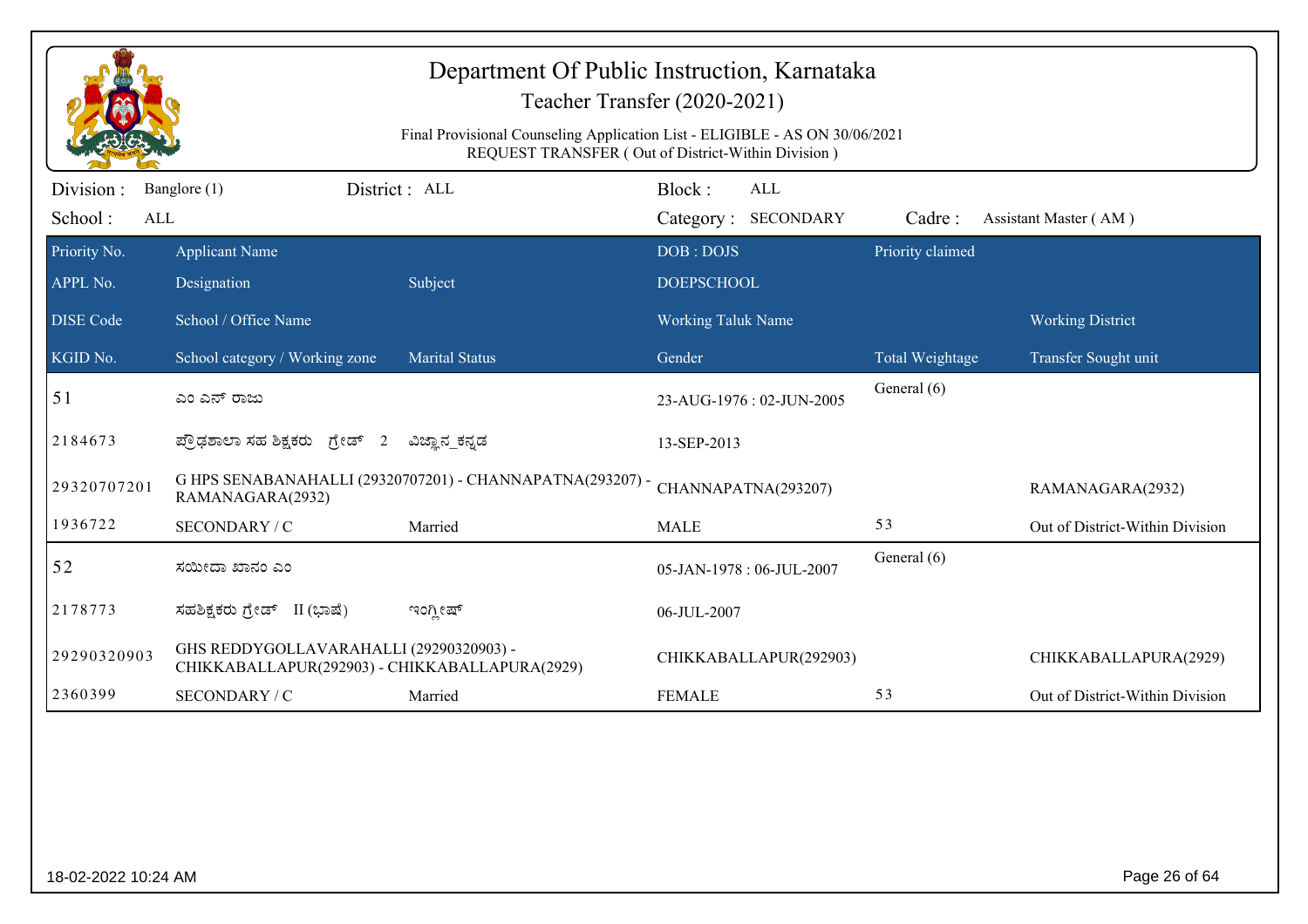# Department Of Public Instruction, Karnataka

## Teacher Transfer (2020-2021)

Final Provisional Counseling Application List - ELIGIBLE - AS ON 30/06/2021
REQUEST TRANSFER ( Out of District-Within Division )

Division : Banglore (1) District : ALL Block : ALL
School : ALL Category : SECONDARY Cadre : Assistant Master ( AM )

| Priority No. / APPL No. / DISE Code / KGID No. | Applicant Name / Designation / School / Office Name / School category / Working zone | Subject / Marital Status | DOB : DOJS / DOEPSCHOOL / Working Taluk Name / Gender | Priority claimed / Total Weightage | Working District / Transfer Sought unit |
|---|---|---|---|---|---|
| 51 | ಎಂ ಎನ್ ರಾಜು | | 23-AUG-1976 : 02-JUN-2005 | General (6) | |
| 2184673 | ಪ್ರೌಢಶಾಲಾ ಸಹ ಶಿಕ್ಷಕರು ಗ್ರೇಡ್ 2 | ವಿಜ್ಞಾನ_ಕನ್ನಡ | 13-SEP-2013 | | |
| 29320707201 | G HPS SENABANAHALLI (29320707201) - CHANNAPATNA(293207) - RAMANAGARA(2932) | | CHANNAPATNA(293207) | | RAMANAGARA(2932) |
| 1936722 | SECONDARY / C | Married | MALE | 53 | Out of District-Within Division |
| 52 | ಸಯೀದಾ ಖಾನಂ ಎಂ | | 05-JAN-1978 : 06-JUL-2007 | General (6) | |
| 2178773 | ಸಹಶಿಕ್ಷಕರು ಗ್ರೇಡ್ II (ಭಾಷೆ) | ಇಂಗ್ಲೀಷ್ | 06-JUL-2007 | | |
| 29290320903 | GHS REDDYGOLLAVARAHALLI (29290320903) - CHIKKABALLAPUR(292903) - CHIKKABALLAPURA(2929) | | CHIKKABALLAPUR(292903) | | CHIKKABALLAPURA(2929) |
| 2360399 | SECONDARY / C | Married | FEMALE | 53 | Out of District-Within Division |

18-02-2022 10:24 AM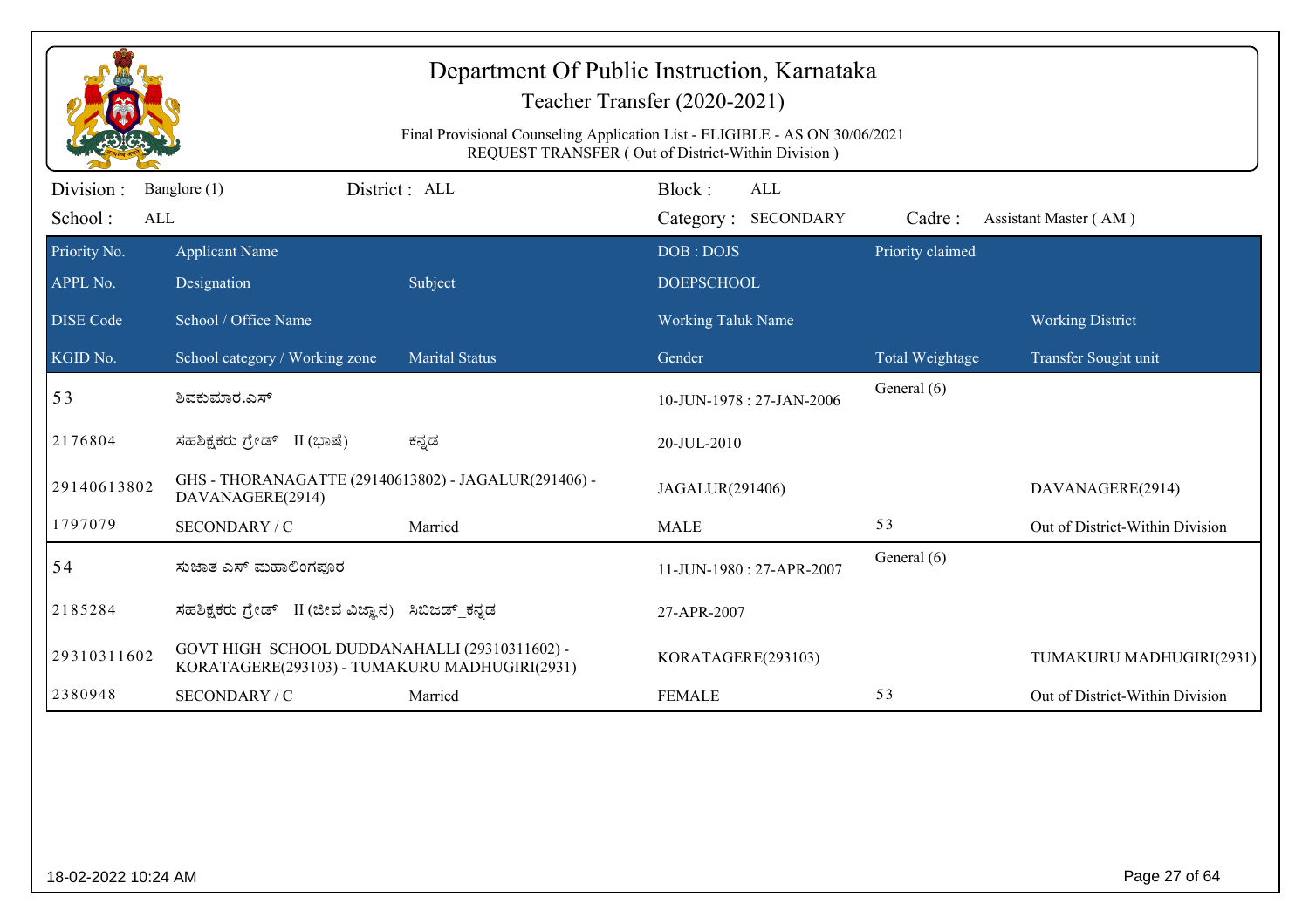# Department Of Public Instruction, Karnataka

Teacher Transfer (2020-2021)

Final Provisional Counseling Application List - ELIGIBLE - AS ON 30/06/2021
REQUEST TRANSFER ( Out of District-Within Division )

Division : Banglore (1) District : ALL Block : ALL
School : ALL Category : SECONDARY Cadre : Assistant Master ( AM )

| Priority No. / APPL No. / DISE Code / KGID No. | Applicant Name / Designation / School / Office Name / School category / Working zone | Subject / Marital Status | DOB : DOJS / DOEPSCHOOL / Working Taluk Name / Gender | Priority claimed / Total Weightage | Working District / Transfer Sought unit |
|---|---|---|---|---|---|
| 53 | ಶಿವಕುಮಾರ.ಎಸ್ | | 10-JUN-1978 : 27-JAN-2006 | General (6) | |
| 2176804 | ಸಹಶಿಕ್ಷಕರು ಗ್ರೇಡ್ II (ಭಾಷೆ) | ಕನ್ನಡ | 20-JUL-2010 | | |
| 29140613802 | GHS - THORANAGATTE (29140613802) - JAGALUR(291406) - DAVANAGERE(2914) | | JAGALUR(291406) | | DAVANAGERE(2914) |
| 1797079 | SECONDARY / C | Married | MALE | 53 | Out of District-Within Division |
| 54 | ಸುಜಾತ ಎಸ್ ಮಹಾಲಿಂಗಪೂರ | | 11-JUN-1980 : 27-APR-2007 | General (6) | |
| 2185284 | ಸಹಶಿಕ್ಷಕರು ಗ್ರೇಡ್ II (ಜೀವ ವಿಜ್ಞಾನ) | ಸಿಬಿಜಡ್_ಕನ್ನಡ | 27-APR-2007 | | |
| 29310311602 | GOVT HIGH SCHOOL DUDDANAHALLI (29310311602) - KORATAGERE(293103) - TUMAKURU MADHUGIRI(2931) | | KORATAGERE(293103) | | TUMAKURU MADHUGIRI(2931) |
| 2380948 | SECONDARY / C | Married | FEMALE | 53 | Out of District-Within Division |

18-02-2022 10:24 AM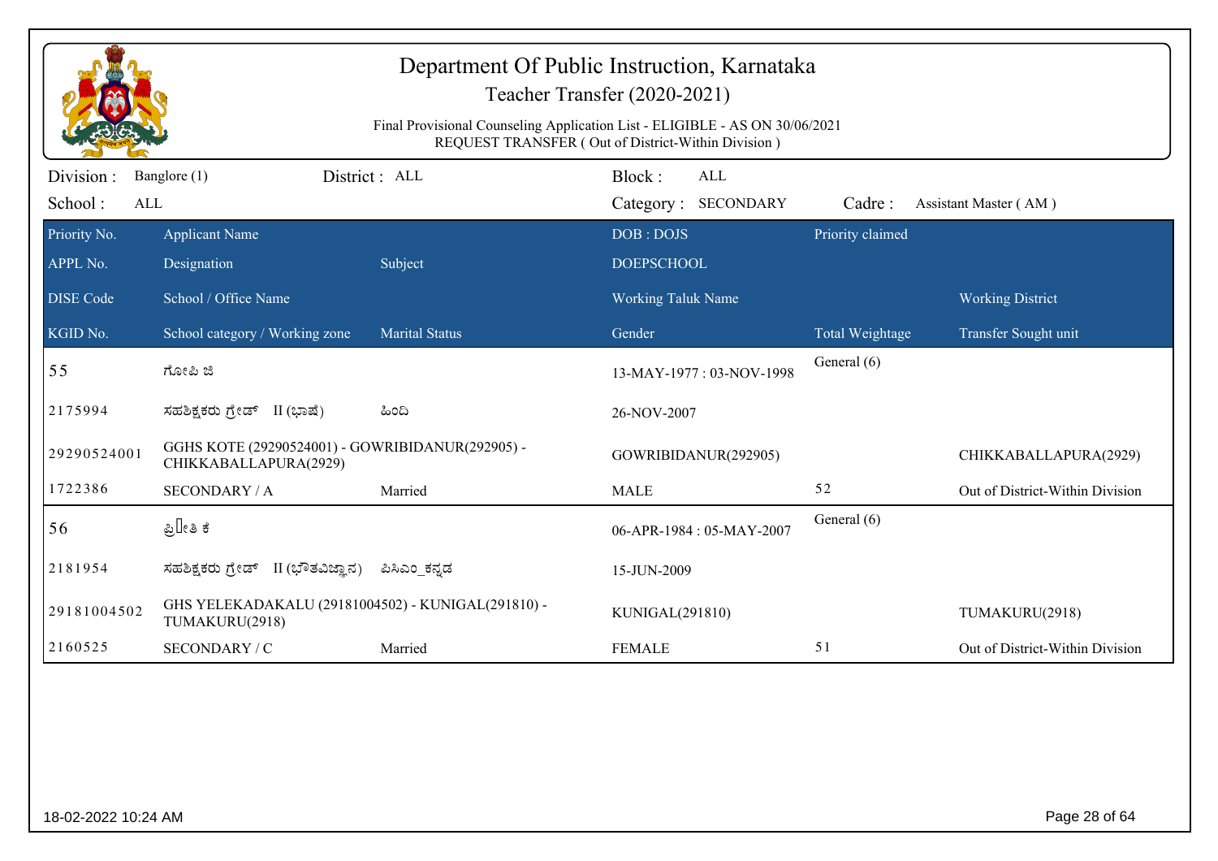# Department Of Public Instruction, Karnataka

Teacher Transfer (2020-2021)

Final Provisional Counseling Application List - ELIGIBLE - AS ON 30/06/2021
REQUEST TRANSFER ( Out of District-Within Division )

Division : Banglore (1) District : ALL Block : ALL
School : ALL Category : SECONDARY Cadre : Assistant Master ( AM )

| Priority No. / APPL No. / DISE Code / KGID No. | Applicant Name / Designation / School / Office Name / School category / Working zone | Subject / Marital Status | DOB : DOJS / DOEPSCHOOL / Working Taluk Name / Gender | Priority claimed / Total Weightage | Working District / Transfer Sought unit |
|---|---|---|---|---|---|
| 55 | ಗೋಪಿ ಜಿ | | 13-MAY-1977 : 03-NOV-1998 | General (6) | |
| 2175994 | ಸಹಶಿಕ್ಷಕರು ಗ್ರೇಡ್ II (ಭಾಷೆ) | ಹಿಂದಿ | 26-NOV-2007 | | |
| 29290524001 | GGHS KOTE (29290524001) - GOWRIBIDANUR(292905) - CHIKKABALLAPURA(2929) | | GOWRIBIDANUR(292905) | | CHIKKABALLAPURA(2929) |
| 1722386 | SECONDARY / A | Married | MALE | 52 | Out of District-Within Division |
| 56 | ಪ್ರೀತಿ ಕೆ | | 06-APR-1984 : 05-MAY-2007 | General (6) | |
| 2181954 | ಸಹಶಿಕ್ಷಕರು ಗ್ರೇಡ್ II (ಭೌತವಿಜ್ಞಾನ) | ಪಿಸಿಎಂ_ಕನ್ನಡ | 15-JUN-2009 | | |
| 29181004502 | GHS YELEKADAKALU (29181004502) - KUNIGAL(291810) - TUMAKURU(2918) | | KUNIGAL(291810) | | TUMAKURU(2918) |
| 2160525 | SECONDARY / C | Married | FEMALE | 51 | Out of District-Within Division |

18-02-2022 10:24 AM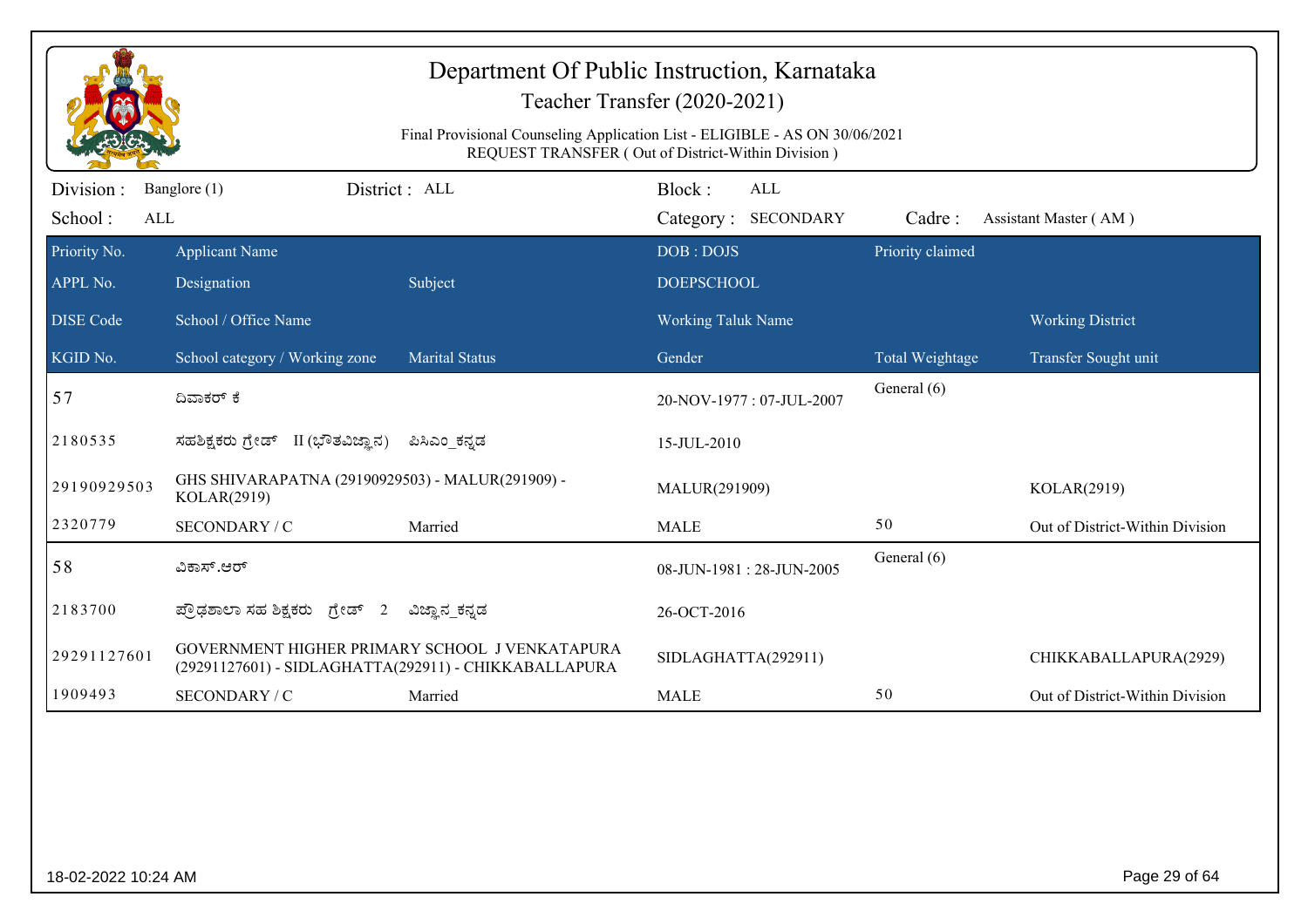# Department Of Public Instruction, Karnataka

## Teacher Transfer (2020-2021)

Final Provisional Counseling Application List - ELIGIBLE - AS ON 30/06/2021
REQUEST TRANSFER ( Out of District-Within Division )

Division : Banglore (1) | District : ALL | Block : ALL
School : ALL | Category : SECONDARY | Cadre : Assistant Master ( AM )

| Priority No. / APPL No. / DISE Code / KGID No. | Applicant Name / Designation / School / Office Name / School category / Working zone | Subject / Marital Status | DOB : DOJS / DOEPSCHOOL / Working Taluk Name / Gender | Priority claimed / Total Weightage | Working District / Transfer Sought unit |
|---|---|---|---|---|---|
| 57 | ದಿವಾಕರ್ ಕೆ | | 20-NOV-1977 : 07-JUL-2007 | General (6) | |
| 2180535 | ಸಹಶಿಕ್ಷಕರು ಗ್ರೇಡ್ II (ಭೌತವಿಜ್ಞಾನ) | ಪಿಸಿಎಂ_ಕನ್ನಡ | 15-JUL-2010 | | |
| 29190929503 | GHS SHIVARAPATNA (29190929503) - MALUR(291909) - KOLAR(2919) | | MALUR(291909) | | KOLAR(2919) |
| 2320779 | SECONDARY / C | Married | MALE | 50 | Out of District-Within Division |
| 58 | ವಿಕಾಸ್.ಆರ್ | | 08-JUN-1981 : 28-JUN-2005 | General (6) | |
| 2183700 | ಪ್ರೌಢಶಾಲಾ ಸಹ ಶಿಕ್ಷಕರು ಗ್ರೇಡ್ 2 | ವಿಜ್ಞಾನ_ಕನ್ನಡ | 26-OCT-2016 | | |
| 29291127601 | GOVERNMENT HIGHER PRIMARY SCHOOL J VENKATAPURA (29291127601) - SIDLAGHATTA(292911) - CHIKKABALLAPURA | | SIDLAGHATTA(292911) | | CHIKKABALLAPURA(2929) |
| 1909493 | SECONDARY / C | Married | MALE | 50 | Out of District-Within Division |

18-02-2022 10:24 AM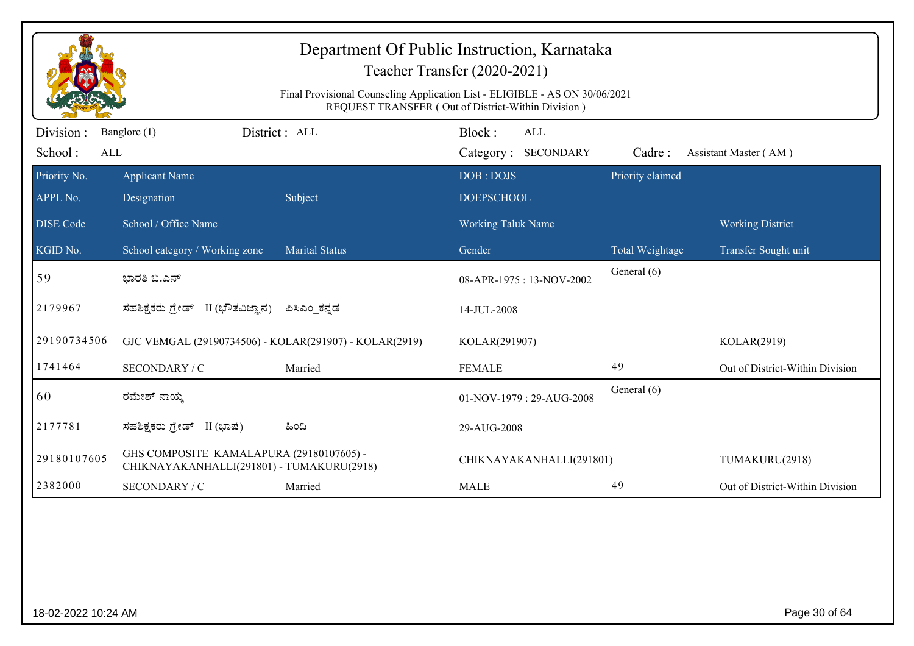# Department Of Public Instruction, Karnataka

Teacher Transfer (2020-2021)

Final Provisional Counseling Application List - ELIGIBLE - AS ON 30/06/2021
REQUEST TRANSFER ( Out of District-Within Division )

Division : Banglore (1) District : ALL Block : ALL
School : ALL Category : SECONDARY Cadre : Assistant Master ( AM )

| Priority No. / APPL No. / DISE Code / KGID No. | Applicant Name / Designation / School / Office Name / School category / Working zone | Subject / Marital Status | DOB : DOJS / DOEPSCHOOL / Working Taluk Name / Gender | Priority claimed / Total Weightage | Working District / Transfer Sought unit |
|---|---|---|---|---|---|
| 59 | ಭಾರತಿ ಬಿ.ಎನ್ | | 08-APR-1975 : 13-NOV-2002 | General (6) | |
| 2179967 | ಸಹಶಿಕ್ಷಕರು ಗ್ರೇಡ್ II (ಭೌತವಿಜ್ಞಾನ) | ಪಿಸಿಎಂ_ಕನ್ನಡ | 14-JUL-2008 | | |
| 29190734506 | GJC VEMGAL (29190734506) - KOLAR(291907) - KOLAR(2919) | | KOLAR(291907) | | KOLAR(2919) |
| 1741464 | SECONDARY / C | Married | FEMALE | 49 | Out of District-Within Division |
| 60 | ರಮೇಶ್ ನಾಯ್ಕ | | 01-NOV-1979 : 29-AUG-2008 | General (6) | |
| 2177781 | ಸಹಶಿಕ್ಷಕರು ಗ್ರೇಡ್ II (ಭಾಷೆ) | ಹಿಂದಿ | 29-AUG-2008 | | |
| 29180107605 | GHS COMPOSITE KAMALAPURA (29180107605) - CHIKNAYAKANHALLI(291801) - TUMAKURU(2918) | | CHIKNAYAKANHALLI(291801) | | TUMAKURU(2918) |
| 2382000 | SECONDARY / C | Married | MALE | 49 | Out of District-Within Division |

18-02-2022 10:24 AM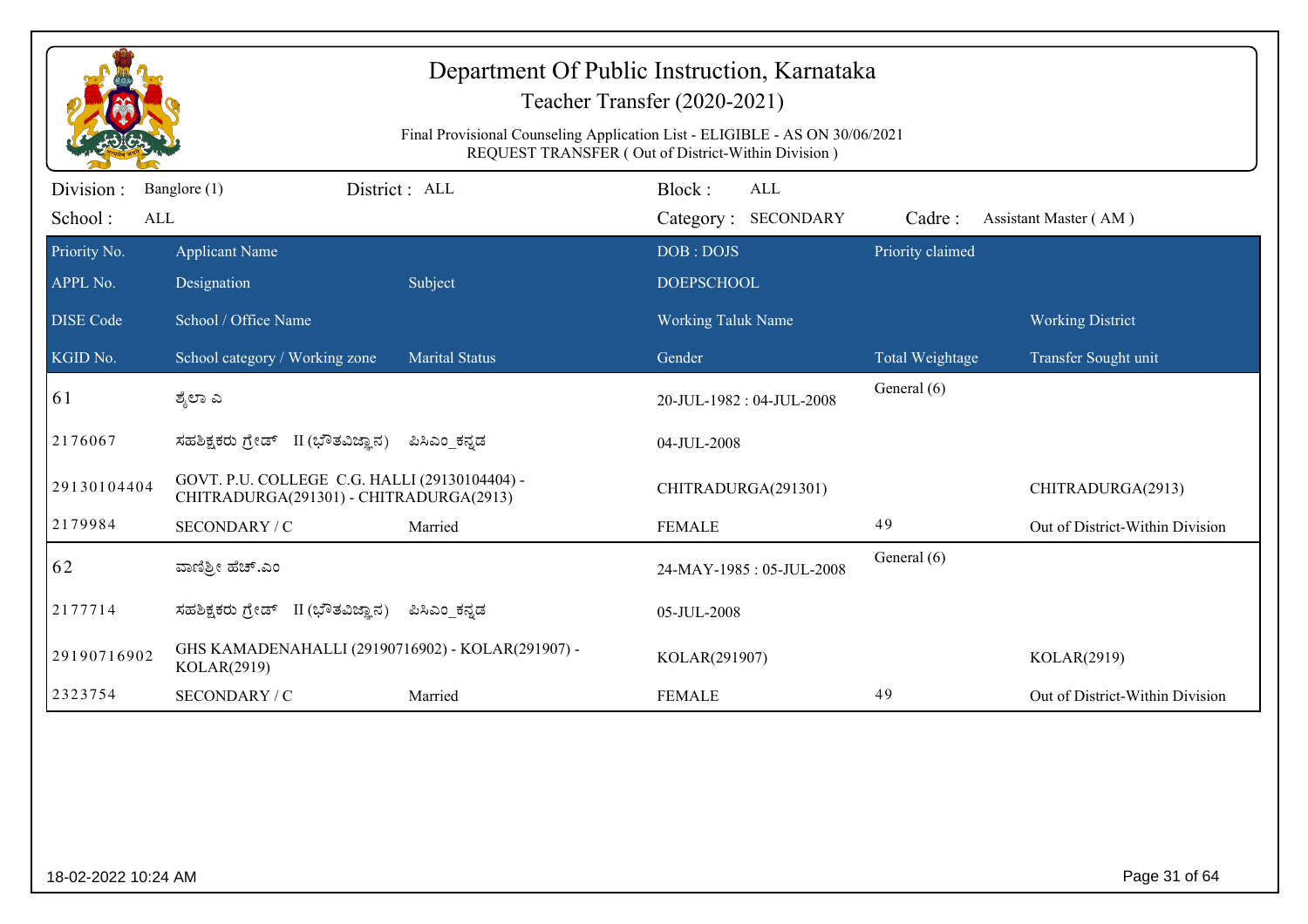# Department Of Public Instruction, Karnataka

Teacher Transfer (2020-2021)

Final Provisional Counseling Application List - ELIGIBLE - AS ON 30/06/2021

REQUEST TRANSFER ( Out of District-Within Division )

Division : Banglore (1) District : ALL Block : ALL

School : ALL Category : SECONDARY Cadre : Assistant Master ( AM )

| Priority No. / APPL No. / DISE Code / KGID No. | Applicant Name / Designation / School / Office Name / School category / Working zone | Subject / Marital Status | DOB : DOJS / DOEPSCHOOL / Working Taluk Name / Gender | Priority claimed / Total Weightage | Working District / Transfer Sought unit |
|---|---|---|---|---|---|
| 61 | ಶೈಲಾ ಎ | | 20-JUL-1982 : 04-JUL-2008 | General (6) | |
| 2176067 | ಸಹಶಿಕ್ಷಕರು ಗ್ರೇಡ್ II (ಭೌತವಿಜ್ಞಾನ) | ಪಿಸಿಎಂ_ಕನ್ನಡ | 04-JUL-2008 | | |
| 29130104404 | GOVT. P.U. COLLEGE C.G. HALLI (29130104404) - CHITRADURGA(291301) - CHITRADURGA(2913) | | CHITRADURGA(291301) | | CHITRADURGA(2913) |
| 2179984 | SECONDARY / C | Married | FEMALE | 49 | Out of District-Within Division |
| 62 | ವಾಣಿಶ್ರೀ ಹೆಚ್.ಎಂ | | 24-MAY-1985 : 05-JUL-2008 | General (6) | |
| 2177714 | ಸಹಶಿಕ್ಷಕರು ಗ್ರೇಡ್ II (ಭೌತವಿಜ್ಞಾನ) | ಪಿಸಿಎಂ_ಕನ್ನಡ | 05-JUL-2008 | | |
| 29190716902 | GHS KAMADENAHALLI (29190716902) - KOLAR(291907) - KOLAR(2919) | | KOLAR(291907) | | KOLAR(2919) |
| 2323754 | SECONDARY / C | Married | FEMALE | 49 | Out of District-Within Division |

18-02-2022 10:24 AM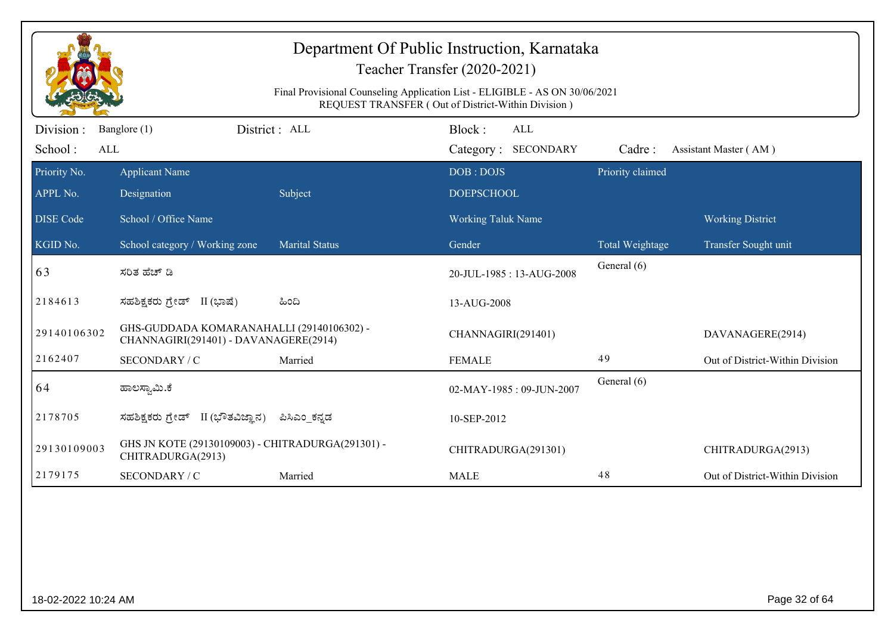# Department Of Public Instruction, Karnataka

Teacher Transfer (2020-2021)

Final Provisional Counseling Application List - ELIGIBLE - AS ON 30/06/2021
REQUEST TRANSFER ( Out of District-Within Division )

Division : Banglore (1) District : ALL Block : ALL
School : ALL Category : SECONDARY Cadre : Assistant Master ( AM )

| Priority No. / APPL No. / DISE Code / KGID No. | Applicant Name / Designation / School / Office Name / School category / Working zone | Subject / Marital Status | DOB : DOJS / DOEPSCHOOL / Working Taluk Name / Gender | Priority claimed / Total Weightage | Working District / Transfer Sought unit |
|---|---|---|---|---|---|
| 63 | ಸರಿತ ಹೆಚ್ ಡಿ | | 20-JUL-1985 : 13-AUG-2008 | General (6) | |
| 2184613 | ಸಹಶಿಕ್ಷಕರು ಗ್ರೇಡ್ II (ಭಾಷೆ) | ಹಿಂದಿ | 13-AUG-2008 | | |
| 29140106302 | GHS-GUDDADA KOMARANAHALLI (29140106302) - CHANNAGIRI(291401) - DAVANAGERE(2914) | | CHANNAGIRI(291401) | | DAVANAGERE(2914) |
| 2162407 | SECONDARY / C | Married | FEMALE | 49 | Out of District-Within Division |
| 64 | ಹಾಲಸ್ವಾಮಿ.ಕೆ | | 02-MAY-1985 : 09-JUN-2007 | General (6) | |
| 2178705 | ಸಹಶಿಕ್ಷಕರು ಗ್ರೇಡ್ II (ಭೌತವಿಜ್ಞಾನ) | ಪಿಸಿಎಂ_ಕನ್ನಡ | 10-SEP-2012 | | |
| 29130109003 | GHS JN KOTE (29130109003) - CHITRADURGA(291301) - CHITRADURGA(2913) | | CHITRADURGA(291301) | | CHITRADURGA(2913) |
| 2179175 | SECONDARY / C | Married | MALE | 48 | Out of District-Within Division |

18-02-2022 10:24 AM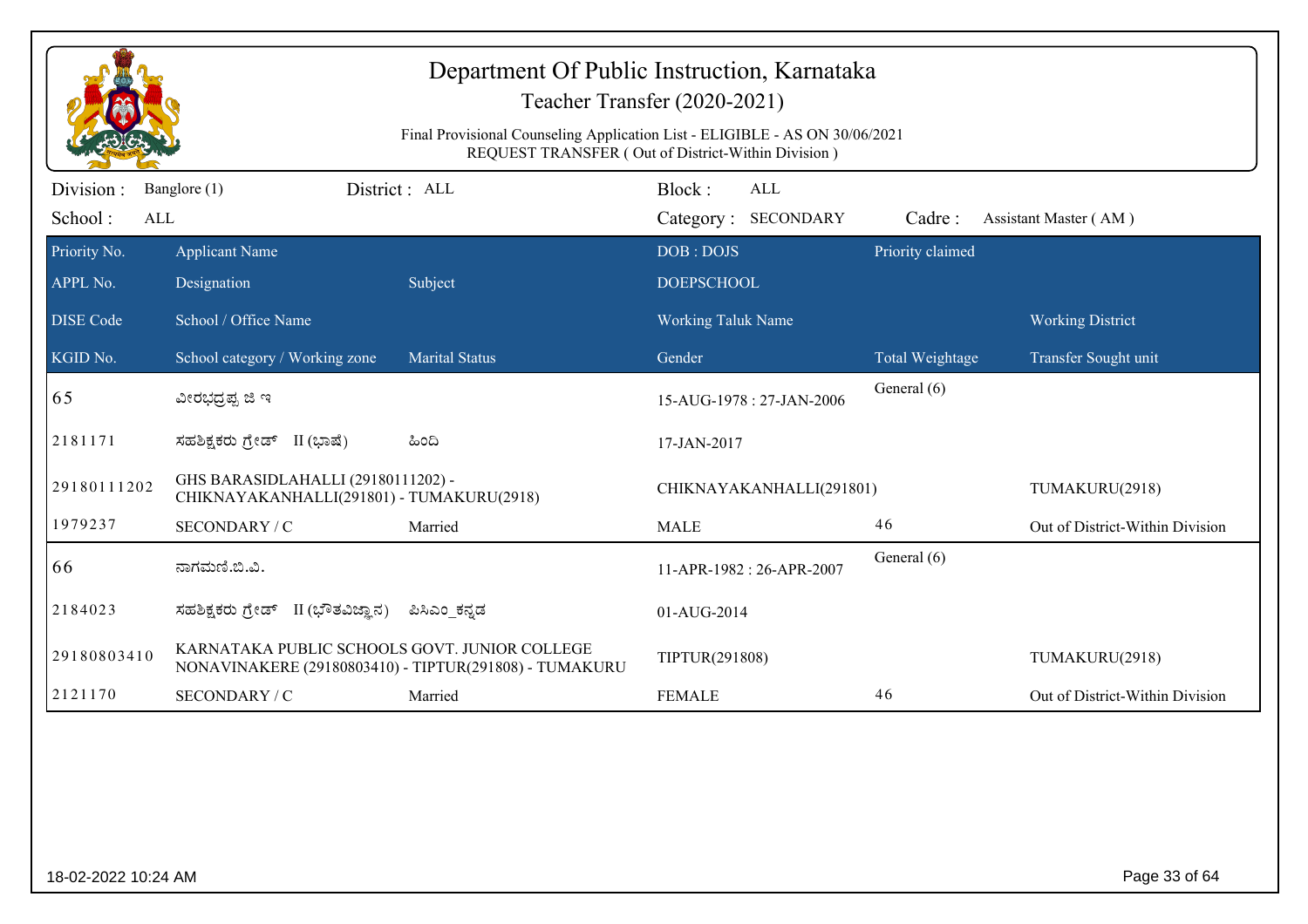# Department Of Public Instruction, Karnataka

## Teacher Transfer (2020-2021)

Final Provisional Counseling Application List - ELIGIBLE - AS ON 30/06/2021
REQUEST TRANSFER ( Out of District-Within Division )

Division : Banglore (1) District : ALL Block : ALL
School : ALL Category : SECONDARY Cadre : Assistant Master ( AM )

| Priority No. | Applicant Name | | DOB : DOJS | Priority claimed | |
|---|---|---|---|---|---|
| APPL No. | Designation | Subject | DOEPSCHOOL | | |
| DISE Code | School / Office Name | | Working Taluk Name | | Working District |
| KGID No. | School category / Working zone | Marital Status | Gender | Total Weightage | Transfer Sought unit |
| 65 | ವೀರಭದ್ರಪ್ಪ ಜಿ ಇ | | 15-AUG-1978 : 27-JAN-2006 | General (6) | |
| 2181171 | ಸಹಶಿಕ್ಷಕರು ಗ್ರೇಡ್ II (ಭಾಷೆ) | ಹಿಂದಿ | 17-JAN-2017 | | |
| 29180111202 | GHS BARASIDLAHALLI (29180111202) - CHIKNAYAKANHALLI(291801) - TUMAKURU(2918) | | CHIKNAYAKANHALLI(291801) | | TUMAKURU(2918) |
| 1979237 | SECONDARY / C | Married | MALE | 46 | Out of District-Within Division |
| 66 | ನಾಗಮಣಿ.ಬಿ.ವಿ. | | 11-APR-1982 : 26-APR-2007 | General (6) | |
| 2184023 | ಸಹಶಿಕ್ಷಕರು ಗ್ರೇಡ್ II (ಭೌತವಿಜ್ಞಾನ) | ಪಿಸಿಎಂ_ಕನ್ನಡ | 01-AUG-2014 | | |
| 29180803410 | KARNATAKA PUBLIC SCHOOLS GOVT. JUNIOR COLLEGE NONAVINAKERE (29180803410) - TIPTUR(291808) - TUMAKURU | | TIPTUR(291808) | | TUMAKURU(2918) |
| 2121170 | SECONDARY / C | Married | FEMALE | 46 | Out of District-Within Division |

18-02-2022 10:24 AM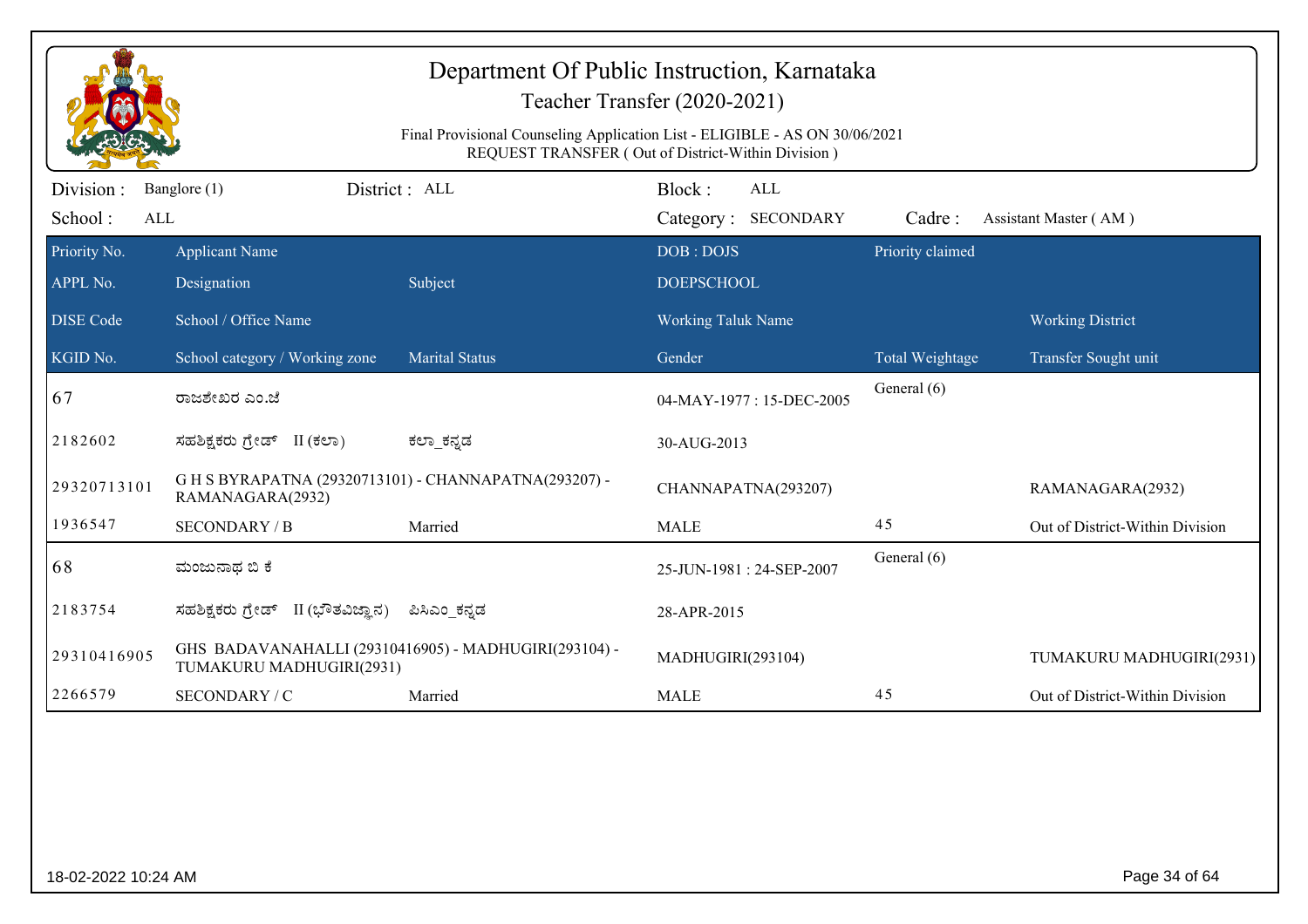# Department Of Public Instruction, Karnataka

## Teacher Transfer (2020-2021)

Final Provisional Counseling Application List - ELIGIBLE - AS ON 30/06/2021

REQUEST TRANSFER ( Out of District-Within Division )

Division : Banglore (1) District : ALL Block : ALL

School : ALL Category : SECONDARY Cadre : Assistant Master ( AM )

| Priority No. / APPL No. / DISE Code / KGID No. | Applicant Name / Designation / School / Office Name / School category / Working zone | Subject / Marital Status | DOB : DOJS / DOEPSCHOOL / Working Taluk Name / Gender | Priority claimed / Total Weightage | Working District / Transfer Sought unit |
|---|---|---|---|---|---|
| 67 | ರಾಜಶೇಖರ ಎಂ.ಜಿ | | 04-MAY-1977 : 15-DEC-2005 | General (6) | |
| 2182602 | ಸಹಶಿಕ್ಷಕರು ಗ್ರೇಡ್ II (ಕಲಾ) | ಕಲಾ_ಕನ್ನಡ | 30-AUG-2013 | | |
| 29320713101 | G H S BYRAPATNA (29320713101) - CHANNAPATNA(293207) - RAMANAGARA(2932) | | CHANNAPATNA(293207) | | RAMANAGARA(2932) |
| 1936547 | SECONDARY / B | Married | MALE | 45 | Out of District-Within Division |
| 68 | ಮಂಜುನಾಥ ಬಿ ಕೆ | | 25-JUN-1981 : 24-SEP-2007 | General (6) | |
| 2183754 | ಸಹಶಿಕ್ಷಕರು ಗ್ರೇಡ್ II (ಭೌತವಿಜ್ಞಾನ) | ಪಿಸಿಎಂ_ಕನ್ನಡ | 28-APR-2015 | | |
| 29310416905 | GHS BADAVANAHALLI (29310416905) - MADHUGIRI(293104) - TUMAKURU MADHUGIRI(2931) | | MADHUGIRI(293104) | | TUMAKURU MADHUGIRI(2931) |
| 2266579 | SECONDARY / C | Married | MALE | 45 | Out of District-Within Division |

18-02-2022 10:24 AM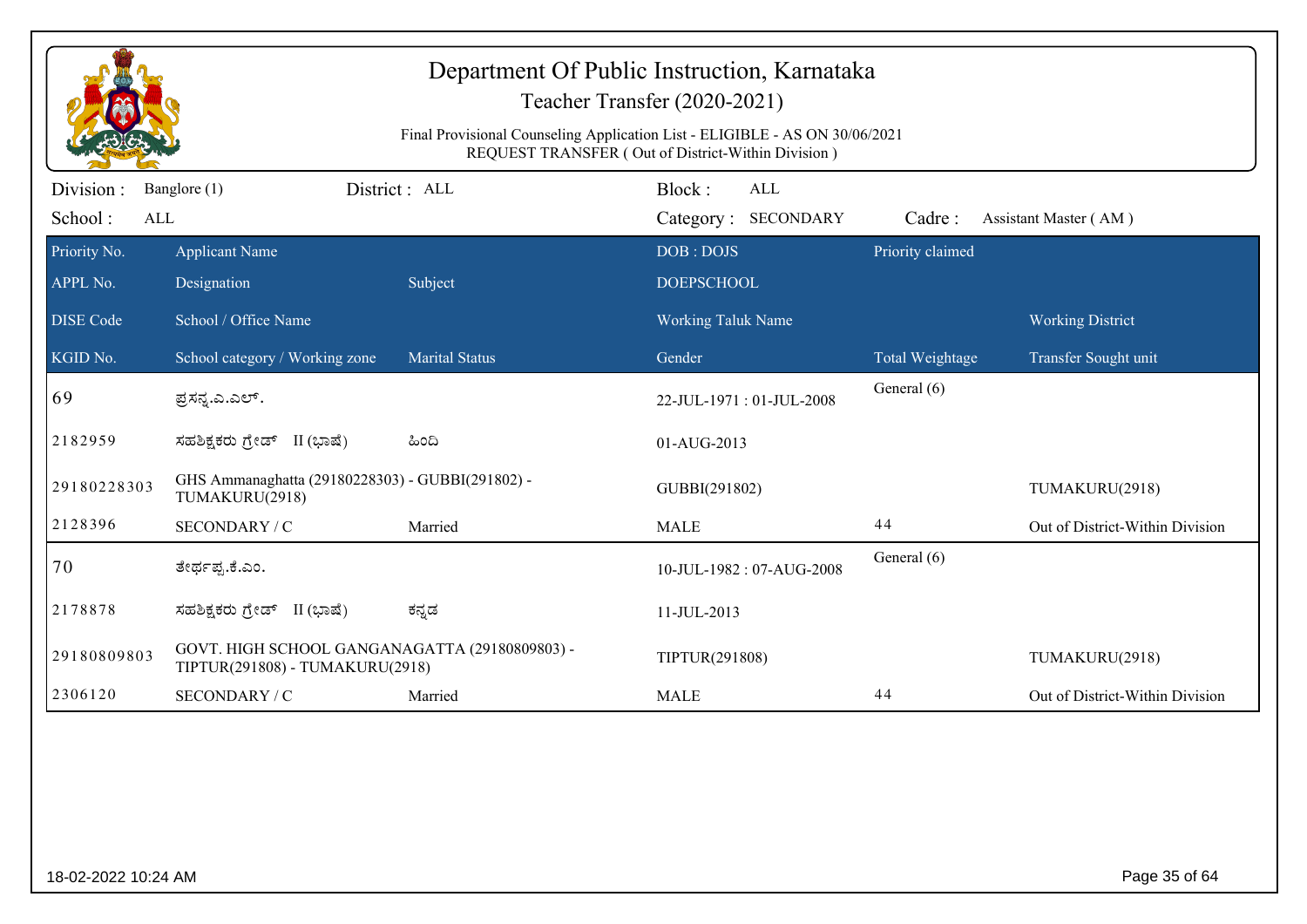# Department Of Public Instruction, Karnataka

Teacher Transfer (2020-2021)

Final Provisional Counseling Application List - ELIGIBLE - AS ON 30/06/2021

REQUEST TRANSFER ( Out of District-Within Division )

Division : Banglore (1) District : ALL Block : ALL

School : ALL Category : SECONDARY Cadre : Assistant Master ( AM )

| Priority No. / APPL No. / DISE Code / KGID No. | Applicant Name / Designation / School / Office Name / School category / Working zone | Subject / Marital Status | DOB : DOJS / DOEPSCHOOL / Working Taluk Name / Gender | Priority claimed / Total Weightage | Working District / Transfer Sought unit |
|---|---|---|---|---|---|
| 69 | ಪ್ರಸನ್ನ.ಎ.ಎಲ್. | | 22-JUL-1971 : 01-JUL-2008 | General (6) | |
| 2182959 | ಸಹಶಿಕ್ಷಕರು ಗ್ರೇಡ್ II (ಭಾಷೆ) | ಹಿಂದಿ | 01-AUG-2013 | | |
| 29180228303 | GHS Ammanaghatta (29180228303) - GUBBI(291802) - TUMAKURU(2918) | | GUBBI(291802) | | TUMAKURU(2918) |
| 2128396 | SECONDARY / C | Married | MALE | 44 | Out of District-Within Division |
| 70 | ತೀರ್ಥಪ್ಪ.ಕೆ.ಎಂ. | | 10-JUL-1982 : 07-AUG-2008 | General (6) | |
| 2178878 | ಸಹಶಿಕ್ಷಕರು ಗ್ರೇಡ್ II (ಭಾಷೆ) | ಕನ್ನಡ | 11-JUL-2013 | | |
| 29180809803 | GOVT. HIGH SCHOOL GANGANAGATTA (29180809803) - TIPTUR(291808) - TUMAKURU(2918) | | TIPTUR(291808) | | TUMAKURU(2918) |
| 2306120 | SECONDARY / C | Married | MALE | 44 | Out of District-Within Division |

18-02-2022 10:24 AM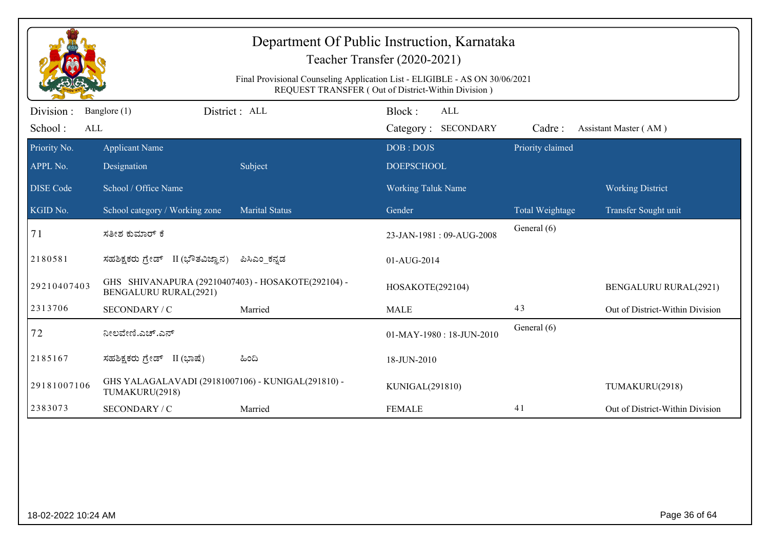# Department Of Public Instruction, Karnataka

## Teacher Transfer (2020-2021)

Final Provisional Counseling Application List - ELIGIBLE - AS ON 30/06/2021
REQUEST TRANSFER ( Out of District-Within Division )

Division : Banglore (1) District : ALL Block : ALL
School : ALL Category : SECONDARY Cadre : Assistant Master ( AM )

| Priority No. / APPL No. / DISE Code / KGID No. | Applicant Name / Designation / School / Office Name / School category / Working zone | Subject / Marital Status | DOB : DOJS / DOEPSCHOOL / Working Taluk Name / Gender | Priority claimed / Total Weightage | Working District / Transfer Sought unit |
|---|---|---|---|---|---|
| 71 | ಸತೀಶ ಕುಮಾರ್ ಕೆ | | 23-JAN-1981 : 09-AUG-2008 | General (6) | |
| 2180581 | ಸಹಶಿಕ್ಷಕರು ಗ್ರೇಡ್ II (ಭೌತವಿಜ್ಞಾನ) | ಪಿಸಿಎಂ_ಕನ್ನಡ | 01-AUG-2014 | | |
| 29210407403 | GHS SHIVANAPURA (29210407403) - HOSAKOTE(292104) - BENGALURU RURAL(2921) | | HOSAKOTE(292104) | | BENGALURU RURAL(2921) |
| 2313706 | SECONDARY / C | Married | MALE | 43 | Out of District-Within Division |
| 72 | ನೀಲವೇಣಿ.ಎಚ್.ಎನ್ | | 01-MAY-1980 : 18-JUN-2010 | General (6) | |
| 2185167 | ಸಹಶಿಕ್ಷಕರು ಗ್ರೇಡ್ II (ಭಾಷೆ) | ಹಿಂದಿ | 18-JUN-2010 | | |
| 29181007106 | GHS YALAGALAVADI (29181007106) - KUNIGAL(291810) - TUMAKURU(2918) | | KUNIGAL(291810) | | TUMAKURU(2918) |
| 2383073 | SECONDARY / C | Married | FEMALE | 41 | Out of District-Within Division |

18-02-2022 10:24 AM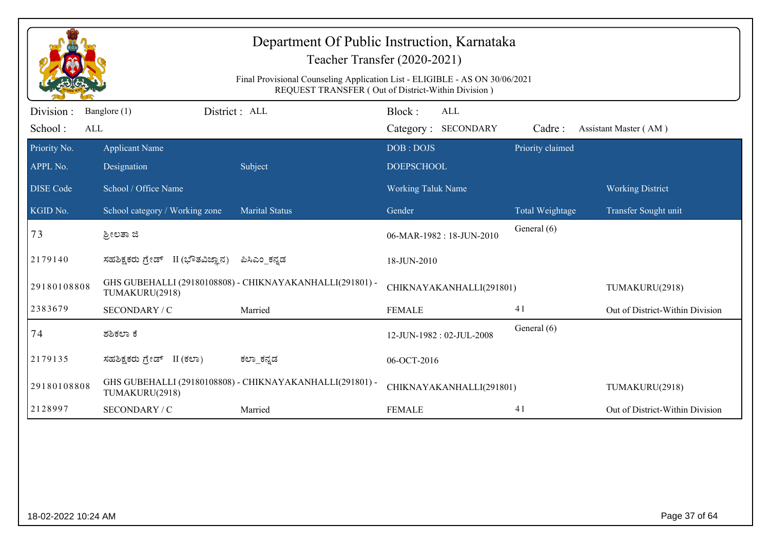# Department Of Public Instruction, Karnataka

## Teacher Transfer (2020-2021)

Final Provisional Counseling Application List - ELIGIBLE - AS ON 30/06/2021
REQUEST TRANSFER ( Out of District-Within Division )

Division : Banglore (1) District : ALL Block : ALL
School : ALL Category : SECONDARY Cadre : Assistant Master ( AM )

| Priority No. / APPL No. / DISE Code / KGID No. | Applicant Name / Designation / School / Office Name / School category / Working zone | Subject / Marital Status | DOB : DOJS / DOEPSCHOOL / Working Taluk Name / Gender | Priority claimed / Total Weightage | Working District / Transfer Sought unit |
|---|---|---|---|---|---|
| 73 | ಶ್ರೀಲತಾ ಜಿ | | 06-MAR-1982 : 18-JUN-2010 | General (6) | |
| 2179140 | ಸಹಶಿಕ್ಷಕರು ಗ್ರೇಡ್ II (ಭೌತವಿಜ್ಞಾನ) | ಪಿಸಿಎಂ_ಕನ್ನಡ | 18-JUN-2010 | | |
| 29180108808 | GHS GUBEHALLI (29180108808) - CHIKNAYAKANHALLI(291801) - TUMAKURU(2918) | | CHIKNAYAKANHALLI(291801) | | TUMAKURU(2918) |
| 2383679 | SECONDARY / C | Married | FEMALE | 41 | Out of District-Within Division |
| 74 | ಶಶಿಕಲಾ ಕೆ | | 12-JUN-1982 : 02-JUL-2008 | General (6) | |
| 2179135 | ಸಹಶಿಕ್ಷಕರು ಗ್ರೇಡ್ II (ಕಲಾ) | ಕಲಾ_ಕನ್ನಡ | 06-OCT-2016 | | |
| 29180108808 | GHS GUBEHALLI (29180108808) - CHIKNAYAKANHALLI(291801) - TUMAKURU(2918) | | CHIKNAYAKANHALLI(291801) | | TUMAKURU(2918) |
| 2128997 | SECONDARY / C | Married | FEMALE | 41 | Out of District-Within Division |

18-02-2022 10:24 AM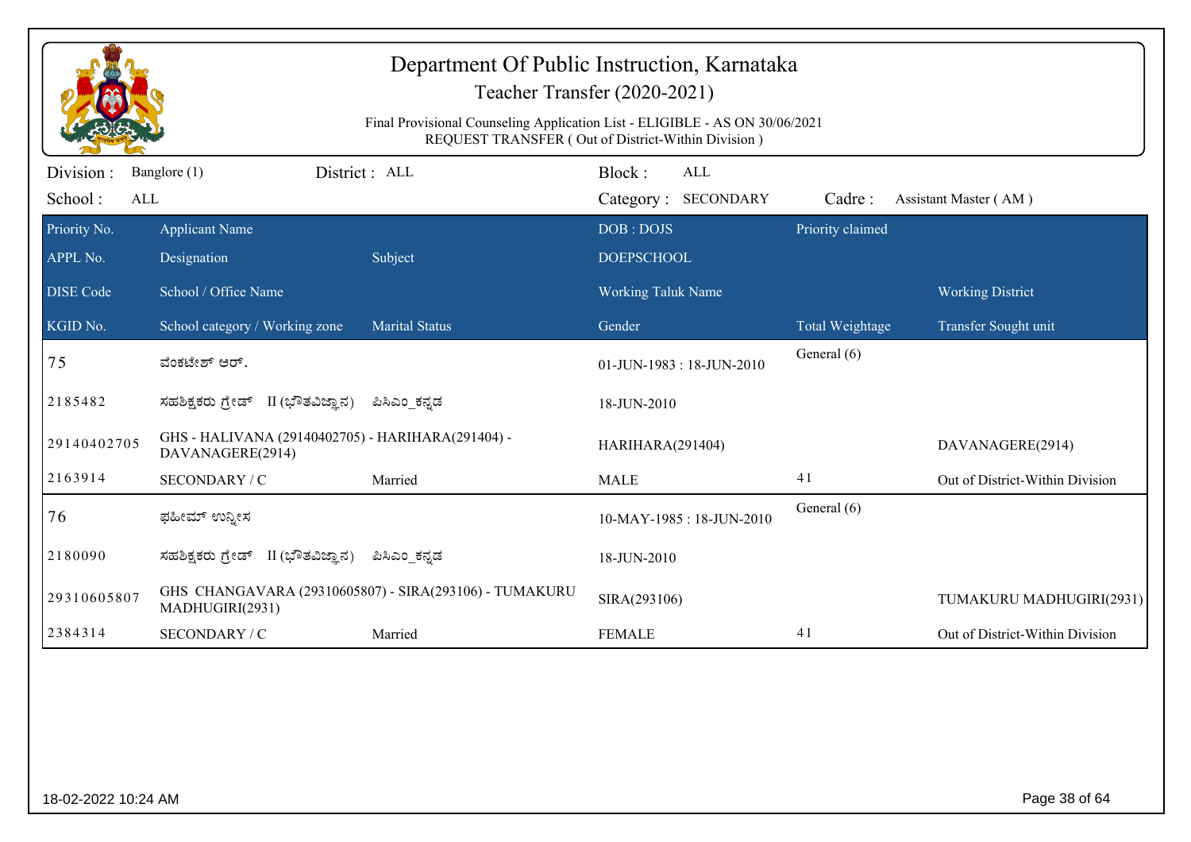# Department Of Public Instruction, Karnataka

## Teacher Transfer (2020-2021)

Final Provisional Counseling Application List - ELIGIBLE - AS ON 30/06/2021
REQUEST TRANSFER ( Out of District-Within Division )

Division : Banglore (1) District : ALL Block : ALL
School : ALL Category : SECONDARY Cadre : Assistant Master ( AM )

| Priority No. / APPL No. / DISE Code / KGID No. | Applicant Name / Designation / School / Office Name / School category / Working zone | Subject / Marital Status | DOB : DOJS / DOEPSCHOOL / Working Taluk Name / Gender | Priority claimed / Total Weightage | Working District / Transfer Sought unit |
|---|---|---|---|---|---|
| 75 | ವೆಂಕಟೇಶ್ ಆರ್. | | 01-JUN-1983 : 18-JUN-2010 | General (6) | |
| 2185482 | ಸಹಶಿಕ್ಷಕರು ಗ್ರೇಡ್ II (ಭೌತವಿಜ್ಞಾನ) | ಪಿಸಿಎಂ_ಕನ್ನಡ | 18-JUN-2010 | | |
| 29140402705 | GHS - HALIVANA (29140402705) - HARIHARA(291404) - DAVANAGERE(2914) | | HARIHARA(291404) | | DAVANAGERE(2914) |
| 2163914 | SECONDARY / C | Married | MALE | 41 | Out of District-Within Division |
| 76 | ಫಹೀಮ್ ಉನ್ನೀಸ | | 10-MAY-1985 : 18-JUN-2010 | General (6) | |
| 2180090 | ಸಹಶಿಕ್ಷಕರು ಗ್ರೇಡ್ II (ಭೌತವಿಜ್ಞಾನ) | ಪಿಸಿಎಂ_ಕನ್ನಡ | 18-JUN-2010 | | |
| 29310605807 | GHS CHANGAVARA (29310605807) - SIRA(293106) - TUMAKURU MADHUGIRI(2931) | | SIRA(293106) | | TUMAKURU MADHUGIRI(2931) |
| 2384314 | SECONDARY / C | Married | FEMALE | 41 | Out of District-Within Division |

18-02-2022 10:24 AM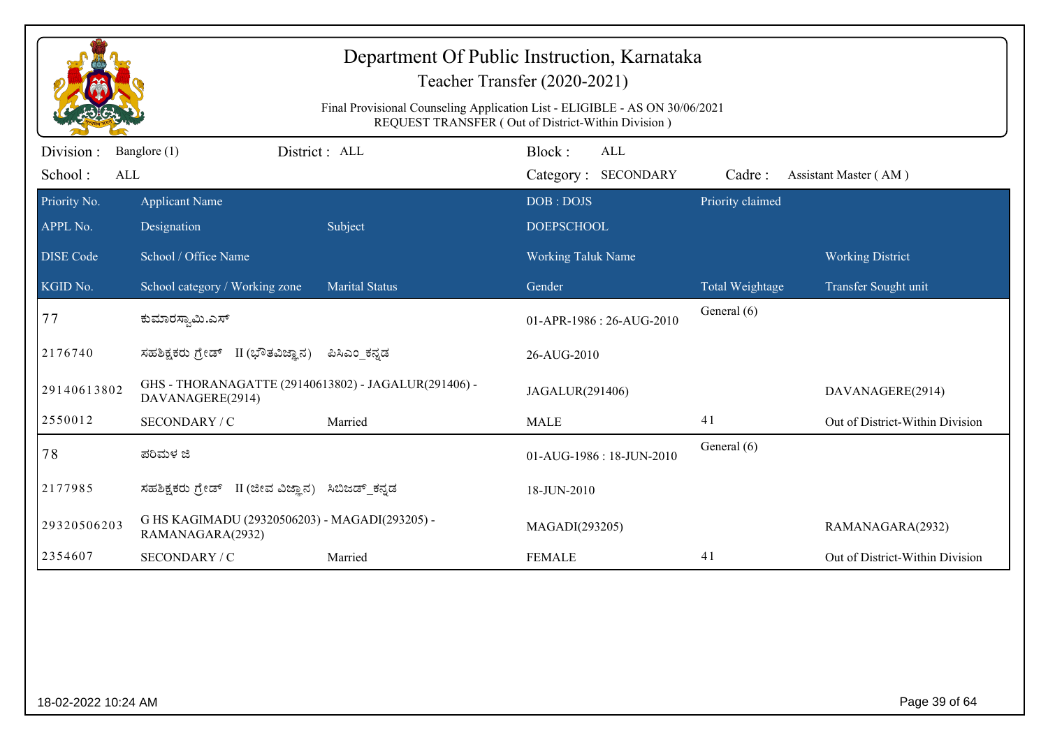# Department Of Public Instruction, Karnataka

## Teacher Transfer (2020-2021)

Final Provisional Counseling Application List - ELIGIBLE - AS ON 30/06/2021
REQUEST TRANSFER ( Out of District-Within Division )

Division : Banglore (1) | District : ALL | Block : ALL
School : ALL | Category : SECONDARY | Cadre : Assistant Master ( AM )

| Priority No. / APPL No. / DISE Code / KGID No. | Applicant Name / Designation / School / Office Name / School category / Working zone | Subject / Marital Status | DOB : DOJS / DOEPSCHOOL / Working Taluk Name / Gender | Priority claimed / Total Weightage | Working District / Transfer Sought unit |
|---|---|---|---|---|---|
| 77 | ಕುಮಾರಸ್ವಾಮಿ.ಎಸ್ | | 01-APR-1986 : 26-AUG-2010 | General (6) | |
| 2176740 | ಸಹಶಿಕ್ಷಕರು ಗ್ರೇಡ್ II (ಭೌತವಿಜ್ಞಾನ) | ಪಿಸಿಎಂ_ಕನ್ನಡ | 26-AUG-2010 | | |
| 29140613802 | GHS - THORANAGATTE (29140613802) - JAGALUR(291406) - DAVANAGERE(2914) | | JAGALUR(291406) | | DAVANAGERE(2914) |
| 2550012 | SECONDARY / C | Married | MALE | 41 | Out of District-Within Division |
| 78 | ಪರಿಮಳ ಜಿ | | 01-AUG-1986 : 18-JUN-2010 | General (6) | |
| 2177985 | ಸಹಶಿಕ್ಷಕರು ಗ್ರೇಡ್ II (ಜೀವ ವಿಜ್ಞಾನ) | ಸಿಬಿಜಡ್_ಕನ್ನಡ | 18-JUN-2010 | | |
| 29320506203 | G HS KAGIMADU (29320506203) - MAGADI(293205) - RAMANAGARA(2932) | | MAGADI(293205) | | RAMANAGARA(2932) |
| 2354607 | SECONDARY / C | Married | FEMALE | 41 | Out of District-Within Division |

18-02-2022 10:24 AM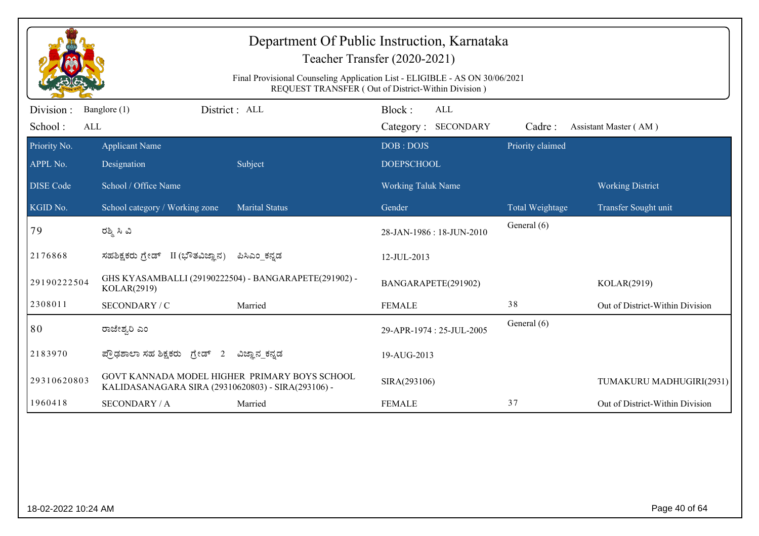# Department Of Public Instruction, Karnataka

## Teacher Transfer (2020-2021)

Final Provisional Counseling Application List - ELIGIBLE - AS ON 30/06/2021
REQUEST TRANSFER ( Out of District-Within Division )

Division : Banglore (1) District : ALL Block : ALL
School : ALL Category : SECONDARY Cadre : Assistant Master ( AM )

| Priority No. / APPL No. / DISE Code / KGID No. | Applicant Name / Designation / School / Office Name / School category / Working zone | Subject / Marital Status | DOB : DOJS / DOEPSCHOOL / Working Taluk Name / Gender | Priority claimed / Total Weightage | Working District / Transfer Sought unit |
|---|---|---|---|---|---|
| 79 | ರಶ್ಮಿ ಸಿ ವಿ | | 28-JAN-1986 : 18-JUN-2010 | General (6) | |
| 2176868 | ಸಹಶಿಕ್ಷಕರು ಗ್ರೇಡ್ II (ಭೌತವಿಜ್ಞಾನ) | ಪಿಸಿಎಂ_ಕನ್ನಡ | 12-JUL-2013 | | |
| 29190222504 | GHS KYASAMBALLI (29190222504) - BANGARAPETE(291902) - KOLAR(2919) | | BANGARAPETE(291902) | | KOLAR(2919) |
| 2308011 | SECONDARY / C | Married | FEMALE | 38 | Out of District-Within Division |
| 80 | ರಾಜೇಶ್ವರಿ ಎಂ | | 29-APR-1974 : 25-JUL-2005 | General (6) | |
| 2183970 | ಪ್ರೌಢಶಾಲಾ ಸಹ ಶಿಕ್ಷಕರು ಗ್ರೇಡ್ 2 | ವಿಜ್ಞಾನ_ಕನ್ನಡ | 19-AUG-2013 | | |
| 29310620803 | GOVT KANNADA MODEL HIGHER PRIMARY BOYS SCHOOL KALIDASANAGARA SIRA (29310620803) - SIRA(293106) - | | SIRA(293106) | | TUMAKURU MADHUGIRI(2931) |
| 1960418 | SECONDARY / A | Married | FEMALE | 37 | Out of District-Within Division |

18-02-2022 10:24 AM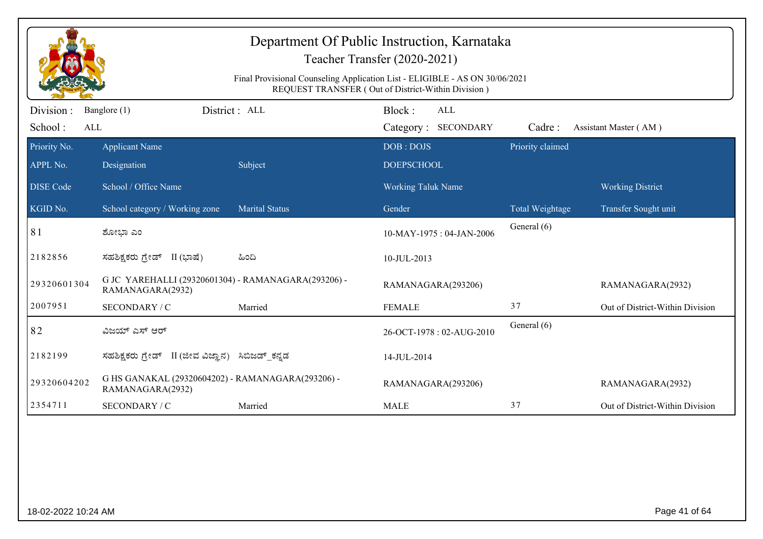# Department Of Public Instruction, Karnataka

Teacher Transfer (2020-2021)

Final Provisional Counseling Application List - ELIGIBLE - AS ON 30/06/2021

REQUEST TRANSFER ( Out of District-Within Division )

Division : Banglore (1) District : ALL Block : ALL

School : ALL Category : SECONDARY Cadre : Assistant Master ( AM )

| Priority No. / APPL No. / DISE Code / KGID No. | Applicant Name / Designation / School / Office Name / School category / Working zone | Subject / Marital Status | DOB : DOJS / DOEPSCHOOL / Working Taluk Name / Gender | Priority claimed / Total Weightage | Working District / Transfer Sought unit |
|---|---|---|---|---|---|
| 81 | ಶೋಭಾ ಎಂ | | 10-MAY-1975 : 04-JAN-2006 | General (6) | |
| 2182856 | ಸಹಶಿಕ್ಷಕರು ಗ್ರೇಡ್ II (ಭಾಷೆ) | ಹಿಂದಿ | 10-JUL-2013 | | |
| 29320601304 | G JC YAREHALLI (29320601304) - RAMANAGARA(293206) - RAMANAGARA(2932) | | RAMANAGARA(293206) | | RAMANAGARA(2932) |
| 2007951 | SECONDARY / C | Married | FEMALE | 37 | Out of District-Within Division |
| 82 | ವಿಜಯ್ ಎಸ್ ಆರ್ | | 26-OCT-1978 : 02-AUG-2010 | General (6) | |
| 2182199 | ಸಹಶಿಕ್ಷಕರು ಗ್ರೇಡ್ II (ಜೀವ ವಿಜ್ಞಾನ) | ಸಿಬಿಜಡ್_ಕನ್ನಡ | 14-JUL-2014 | | |
| 29320604202 | G HS GANAKAL (29320604202) - RAMANAGARA(293206) - RAMANAGARA(2932) | | RAMANAGARA(293206) | | RAMANAGARA(2932) |
| 2354711 | SECONDARY / C | Married | MALE | 37 | Out of District-Within Division |

18-02-2022 10:24 AM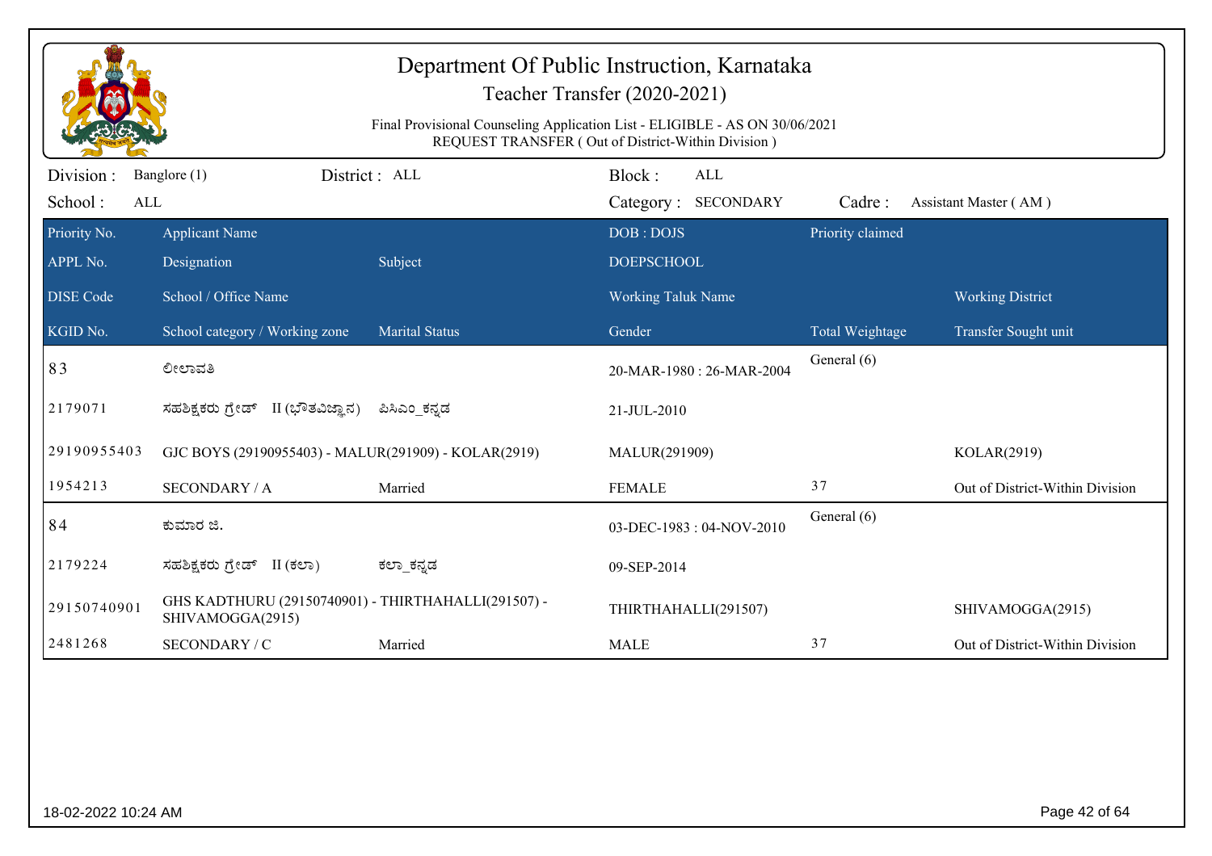# Department Of Public Instruction, Karnataka

## Teacher Transfer (2020-2021)

Final Provisional Counseling Application List - ELIGIBLE - AS ON 30/06/2021
REQUEST TRANSFER ( Out of District-Within Division )

Division : Banglore (1) District : ALL Block : ALL
School : ALL Category : SECONDARY Cadre : Assistant Master ( AM )

| Priority No. / APPL No. / DISE Code / KGID No. | Applicant Name / Designation / School / Office Name / School category / Working zone | Subject / Marital Status | DOB : DOJS / DOEPSCHOOL / Working Taluk Name / Gender | Priority claimed / Total Weightage | Working District / Transfer Sought unit |
|---|---|---|---|---|---|
| 83 | ಲೀಲಾವತಿ | | 20-MAR-1980 : 26-MAR-2004 | General (6) | |
| 2179071 | ಸಹಶಿಕ್ಷಕರು ಗ್ರೇಡ್ II (ಭೌತವಿಜ್ಞಾನ) | ಪಿಸಿಎಂ_ಕನ್ನಡ | 21-JUL-2010 | | |
| 29190955403 | GJC BOYS (29190955403) - MALUR(291909) - KOLAR(2919) | | MALUR(291909) | | KOLAR(2919) |
| 1954213 | SECONDARY / A | Married | FEMALE | 37 | Out of District-Within Division |
| 84 | ಕುಮಾರ ಜಿ. | | 03-DEC-1983 : 04-NOV-2010 | General (6) | |
| 2179224 | ಸಹಶಿಕ್ಷಕರು ಗ್ರೇಡ್ II (ಕಲಾ) | ಕಲಾ_ಕನ್ನಡ | 09-SEP-2014 | | |
| 29150740901 | GHS KADTHURU (29150740901) - THIRTHAHALLI(291507) - SHIVAMOGGA(2915) | | THIRTHAHALLI(291507) | | SHIVAMOGGA(2915) |
| 2481268 | SECONDARY / C | Married | MALE | 37 | Out of District-Within Division |

18-02-2022 10:24 AM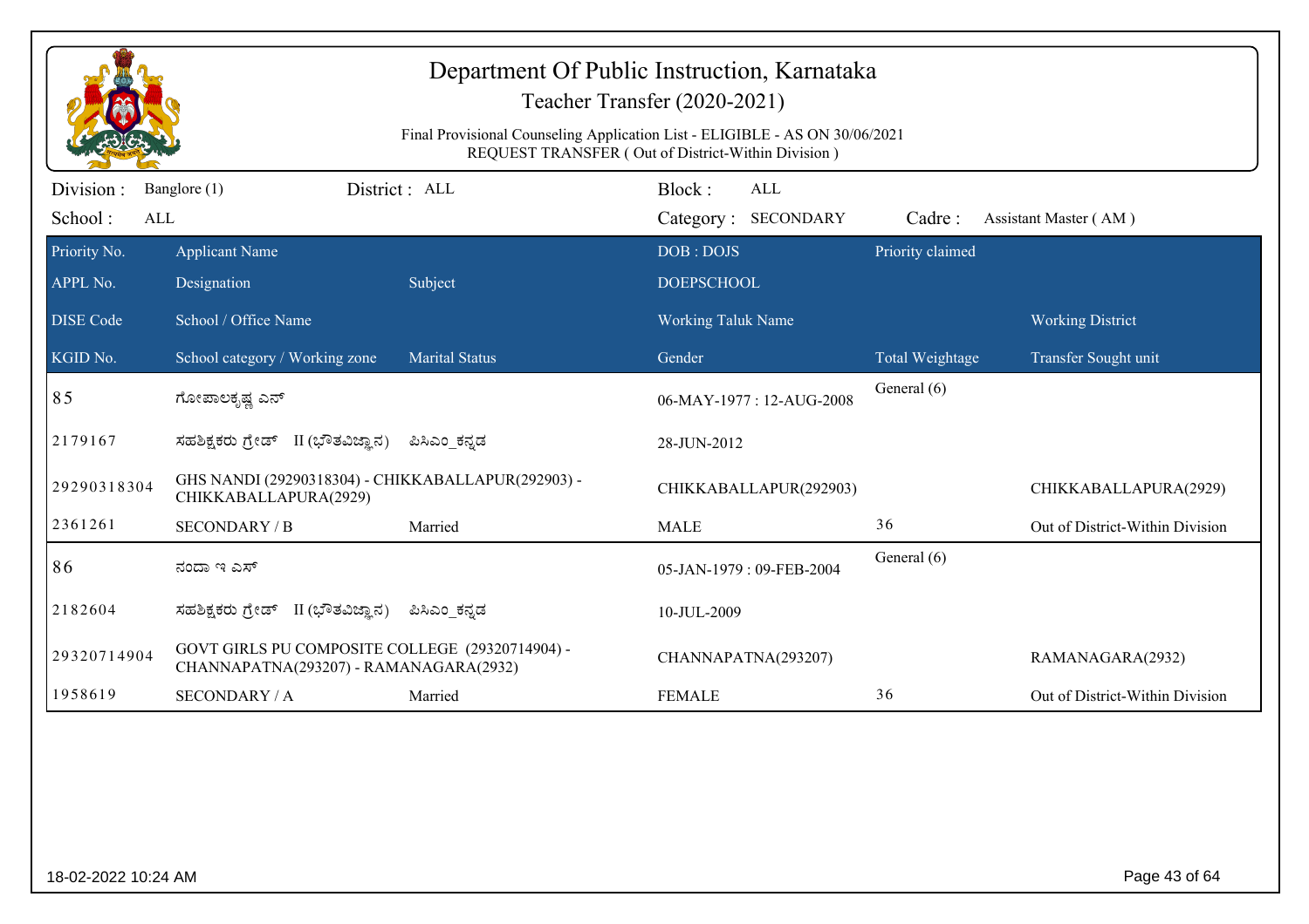# Department Of Public Instruction, Karnataka

Teacher Transfer (2020-2021)

Final Provisional Counseling Application List - ELIGIBLE - AS ON 30/06/2021
REQUEST TRANSFER ( Out of District-Within Division )

Division : Banglore (1) | District : ALL | Block : ALL
School : ALL | Category : SECONDARY | Cadre : Assistant Master ( AM )

| Priority No. / APPL No. / DISE Code / KGID No. | Applicant Name / Designation / School / Office Name / School category / Working zone | Subject / Marital Status | DOB : DOJS / DOEPSCHOOL / Working Taluk Name / Gender | Priority claimed / Total Weightage | Working District / Transfer Sought unit |
|---|---|---|---|---|---|
| 85 | ಗೋಪಾಲಕೃಷ್ಣ ಎನ್ | | 06-MAY-1977 : 12-AUG-2008 | General (6) | |
| 2179167 | ಸಹಶಿಕ್ಷಕರು ಗ್ರೇಡ್ II (ಭೌತವಿಜ್ಞಾನ) | ಪಿಸಿಎಂ_ಕನ್ನಡ | 28-JUN-2012 | | |
| 29290318304 | GHS NANDI (29290318304) - CHIKKABALLAPUR(292903) - CHIKKABALLAPURA(2929) | | CHIKKABALLAPUR(292903) | | CHIKKABALLAPURA(2929) |
| 2361261 | SECONDARY / B | Married | MALE | 36 | Out of District-Within Division |
| 86 | ನಂದಾ ಇ ಎಸ್ | | 05-JAN-1979 : 09-FEB-2004 | General (6) | |
| 2182604 | ಸಹಶಿಕ್ಷಕರು ಗ್ರೇಡ್ II (ಭೌತವಿಜ್ಞಾನ) | ಪಿಸಿಎಂ_ಕನ್ನಡ | 10-JUL-2009 | | |
| 29320714904 | GOVT GIRLS PU COMPOSITE COLLEGE (29320714904) - CHANNAPATNA(293207) - RAMANAGARA(2932) | | CHANNAPATNA(293207) | | RAMANAGARA(2932) |
| 1958619 | SECONDARY / A | Married | FEMALE | 36 | Out of District-Within Division |

18-02-2022 10:24 AM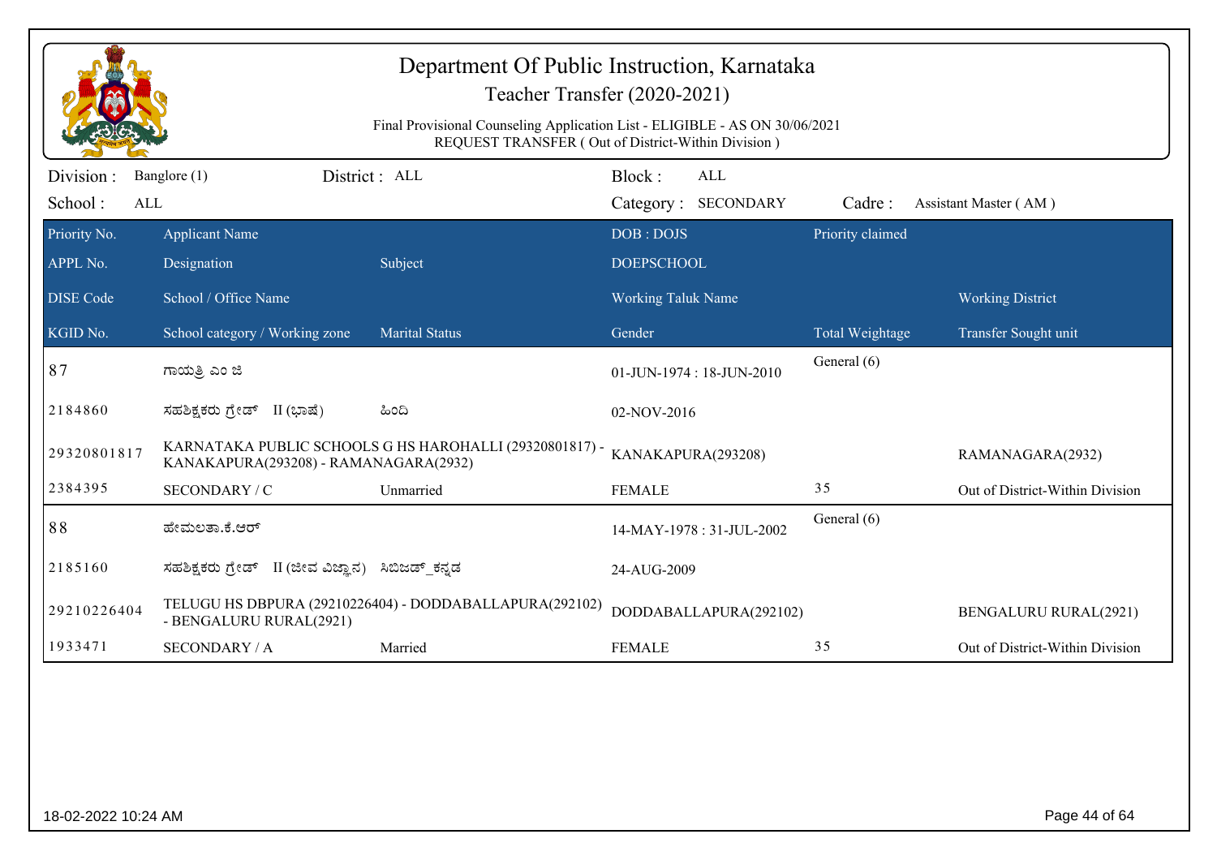# Department Of Public Instruction, Karnataka

## Teacher Transfer (2020-2021)

Final Provisional Counseling Application List - ELIGIBLE - AS ON 30/06/2021
REQUEST TRANSFER ( Out of District-Within Division )

Division : Banglore (1) District : ALL Block : ALL
School : ALL Category : SECONDARY Cadre : Assistant Master ( AM )

| Priority No. / APPL No. / DISE Code / KGID No. | Applicant Name / Designation / School / Office Name / School category / Working zone | Subject / Marital Status | DOB : DOJS / DOEPSCHOOL / Working Taluk Name / Gender | Priority claimed / Total Weightage | Working District / Transfer Sought unit |
|---|---|---|---|---|---|
| 87 | ಗಾಯತ್ರಿ ಎಂ ಜಿ | | 01-JUN-1974 : 18-JUN-2010 | General (6) | |
| 2184860 | ಸಹಶಿಕ್ಷಕರು ಗ್ರೇಡ್ II (ಭಾಷೆ) | ಹಿಂದಿ | 02-NOV-2016 | | |
| 29320801817 | KARNATAKA PUBLIC SCHOOLS G HS HAROHALLI (29320801817) - KANAKAPURA(293208) - RAMANAGARA(2932) | | KANAKAPURA(293208) | | RAMANAGARA(2932) |
| 2384395 | SECONDARY / C | Unmarried | FEMALE | 35 | Out of District-Within Division |
| 88 | ಹೇಮಲತಾ.ಕೆ.ಆರ್ | | 14-MAY-1978 : 31-JUL-2002 | General (6) | |
| 2185160 | ಸಹಶಿಕ್ಷಕರು ಗ್ರೇಡ್ II (ಜೀವ ವಿಜ್ಞಾನ) | ಸಿಬಿಜಡ್_ಕನ್ನಡ | 24-AUG-2009 | | |
| 29210226404 | TELUGU HS DBPURA (29210226404) - DODDABALLAPURA(292102) - BENGALURU RURAL(2921) | | DODDABALLAPURA(292102) | | BENGALURU RURAL(2921) |
| 1933471 | SECONDARY / A | Married | FEMALE | 35 | Out of District-Within Division |

18-02-2022 10:24 AM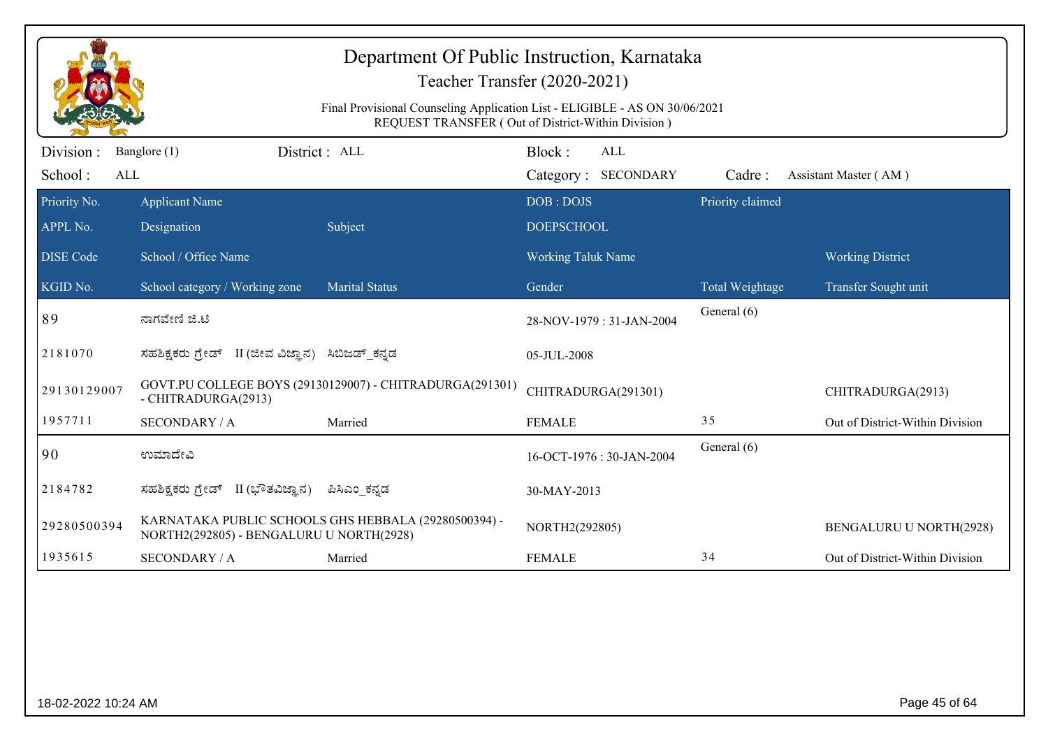# Department Of Public Instruction, Karnataka

## Teacher Transfer (2020-2021)

Final Provisional Counseling Application List - ELIGIBLE - AS ON 30/06/2021
REQUEST TRANSFER ( Out of District-Within Division )

Division : Banglore (1) District : ALL Block : ALL
School : ALL Category : SECONDARY Cadre : Assistant Master ( AM )

| Priority No. | Applicant Name | | DOB : DOJS | Priority claimed | |
|---|---|---|---|---|---|
| APPL No. | Designation | Subject | DOEPSCHOOL | | |
| DISE Code | School / Office Name | | Working Taluk Name | | Working District |
| KGID No. | School category / Working zone | Marital Status | Gender | Total Weightage | Transfer Sought unit |
| 89 | ನಾಗವೇಣಿ ಜಿ.ಟಿ | | 28-NOV-1979 : 31-JAN-2004 | General (6) | |
| 2181070 | ಸಹಶಿಕ್ಷಕರು ಗ್ರೇಡ್ II (ಜೀವ ವಿಜ್ಞಾನ) | ಸಿಬಿಜಡ್_ಕನ್ನಡ | 05-JUL-2008 | | |
| 29130129007 | GOVT.PU COLLEGE BOYS (29130129007) - CHITRADURGA(291301) - CHITRADURGA(2913) | | CHITRADURGA(291301) | | CHITRADURGA(2913) |
| 1957711 | SECONDARY / A | Married | FEMALE | 35 | Out of District-Within Division |
| 90 | ಉಮಾದೇವಿ | | 16-OCT-1976 : 30-JAN-2004 | General (6) | |
| 2184782 | ಸಹಶಿಕ್ಷಕರು ಗ್ರೇಡ್ II (ಭೌತವಿಜ್ಞಾನ) | ಪಿಸಿಎಂ_ಕನ್ನಡ | 30-MAY-2013 | | |
| 29280500394 | KARNATAKA PUBLIC SCHOOLS GHS HEBBALA (29280500394) - NORTH2(292805) - BENGALURU U NORTH(2928) | | NORTH2(292805) | | BENGALURU U NORTH(2928) |
| 1935615 | SECONDARY / A | Married | FEMALE | 34 | Out of District-Within Division |

18-02-2022 10:24 AM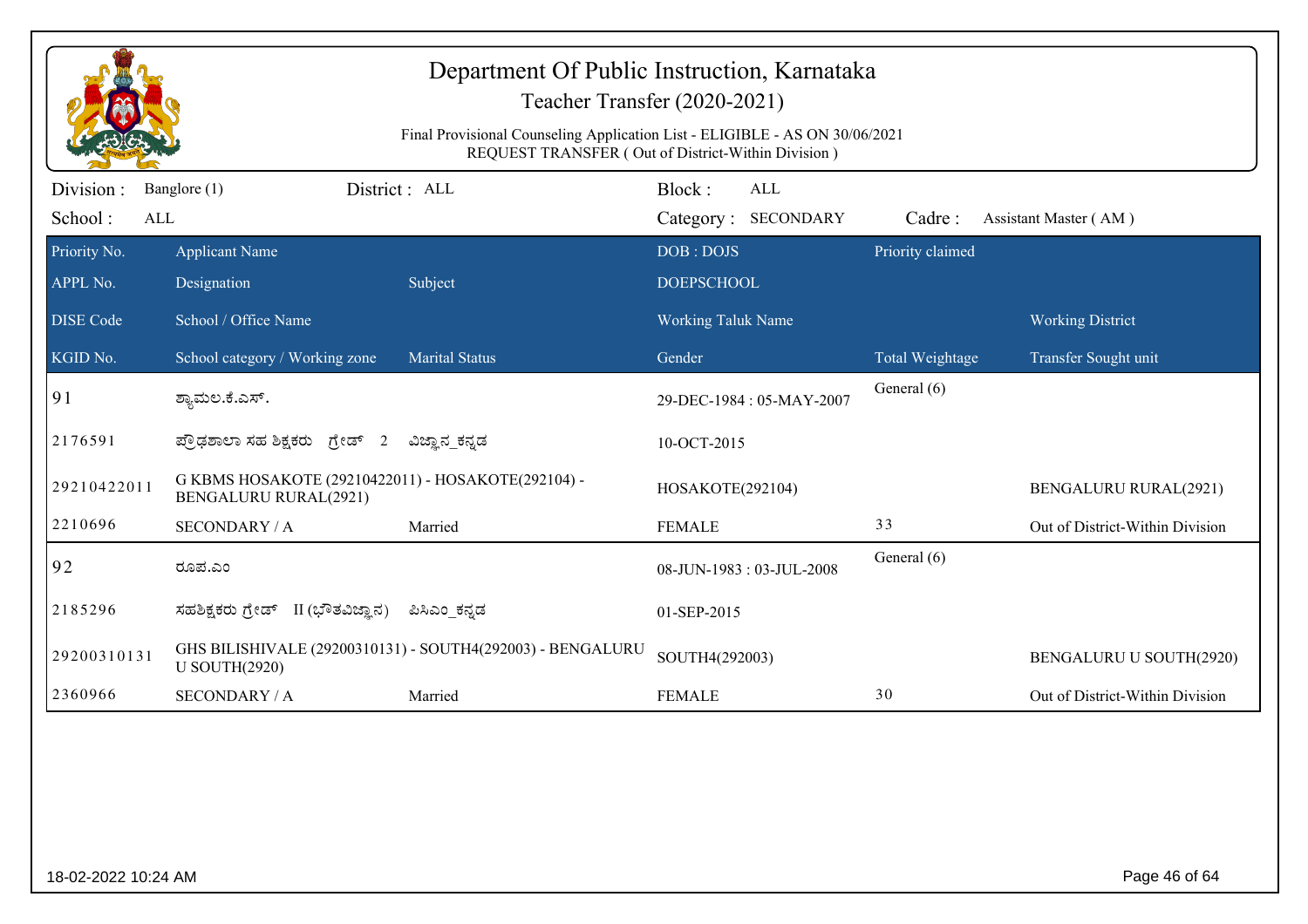# Department Of Public Instruction, Karnataka

## Teacher Transfer (2020-2021)

Final Provisional Counseling Application List - ELIGIBLE - AS ON 30/06/2021
REQUEST TRANSFER ( Out of District-Within Division )

Division : Banglore (1) District : ALL Block : ALL
School : ALL Category : SECONDARY Cadre : Assistant Master ( AM )

| Priority No. / APPL No. / DISE Code / KGID No. | Applicant Name / Designation / School / Office Name / School category / Working zone | Subject / Marital Status | DOB : DOJS / DOEPSCHOOL / Working Taluk Name / Gender | Priority claimed / Total Weightage | Working District / Transfer Sought unit |
|---|---|---|---|---|---|
| 91 | ಶ್ಯಾಮಲ.ಕೆ.ಎಸ್. | | 29-DEC-1984 : 05-MAY-2007 | General (6) | |
| 2176591 | ಪ್ರೌಢಶಾಲಾ ಸಹ ಶಿಕ್ಷಕರು ಗ್ರೇಡ್ 2 | ವಿಜ್ಞಾನ_ಕನ್ನಡ | 10-OCT-2015 | | |
| 29210422011 | G KBMS HOSAKOTE (29210422011) - HOSAKOTE(292104) - BENGALURU RURAL(2921) | | HOSAKOTE(292104) | | BENGALURU RURAL(2921) |
| 2210696 | SECONDARY / A | Married | FEMALE | 33 | Out of District-Within Division |
| 92 | ರೂಪ.ಎಂ | | 08-JUN-1983 : 03-JUL-2008 | General (6) | |
| 2185296 | ಸಹಶಿಕ್ಷಕರು ಗ್ರೇಡ್ II (ಭೌತವಿಜ್ಞಾನ) | ಪಿಸಿಎಂ_ಕನ್ನಡ | 01-SEP-2015 | | |
| 29200310131 | GHS BILISHIVALE (29200310131) - SOUTH4(292003) - BENGALURU U SOUTH(2920) | | SOUTH4(292003) | | BENGALURU U SOUTH(2920) |
| 2360966 | SECONDARY / A | Married | FEMALE | 30 | Out of District-Within Division |

18-02-2022 10:24 AM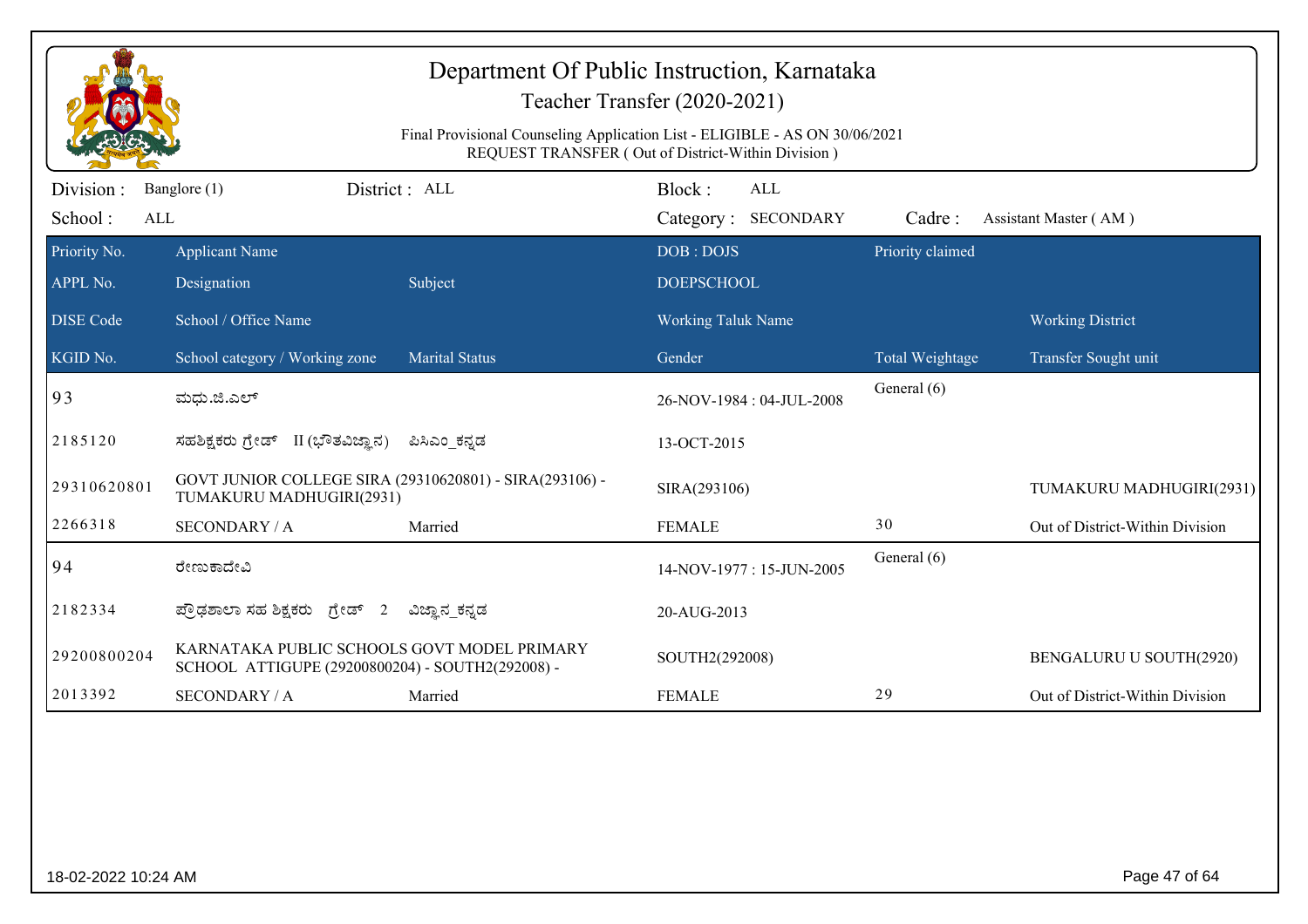# Department Of Public Instruction, Karnataka

Teacher Transfer (2020-2021)

Final Provisional Counseling Application List - ELIGIBLE - AS ON 30/06/2021
REQUEST TRANSFER ( Out of District-Within Division )

Division : Banglore (1) District : ALL Block : ALL

School : ALL Category : SECONDARY Cadre : Assistant Master ( AM )

| Priority No. / APPL No. / DISE Code / KGID No. | Applicant Name / Designation / School / Office Name / School category / Working zone | Subject / Marital Status | DOB : DOJS / DOEPSCHOOL / Working Taluk Name / Gender | Priority claimed / Total Weightage | Working District / Transfer Sought unit |
|---|---|---|---|---|---|
| 93 | ಮಧು.ಜಿ.ಎಲ್ | | 26-NOV-1984 : 04-JUL-2008 | General (6) | |
| 2185120 | ಸಹಶಿಕ್ಷಕರು ಗ್ರೇಡ್ II (ಭೌತವಿಜ್ಞಾನ) | ಪಿಸಿಎಂ_ಕನ್ನಡ | 13-OCT-2015 | | |
| 29310620801 | GOVT JUNIOR COLLEGE SIRA (29310620801) - SIRA(293106) - TUMAKURU MADHUGIRI(2931) | | SIRA(293106) | | TUMAKURU MADHUGIRI(2931) |
| 2266318 | SECONDARY / A | Married | FEMALE | 30 | Out of District-Within Division |
| 94 | ರೇಣುಕಾದೇವಿ | | 14-NOV-1977 : 15-JUN-2005 | General (6) | |
| 2182334 | ಪ್ರೌಢಶಾಲಾ ಸಹ ಶಿಕ್ಷಕರು ಗ್ರೇಡ್ 2 | ವಿಜ್ಞಾನ_ಕನ್ನಡ | 20-AUG-2013 | | |
| 29200800204 | KARNATAKA PUBLIC SCHOOLS GOVT MODEL PRIMARY SCHOOL ATTIGUPE (29200800204) - SOUTH2(292008) - | | SOUTH2(292008) | | BENGALURU U SOUTH(2920) |
| 2013392 | SECONDARY / A | Married | FEMALE | 29 | Out of District-Within Division |

18-02-2022 10:24 AM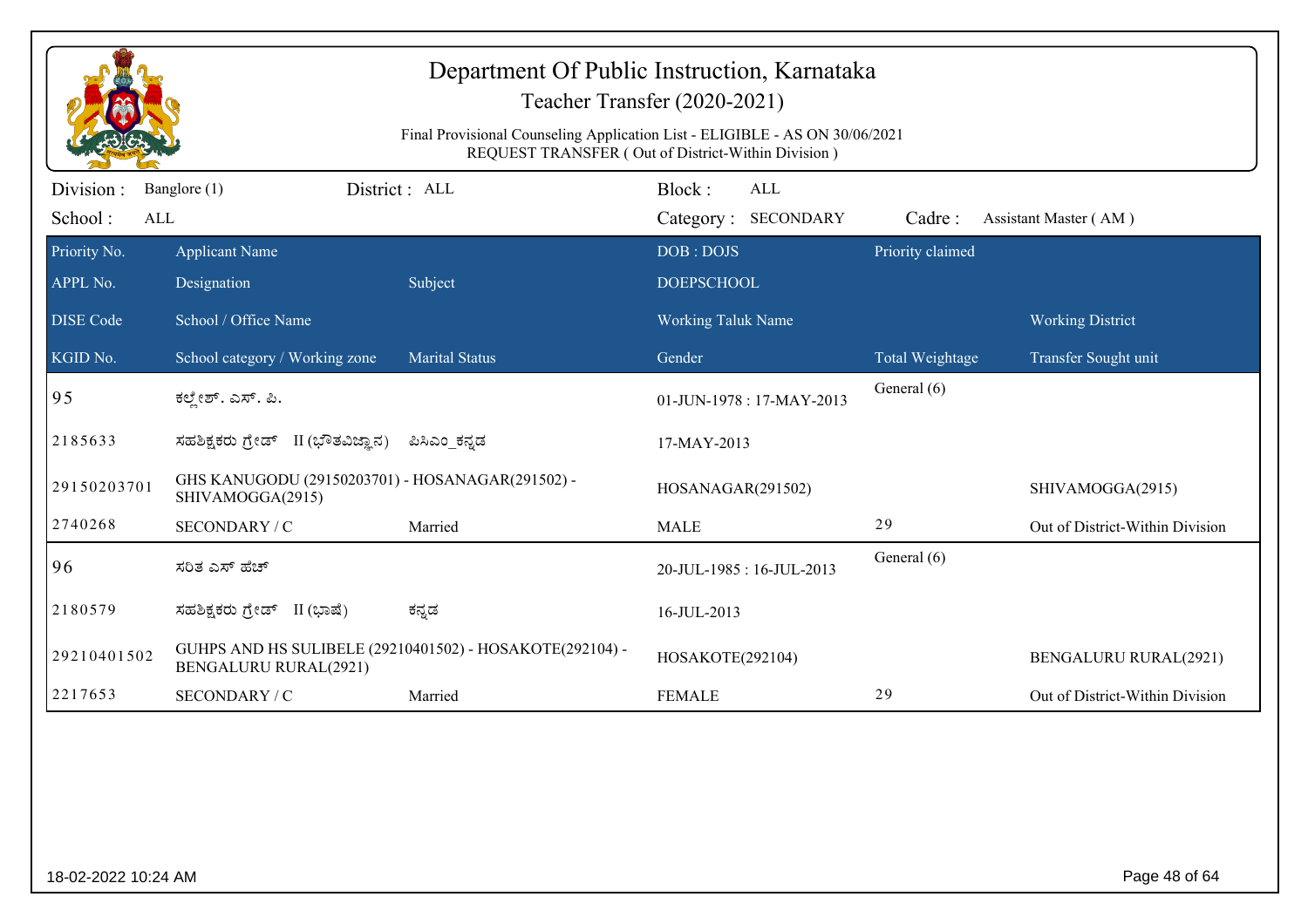# Department Of Public Instruction, Karnataka

## Teacher Transfer (2020-2021)

Final Provisional Counseling Application List - ELIGIBLE - AS ON 30/06/2021
REQUEST TRANSFER ( Out of District-Within Division )

Division : Banglore (1) District : ALL Block : ALL
School : ALL Category : SECONDARY Cadre : Assistant Master ( AM )

| Priority No. / APPL No. / DISE Code / KGID No. | Applicant Name / Designation / School / Office Name / School category / Working zone | Subject / Marital Status | DOB : DOJS / DOEPSCHOOL / Working Taluk Name / Gender | Priority claimed / Total Weightage | Working District / Transfer Sought unit |
|---|---|---|---|---|---|
| 95 | ಕಲ್ಲೇಶ್. ಎಸ್. ಪಿ. | | 01-JUN-1978 : 17-MAY-2013 | General (6) | |
| 2185633 | ಸಹಶಿಕ್ಷಕರು ಗ್ರೇಡ್ II (ಭೌತವಿಜ್ಞಾನ) | ಪಿಸಿಎಂ_ಕನ್ನಡ | 17-MAY-2013 | | |
| 29150203701 | GHS KANUGODU (29150203701) - HOSANAGAR(291502) - SHIVAMOGGA(2915) | | HOSANAGAR(291502) | | SHIVAMOGGA(2915) |
| 2740268 | SECONDARY / C | Married | MALE | 29 | Out of District-Within Division |
| 96 | ಸರಿತ ಎಸ್ ಹೆಚ್ | | 20-JUL-1985 : 16-JUL-2013 | General (6) | |
| 2180579 | ಸಹಶಿಕ್ಷಕರು ಗ್ರೇಡ್ II (ಭಾಷೆ) | ಕನ್ನಡ | 16-JUL-2013 | | |
| 29210401502 | GUHPS AND HS SULIBELE (29210401502) - HOSAKOTE(292104) - BENGALURU RURAL(2921) | | HOSAKOTE(292104) | | BENGALURU RURAL(2921) |
| 2217653 | SECONDARY / C | Married | FEMALE | 29 | Out of District-Within Division |

18-02-2022 10:24 AM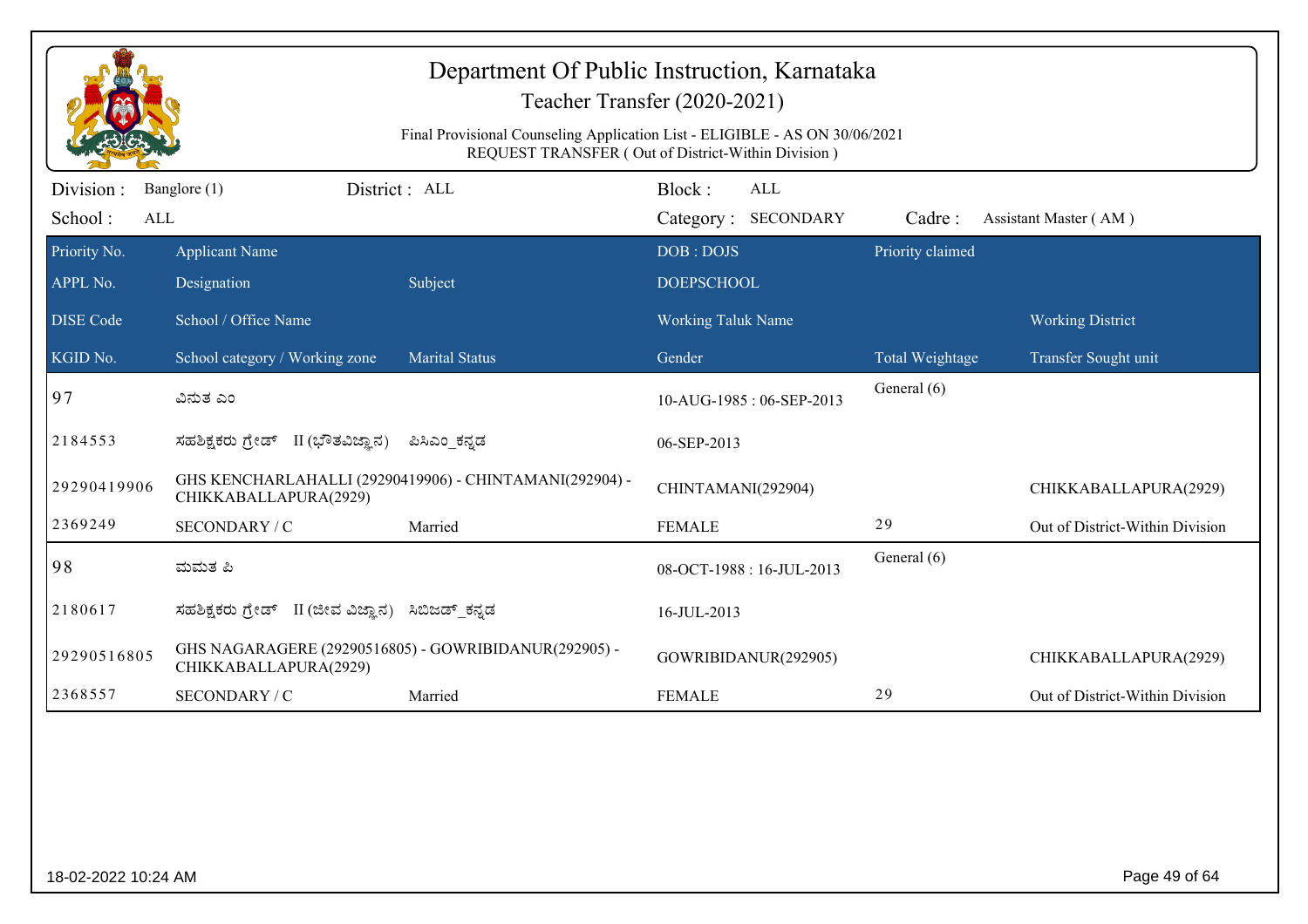# Department Of Public Instruction, Karnataka

Teacher Transfer (2020-2021)

Final Provisional Counseling Application List - ELIGIBLE - AS ON 30/06/2021
REQUEST TRANSFER ( Out of District-Within Division )

Division : Banglore (1) District : ALL Block : ALL
School : ALL Category : SECONDARY Cadre : Assistant Master ( AM )

| Priority No. / APPL No. / DISE Code / KGID No. | Applicant Name / Designation / School / Office Name / School category / Working zone | Subject / Marital Status | DOB : DOJS / DOEPSCHOOL / Working Taluk Name / Gender | Priority claimed / Total Weightage | Working District / Transfer Sought unit |
|---|---|---|---|---|---|
| 97 | ವಿನುತ ಎಂ | | 10-AUG-1985 : 06-SEP-2013 | General (6) | |
| 2184553 | ಸಹಶಿಕ್ಷಕರು ಗ್ರೇಡ್ II (ಭೌತವಿಜ್ಞಾನ) | ಪಿಸಿಎಂ_ಕನ್ನಡ | 06-SEP-2013 | | |
| 29290419906 | GHS KENCHARLAHALLI (29290419906) - CHINTAMANI(292904) - CHIKKABALLAPURA(2929) | | CHINTAMANI(292904) | | CHIKKABALLAPURA(2929) |
| 2369249 | SECONDARY / C | Married | FEMALE | 29 | Out of District-Within Division |
| 98 | ಮಮತ ಪಿ | | 08-OCT-1988 : 16-JUL-2013 | General (6) | |
| 2180617 | ಸಹಶಿಕ್ಷಕರು ಗ್ರೇಡ್ II (ಜೀವ ವಿಜ್ಞಾನ) | ಸಿಬಿಜಡ್_ಕನ್ನಡ | 16-JUL-2013 | | |
| 29290516805 | GHS NAGARAGERE (29290516805) - GOWRIBIDANUR(292905) - CHIKKABALLAPURA(2929) | | GOWRIBIDANUR(292905) | | CHIKKABALLAPURA(2929) |
| 2368557 | SECONDARY / C | Married | FEMALE | 29 | Out of District-Within Division |

18-02-2022 10:24 AM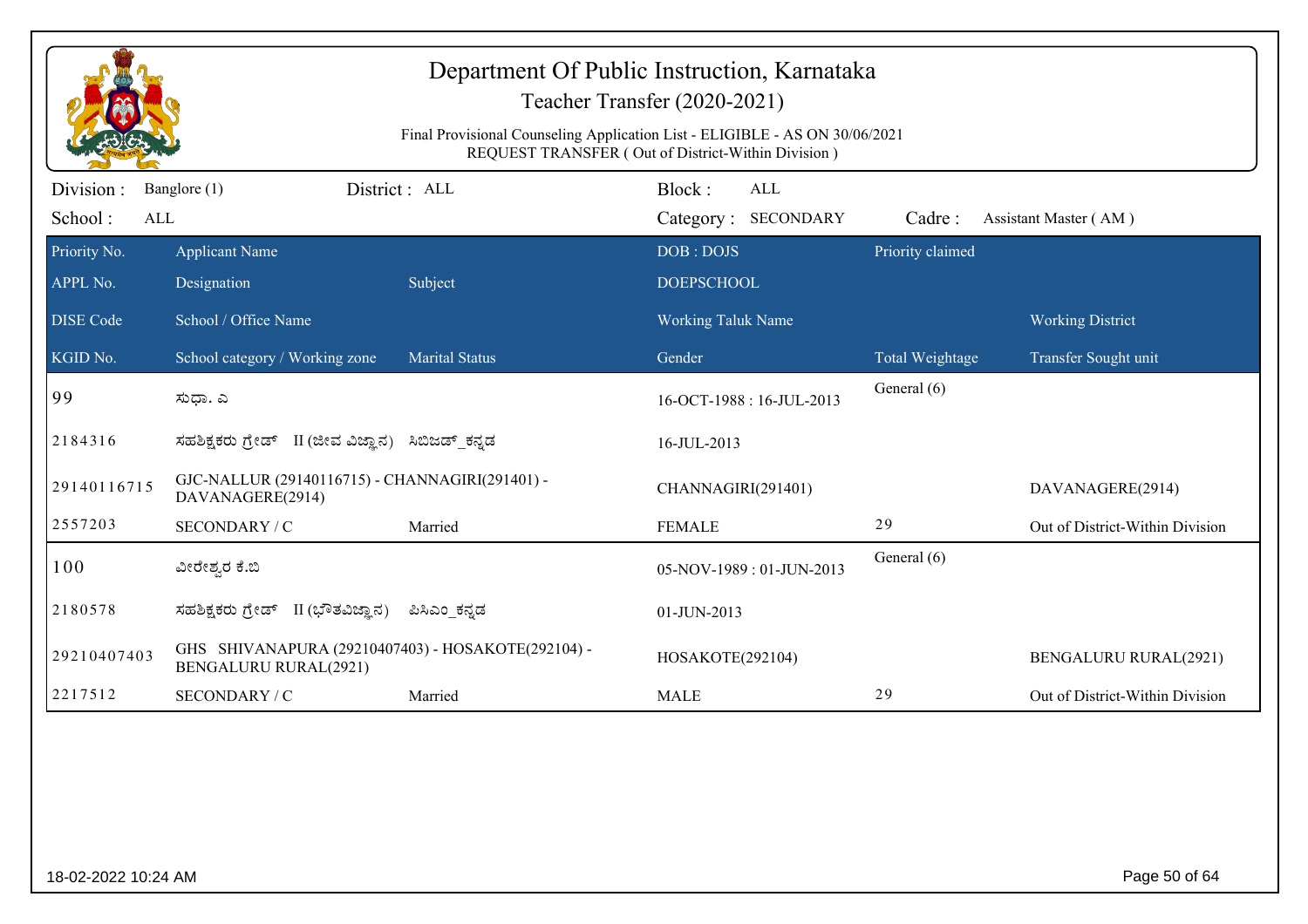# Department Of Public Instruction, Karnataka

## Teacher Transfer (2020-2021)

Final Provisional Counseling Application List - ELIGIBLE - AS ON 30/06/2021
REQUEST TRANSFER ( Out of District-Within Division )

Division : Banglore (1) District : ALL Block : ALL
School : ALL Category : SECONDARY Cadre : Assistant Master ( AM )

| Priority No. / APPL No. / DISE Code / KGID No. | Applicant Name / Designation / School / Office Name / School category / Working zone | Subject / Marital Status | DOB : DOJS / DOEPSCHOOL / Working Taluk Name / Gender | Priority claimed / Total Weightage | Working District / Transfer Sought unit |
|---|---|---|---|---|---|
| 99 | ಸುಧಾ. ಎ | | 16-OCT-1988 : 16-JUL-2013 | General (6) | |
| 2184316 | ಸಹಶಿಕ್ಷಕರು ಗ್ರೇಡ್ II (ಜೀವ ವಿಜ್ಞಾನ) | ಸಿಬಿಜಡ್_ಕನ್ನಡ | 16-JUL-2013 | | |
| 29140116715 | GJC-NALLUR (29140116715) - CHANNAGIRI(291401) - DAVANAGERE(2914) | | CHANNAGIRI(291401) | | DAVANAGERE(2914) |
| 2557203 | SECONDARY / C | Married | FEMALE | 29 | Out of District-Within Division |
| 100 | ವೀರೇಶ್ವರ ಕೆ.ಬಿ | | 05-NOV-1989 : 01-JUN-2013 | General (6) | |
| 2180578 | ಸಹಶಿಕ್ಷಕರು ಗ್ರೇಡ್ II (ಭೌತವಿಜ್ಞಾನ) | ಪಿಸಿಎಂ_ಕನ್ನಡ | 01-JUN-2013 | | |
| 29210407403 | GHS SHIVANAPURA (29210407403) - HOSAKOTE(292104) - BENGALURU RURAL(2921) | | HOSAKOTE(292104) | | BENGALURU RURAL(2921) |
| 2217512 | SECONDARY / C | Married | MALE | 29 | Out of District-Within Division |

18-02-2022 10:24 AM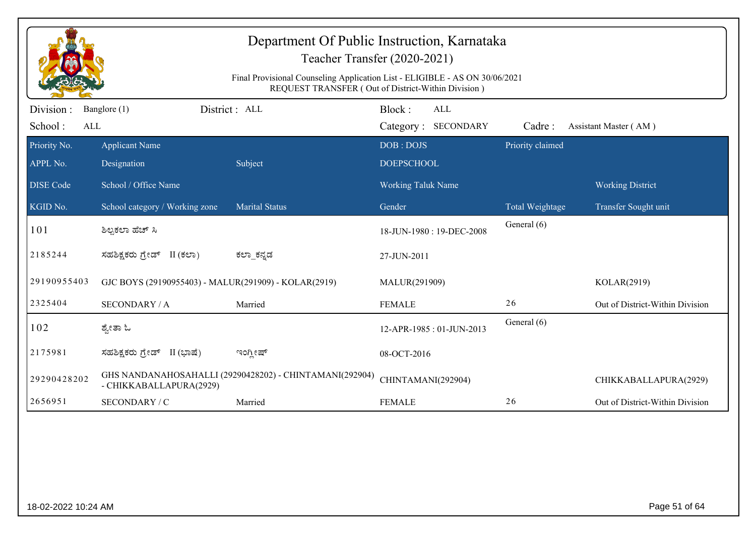# Department Of Public Instruction, Karnataka

## Teacher Transfer (2020-2021)

Final Provisional Counseling Application List - ELIGIBLE - AS ON 30/06/2021
REQUEST TRANSFER ( Out of District-Within Division )

Division : Banglore (1) District : ALL Block : ALL
School : ALL Category : SECONDARY Cadre : Assistant Master ( AM )

| Priority No. / APPL No. / DISE Code / KGID No. | Applicant Name / Designation / School / Office Name / School category / Working zone | Subject / Marital Status | DOB : DOJS / DOEPSCHOOL / Working Taluk Name / Gender | Priority claimed / Total Weightage | Working District / Transfer Sought unit |
|---|---|---|---|---|---|
| 101 | ಶಿಲ್ಪಕಲಾ ಹೆಚ್ ಸಿ | | 18-JUN-1980 : 19-DEC-2008 | General (6) | |
| 2185244 | ಸಹಶಿಕ್ಷಕರು ಗ್ರೇಡ್ II (ಕಲಾ) | ಕಲಾ_ಕನ್ನಡ | 27-JUN-2011 | | |
| 29190955403 | GJC BOYS (29190955403) - MALUR(291909) - KOLAR(2919) | | MALUR(291909) | | KOLAR(2919) |
| 2325404 | SECONDARY / A | Married | FEMALE | 26 | Out of District-Within Division |
| 102 | ಶ್ವೇತಾ ಓ | | 12-APR-1985 : 01-JUN-2013 | General (6) | |
| 2175981 | ಸಹಶಿಕ್ಷಕರು ಗ್ರೇಡ್ II (ಭಾಷೆ) | ಇಂಗ್ಲೀಷ್ | 08-OCT-2016 | | |
| 29290428202 | GHS NANDANAHOSAHALLI (29290428202) - CHINTAMANI(292904) - CHIKKABALLAPURA(2929) | | CHINTAMANI(292904) | | CHIKKABALLAPURA(2929) |
| 2656951 | SECONDARY / C | Married | FEMALE | 26 | Out of District-Within Division |

18-02-2022 10:24 AM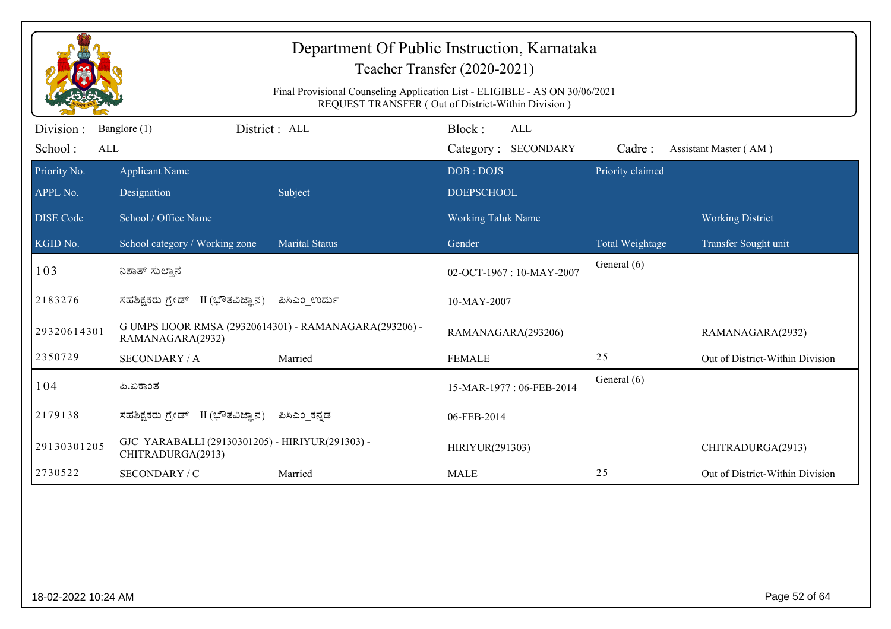# Department Of Public Instruction, Karnataka

Teacher Transfer (2020-2021)

Final Provisional Counseling Application List - ELIGIBLE - AS ON 30/06/2021
REQUEST TRANSFER ( Out of District-Within Division )

Division : Banglore (1) District : ALL Block : ALL
School : ALL Category : SECONDARY Cadre : Assistant Master ( AM )

| Priority No. / APPL No. / DISE Code / KGID No. | Applicant Name / Designation / School / Office Name / School category / Working zone | Subject / Marital Status | DOB : DOJS / DOEPSCHOOL / Working Taluk Name / Gender | Priority claimed / Total Weightage | Working District / Transfer Sought unit |
|---|---|---|---|---|---|
| 103 | ನಿಶಾತ್ ಸುಲ್ತಾನ | | 02-OCT-1967 : 10-MAY-2007 | General (6) | |
| 2183276 | ಸಹಶಿಕ್ಷಕರು ಗ್ರೇಡ್ II (ಭೌತವಿಜ್ಞಾನ) | ಪಿಸಿಎಂ_ಉರ್ದು | 10-MAY-2007 | | |
| 29320614301 | G UMPS IJOOR RMSA (29320614301) - RAMANAGARA(293206) - RAMANAGARA(2932) | | RAMANAGARA(293206) | | RAMANAGARA(2932) |
| 2350729 | SECONDARY / A | Married | FEMALE | 25 | Out of District-Within Division |
| 104 | ಪಿ.ಏಕಾಂತ | | 15-MAR-1977 : 06-FEB-2014 | General (6) | |
| 2179138 | ಸಹಶಿಕ್ಷಕರು ಗ್ರೇಡ್ II (ಭೌತವಿಜ್ಞಾನ) | ಪಿಸಿಎಂ_ಕನ್ನಡ | 06-FEB-2014 | | |
| 29130301205 | GJC YARABALLI (29130301205) - HIRIYUR(291303) - CHITRADURGA(2913) | | HIRIYUR(291303) | | CHITRADURGA(2913) |
| 2730522 | SECONDARY / C | Married | MALE | 25 | Out of District-Within Division |

18-02-2022 10:24 AM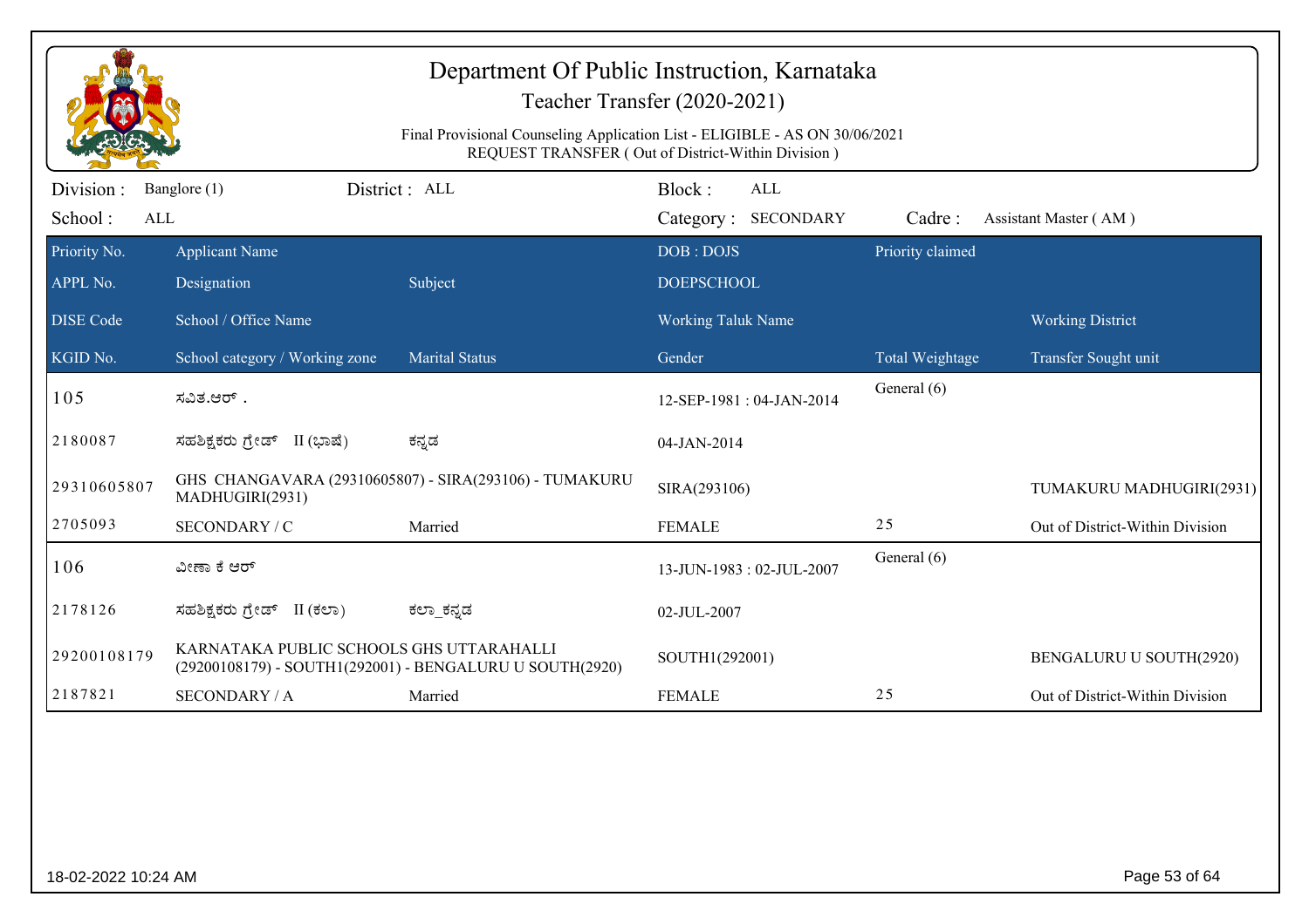# Department Of Public Instruction, Karnataka

## Teacher Transfer (2020-2021)

Final Provisional Counseling Application List - ELIGIBLE - AS ON 30/06/2021
REQUEST TRANSFER ( Out of District-Within Division )

Division : Banglore (1) District : ALL Block : ALL
School : ALL Category : SECONDARY Cadre : Assistant Master ( AM )

| Priority No. / APPL No. / DISE Code / KGID No. | Applicant Name / Designation / School / Office Name / School category / Working zone | Subject / Marital Status | DOB : DOJS / DOEPSCHOOL / Working Taluk Name / Gender | Priority claimed / Total Weightage | Working District / Transfer Sought unit |
|---|---|---|---|---|---|
| 105 | ಸವಿತ.ಆರ್ . | | 12-SEP-1981 : 04-JAN-2014 | General (6) | |
| 2180087 | ಸಹಶಿಕ್ಷಕರು ಗ್ರೇಡ್ II (ಭಾಷೆ) | ಕನ್ನಡ | 04-JAN-2014 | | |
| 29310605807 | GHS CHANGAVARA (29310605807) - SIRA(293106) - TUMAKURU MADHUGIRI(2931) | | SIRA(293106) | | TUMAKURU MADHUGIRI(2931) |
| 2705093 | SECONDARY / C | Married | FEMALE | 25 | Out of District-Within Division |
| 106 | ವೀಣಾ ಕೆ ಆರ್ | | 13-JUN-1983 : 02-JUL-2007 | General (6) | |
| 2178126 | ಸಹಶಿಕ್ಷಕರು ಗ್ರೇಡ್ II (ಕಲಾ) | ಕಲಾ_ಕನ್ನಡ | 02-JUL-2007 | | |
| 29200108179 | KARNATAKA PUBLIC SCHOOLS GHS UTTARAHALLI (29200108179) - SOUTH1(292001) - BENGALURU U SOUTH(2920) | | SOUTH1(292001) | | BENGALURU U SOUTH(2920) |
| 2187821 | SECONDARY / A | Married | FEMALE | 25 | Out of District-Within Division |

18-02-2022 10:24 AM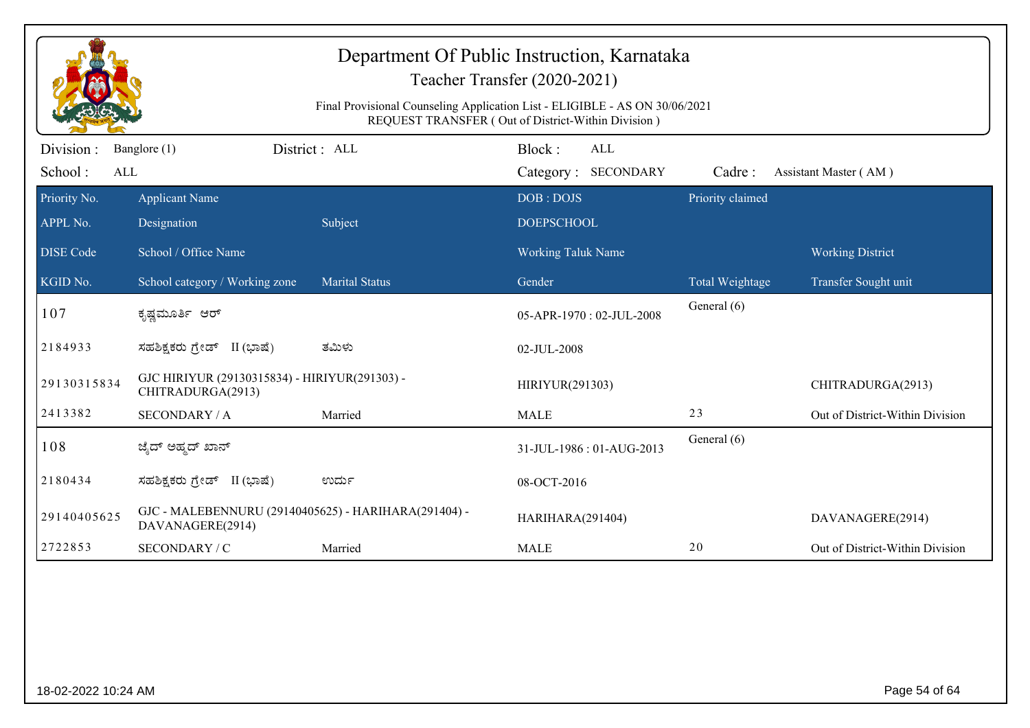# Department Of Public Instruction, Karnataka

## Teacher Transfer (2020-2021)

Final Provisional Counseling Application List - ELIGIBLE - AS ON 30/06/2021
REQUEST TRANSFER ( Out of District-Within Division )

Division : Banglore (1) District : ALL Block : ALL
School : ALL Category : SECONDARY Cadre : Assistant Master ( AM )

| Priority No. / APPL No. / DISE Code / KGID No. | Applicant Name / Designation / School / Office Name / School category / Working zone | Subject / Marital Status | DOB : DOJS / DOEPSCHOOL / Working Taluk Name / Gender | Priority claimed / Total Weightage | Working District / Transfer Sought unit |
|---|---|---|---|---|---|
| 107 | ಕೃಷ್ಣಮೂರ್ತಿ ಆರ್ | | 05-APR-1970 : 02-JUL-2008 | General (6) | |
| 2184933 | ಸಹಶಿಕ್ಷಕರು ಗ್ರೇಡ್ II (ಭಾಷೆ) | ತಮಿಳು | 02-JUL-2008 | | |
| 29130315834 | GJC HIRIYUR (29130315834) - HIRIYUR(291303) - CHITRADURGA(2913) | | HIRIYUR(291303) | | CHITRADURGA(2913) |
| 2413382 | SECONDARY / A | Married | MALE | 23 | Out of District-Within Division |
| 108 | ಜೈದ್ ಅಹ್ಮದ್ ಖಾನ್ | | 31-JUL-1986 : 01-AUG-2013 | General (6) | |
| 2180434 | ಸಹಶಿಕ್ಷಕರು ಗ್ರೇಡ್ II (ಭಾಷೆ) | ಉರ್ದು | 08-OCT-2016 | | |
| 29140405625 | GJC - MALEBENNURU (29140405625) - HARIHARA(291404) - DAVANAGERE(2914) | | HARIHARA(291404) | | DAVANAGERE(2914) |
| 2722853 | SECONDARY / C | Married | MALE | 20 | Out of District-Within Division |

18-02-2022 10:24 AM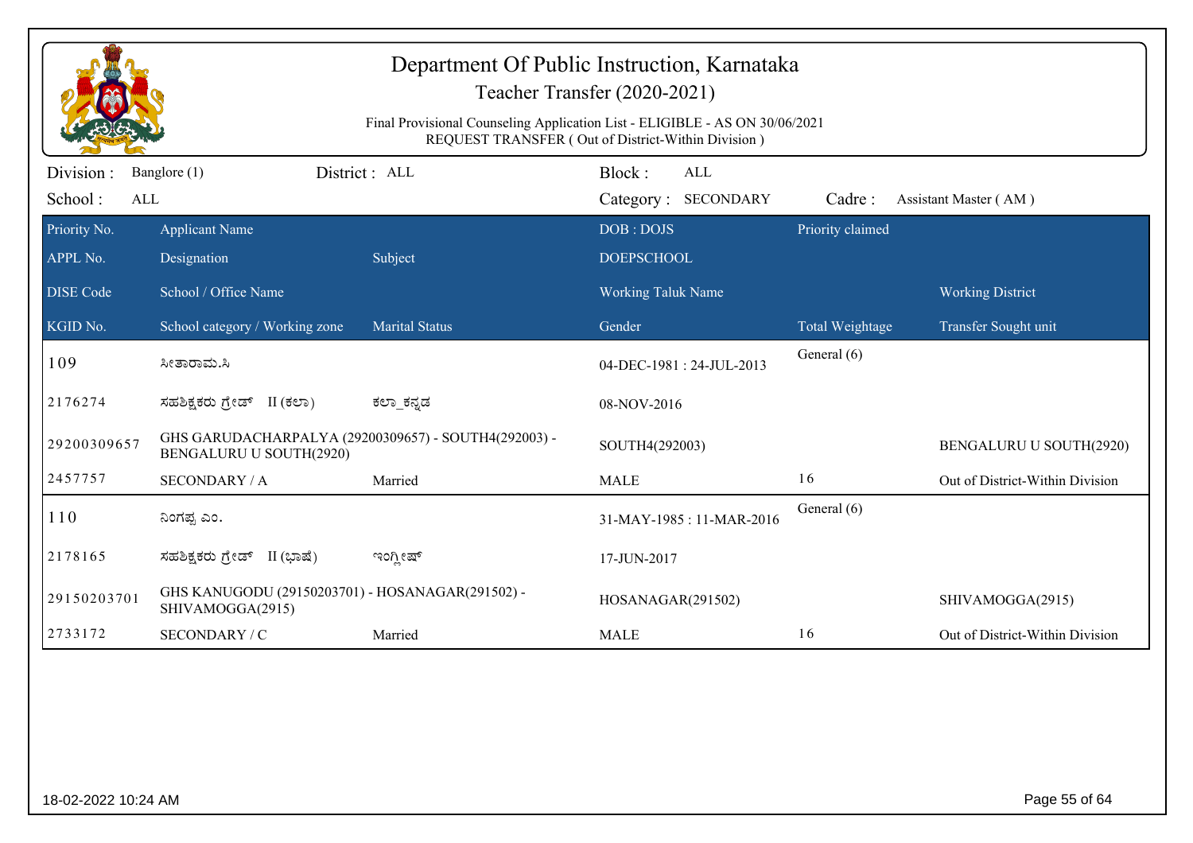# Department Of Public Instruction, Karnataka

## Teacher Transfer (2020-2021)

Final Provisional Counseling Application List - ELIGIBLE - AS ON 30/06/2021
REQUEST TRANSFER ( Out of District-Within Division )

Division : Banglore (1) District : ALL Block : ALL
School : ALL Category : SECONDARY Cadre : Assistant Master ( AM )

| Priority No. | Applicant Name | | DOB : DOJS | Priority claimed | |
|---|---|---|---|---|---|
| APPL No. | Designation | Subject | DOEPSCHOOL | | |
| DISE Code | School / Office Name | | Working Taluk Name | | Working District |
| KGID No. | School category / Working zone | Marital Status | Gender | Total Weightage | Transfer Sought unit |
| 109 | ಸೀತಾರಾಮ.ಸಿ | | 04-DEC-1981 : 24-JUL-2013 | General (6) | |
| 2176274 | ಸಹಶಿಕ್ಷಕರು ಗ್ರೇಡ್ II (ಕಲಾ) | ಕಲಾ_ಕನ್ನಡ | 08-NOV-2016 | | |
| 29200309657 | GHS GARUDACHARPALYA (29200309657) - SOUTH4(292003) - BENGALURU U SOUTH(2920) | | SOUTH4(292003) | | BENGALURU U SOUTH(2920) |
| 2457757 | SECONDARY / A | Married | MALE | 16 | Out of District-Within Division |
| 110 | ನಿಂಗಪ್ಪ ಎಂ. | | 31-MAY-1985 : 11-MAR-2016 | General (6) | |
| 2178165 | ಸಹಶಿಕ್ಷಕರು ಗ್ರೇಡ್ II (ಭಾಷೆ) | ಇಂಗ್ಲೀಷ್ | 17-JUN-2017 | | |
| 29150203701 | GHS KANUGODU (29150203701) - HOSANAGAR(291502) - SHIVAMOGGA(2915) | | HOSANAGAR(291502) | | SHIVAMOGGA(2915) |
| 2733172 | SECONDARY / C | Married | MALE | 16 | Out of District-Within Division |

18-02-2022 10:24 AM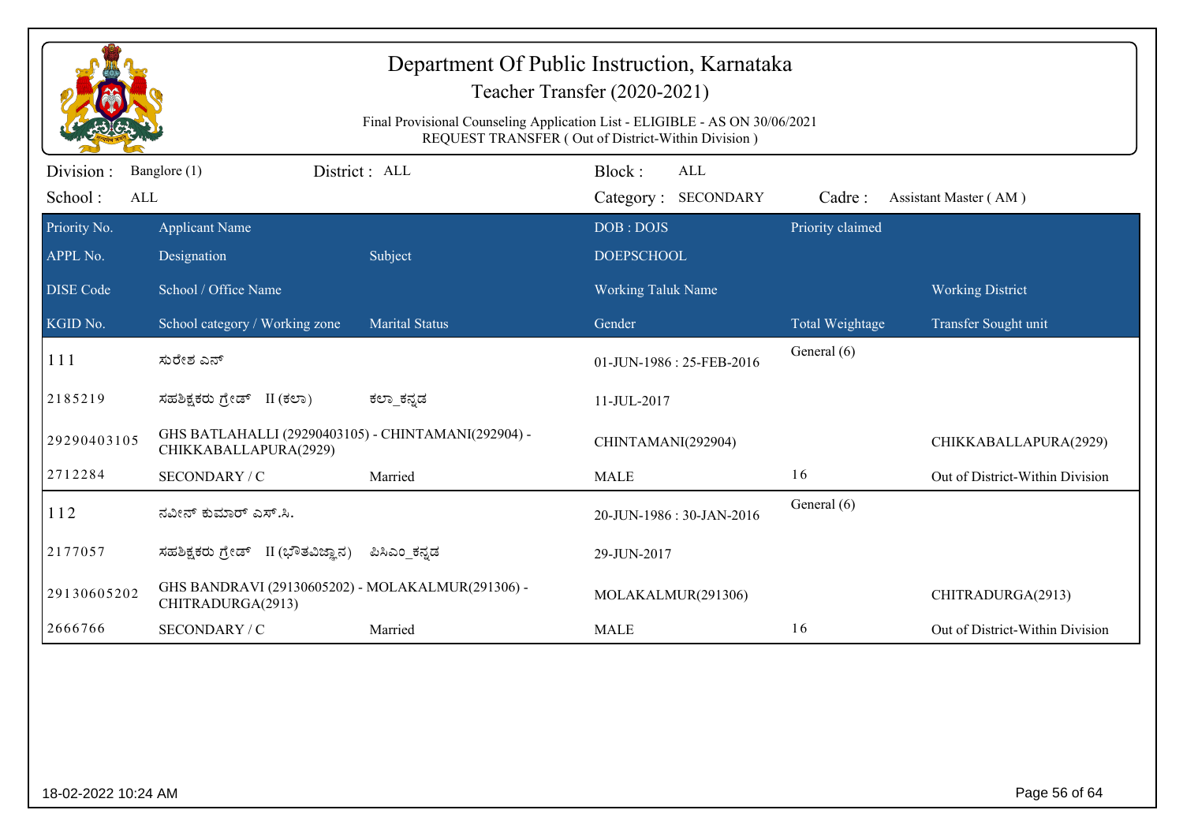# Department Of Public Instruction, Karnataka

Teacher Transfer (2020-2021)

Final Provisional Counseling Application List - ELIGIBLE - AS ON 30/06/2021
REQUEST TRANSFER ( Out of District-Within Division )

Division : Banglore (1) District : ALL Block : ALL
School : ALL Category : SECONDARY Cadre : Assistant Master ( AM )

| Priority No. / APPL No. / DISE Code / KGID No. | Applicant Name / Designation / School / Office Name / School category / Working zone | Subject / Marital Status | DOB : DOJS / DOEPSCHOOL / Working Taluk Name / Gender | Priority claimed / Total Weightage | Working District / Transfer Sought unit |
|---|---|---|---|---|---|
| 111 | ಸುರೇಶ ಎನ್ | | 01-JUN-1986 : 25-FEB-2016 | General (6) | |
| 2185219 | ಸಹಶಿಕ್ಷಕರು ಗ್ರೇಡ್ II (ಕಲಾ) | ಕಲಾ_ಕನ್ನಡ | 11-JUL-2017 | | |
| 29290403105 | GHS BATLAHALLI (29290403105) - CHINTAMANI(292904) - CHIKKABALLAPURA(2929) | | CHINTAMANI(292904) | | CHIKKABALLAPURA(2929) |
| 2712284 | SECONDARY / C | Married | MALE | 16 | Out of District-Within Division |
| 112 | ನವೀನ್ ಕುಮಾರ್ ಎಸ್.ಸಿ. | | 20-JUN-1986 : 30-JAN-2016 | General (6) | |
| 2177057 | ಸಹಶಿಕ್ಷಕರು ಗ್ರೇಡ್ II (ಭೌತವಿಜ್ಞಾನ) | ಪಿಸಿಎಂ_ಕನ್ನಡ | 29-JUN-2017 | | |
| 29130605202 | GHS BANDRAVI (29130605202) - MOLAKALMUR(291306) - CHITRADURGA(2913) | | MOLAKALMUR(291306) | | CHITRADURGA(2913) |
| 2666766 | SECONDARY / C | Married | MALE | 16 | Out of District-Within Division |

18-02-2022 10:24 AM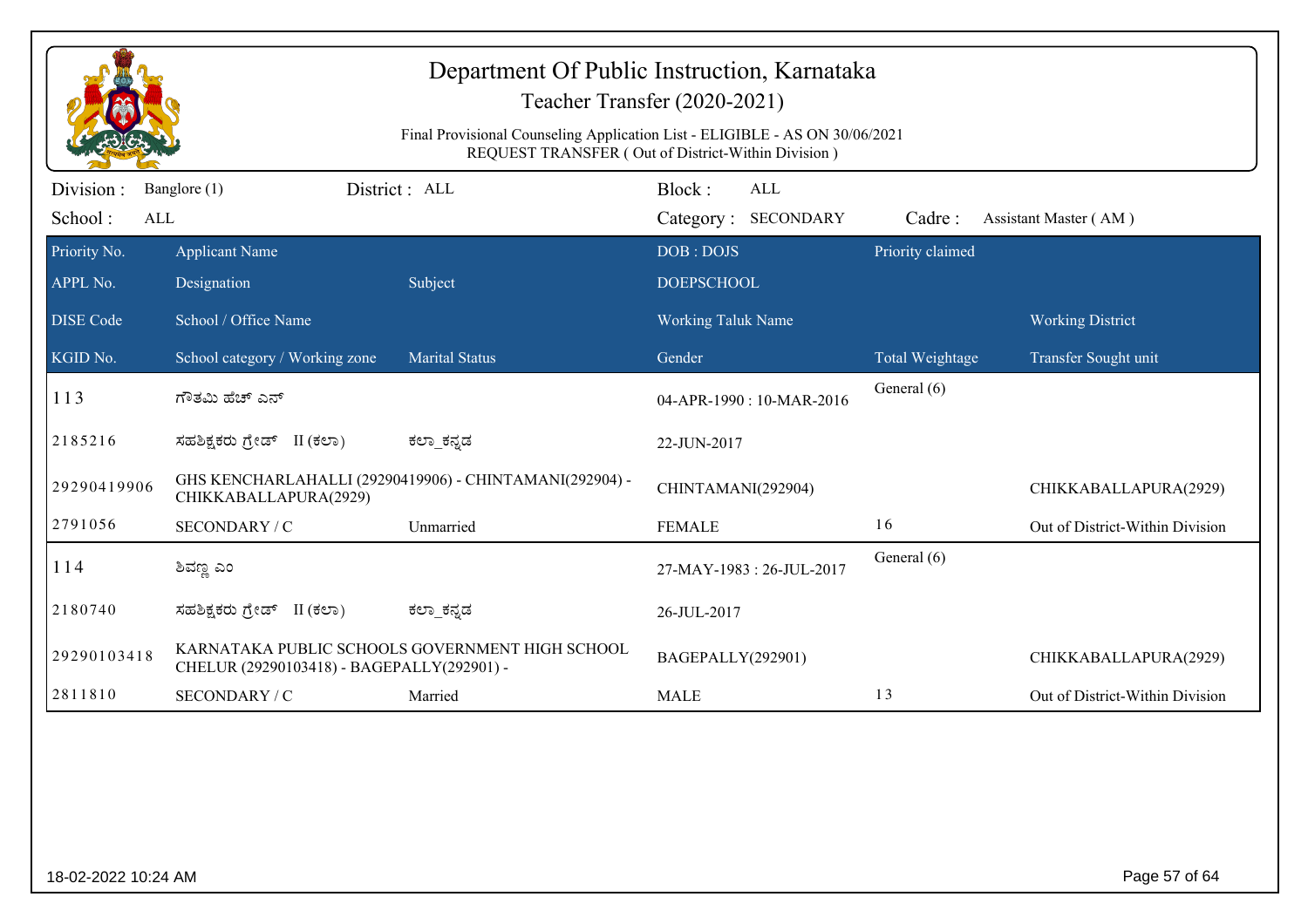# Department Of Public Instruction, Karnataka

## Teacher Transfer (2020-2021)

Final Provisional Counseling Application List - ELIGIBLE - AS ON 30/06/2021
REQUEST TRANSFER ( Out of District-Within Division )

Division : Banglore (1) District : ALL Block : ALL
School : ALL Category : SECONDARY Cadre : Assistant Master ( AM )

| Priority No. / APPL No. / DISE Code / KGID No. | Applicant Name / Designation / School / Office Name / School category / Working zone | Subject / Marital Status | DOB : DOJS / DOEPSCHOOL / Working Taluk Name / Gender | Priority claimed / Total Weightage | Working District / Transfer Sought unit |
|---|---|---|---|---|---|
| 113 | ಗೌತಮಿ ಹೆಚ್ ಎನ್ | | 04-APR-1990 : 10-MAR-2016 | General (6) | |
| 2185216 | ಸಹಶಿಕ್ಷಕರು ಗ್ರೇಡ್ II (ಕಲಾ) | ಕಲಾ_ಕನ್ನಡ | 22-JUN-2017 | | |
| 29290419906 | GHS KENCHARLAHALLI (29290419906) - CHINTAMANI(292904) - CHIKKABALLAPURA(2929) | | CHINTAMANI(292904) | | CHIKKABALLAPURA(2929) |
| 2791056 | SECONDARY / C | Unmarried | FEMALE | 16 | Out of District-Within Division |
| 114 | ಶಿವಣ್ಣ ಎಂ | | 27-MAY-1983 : 26-JUL-2017 | General (6) | |
| 2180740 | ಸಹಶಿಕ್ಷಕರು ಗ್ರೇಡ್ II (ಕಲಾ) | ಕಲಾ_ಕನ್ನಡ | 26-JUL-2017 | | |
| 29290103418 | KARNATAKA PUBLIC SCHOOLS GOVERNMENT HIGH SCHOOL CHELUR (29290103418) - BAGEPALLY(292901) - | | BAGEPALLY(292901) | | CHIKKABALLAPURA(2929) |
| 2811810 | SECONDARY / C | Married | MALE | 13 | Out of District-Within Division |

18-02-2022 10:24 AM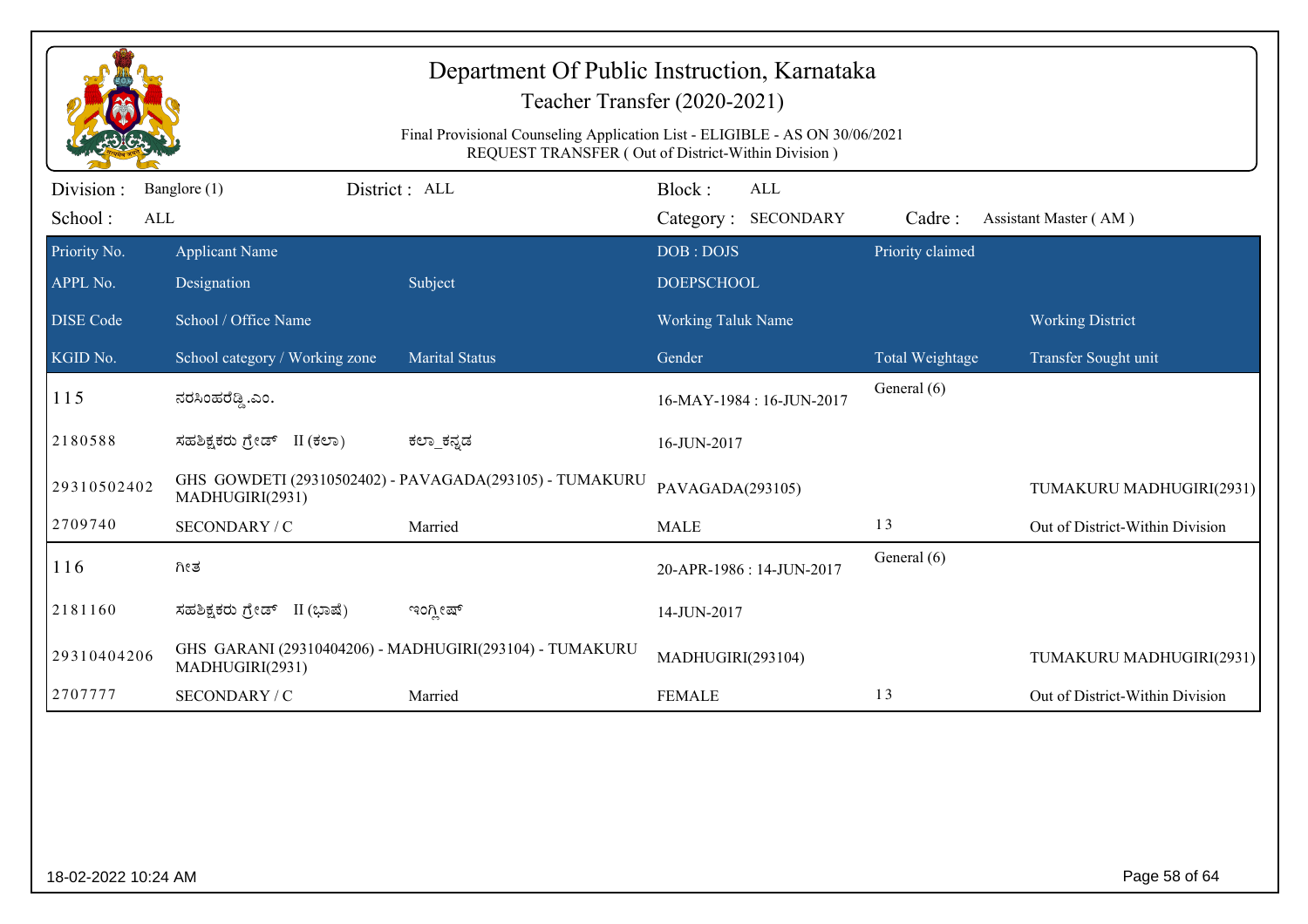# Department Of Public Instruction, Karnataka

## Teacher Transfer (2020-2021)

Final Provisional Counseling Application List - ELIGIBLE - AS ON 30/06/2021
REQUEST TRANSFER ( Out of District-Within Division )

Division : Banglore (1) District : ALL Block : ALL
School : ALL Category : SECONDARY Cadre : Assistant Master ( AM )

| Priority No. / APPL No. / DISE Code / KGID No. | Applicant Name / Designation / School / Office Name / School category / Working zone | Subject / Marital Status | DOB : DOJS / DOEPSCHOOL / Working Taluk Name / Gender | Priority claimed / Total Weightage | Working District / Transfer Sought unit |
|---|---|---|---|---|---|
| 115 | ನರಸಿಂಹರೆಡ್ಡಿ.ಎಂ. | | 16-MAY-1984 : 16-JUN-2017 | General (6) | |
| 2180588 | ಸಹಶಿಕ್ಷಕರು ಗ್ರೇಡ್ II (ಕಲಾ) | ಕಲಾ_ಕನ್ನಡ | 16-JUN-2017 | | |
| 29310502402 | GHS GOWDETI (29310502402) - PAVAGADA(293105) - TUMAKURU MADHUGIRI(2931) | | PAVAGADA(293105) | | TUMAKURU MADHUGIRI(2931) |
| 2709740 | SECONDARY / C | Married | MALE | 13 | Out of District-Within Division |
| 116 | ಗೀತ | | 20-APR-1986 : 14-JUN-2017 | General (6) | |
| 2181160 | ಸಹಶಿಕ್ಷಕರು ಗ್ರೇಡ್ II (ಭಾಷೆ) | ಇಂಗ್ಲೀಷ್ | 14-JUN-2017 | | |
| 29310404206 | GHS GARANI (29310404206) - MADHUGIRI(293104) - TUMAKURU MADHUGIRI(2931) | | MADHUGIRI(293104) | | TUMAKURU MADHUGIRI(2931) |
| 2707777 | SECONDARY / C | Married | FEMALE | 13 | Out of District-Within Division |

18-02-2022 10:24 AM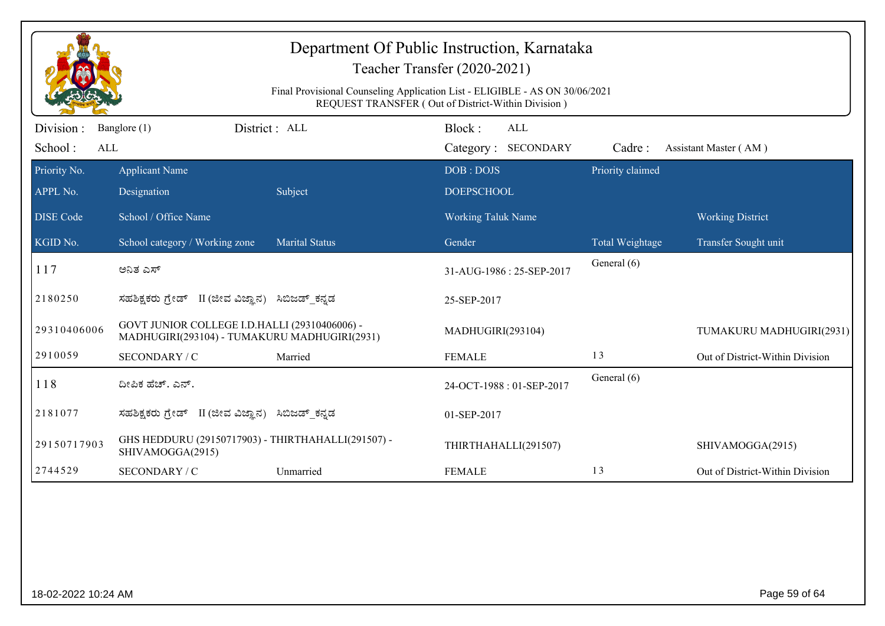# Department Of Public Instruction, Karnataka

## Teacher Transfer (2020-2021)

Final Provisional Counseling Application List - ELIGIBLE - AS ON 30/06/2021
REQUEST TRANSFER ( Out of District-Within Division )

Division : Banglore (1) District : ALL Block : ALL
School : ALL Category : SECONDARY Cadre : Assistant Master ( AM )

| Priority No. / APPL No. / DISE Code / KGID No. | Applicant Name / Designation / School / Office Name / School category / Working zone | Subject / Marital Status | DOB : DOJS / DOEPSCHOOL / Working Taluk Name / Gender | Priority claimed / Total Weightage | Working District / Transfer Sought unit |
|---|---|---|---|---|---|
| 117 | ಅನಿತ ಎಸ್ | | 31-AUG-1986 : 25-SEP-2017 | General (6) | |
| 2180250 | ಸಹಶಿಕ್ಷಕರು ಗ್ರೇಡ್ II (ಜೀವ ವಿಜ್ಞಾನ) | ಸಿಬಿಜಡ್_ಕನ್ನಡ | 25-SEP-2017 | | |
| 29310406006 | GOVT JUNIOR COLLEGE I.D.HALLI (29310406006) - MADHUGIRI(293104) - TUMAKURU MADHUGIRI(2931) | | MADHUGIRI(293104) | | TUMAKURU MADHUGIRI(2931) |
| 2910059 | SECONDARY / C | Married | FEMALE | 13 | Out of District-Within Division |
| 118 | ದೀಪಿಕ ಹೆಚ್. ಎನ್. | | 24-OCT-1988 : 01-SEP-2017 | General (6) | |
| 2181077 | ಸಹಶಿಕ್ಷಕರು ಗ್ರೇಡ್ II (ಜೀವ ವಿಜ್ಞಾನ) | ಸಿಬಿಜಡ್_ಕನ್ನಡ | 01-SEP-2017 | | |
| 29150717903 | GHS HEDDURU (29150717903) - THIRTHAHALLI(291507) - SHIVAMOGGA(2915) | | THIRTHAHALLI(291507) | | SHIVAMOGGA(2915) |
| 2744529 | SECONDARY / C | Unmarried | FEMALE | 13 | Out of District-Within Division |

18-02-2022 10:24 AM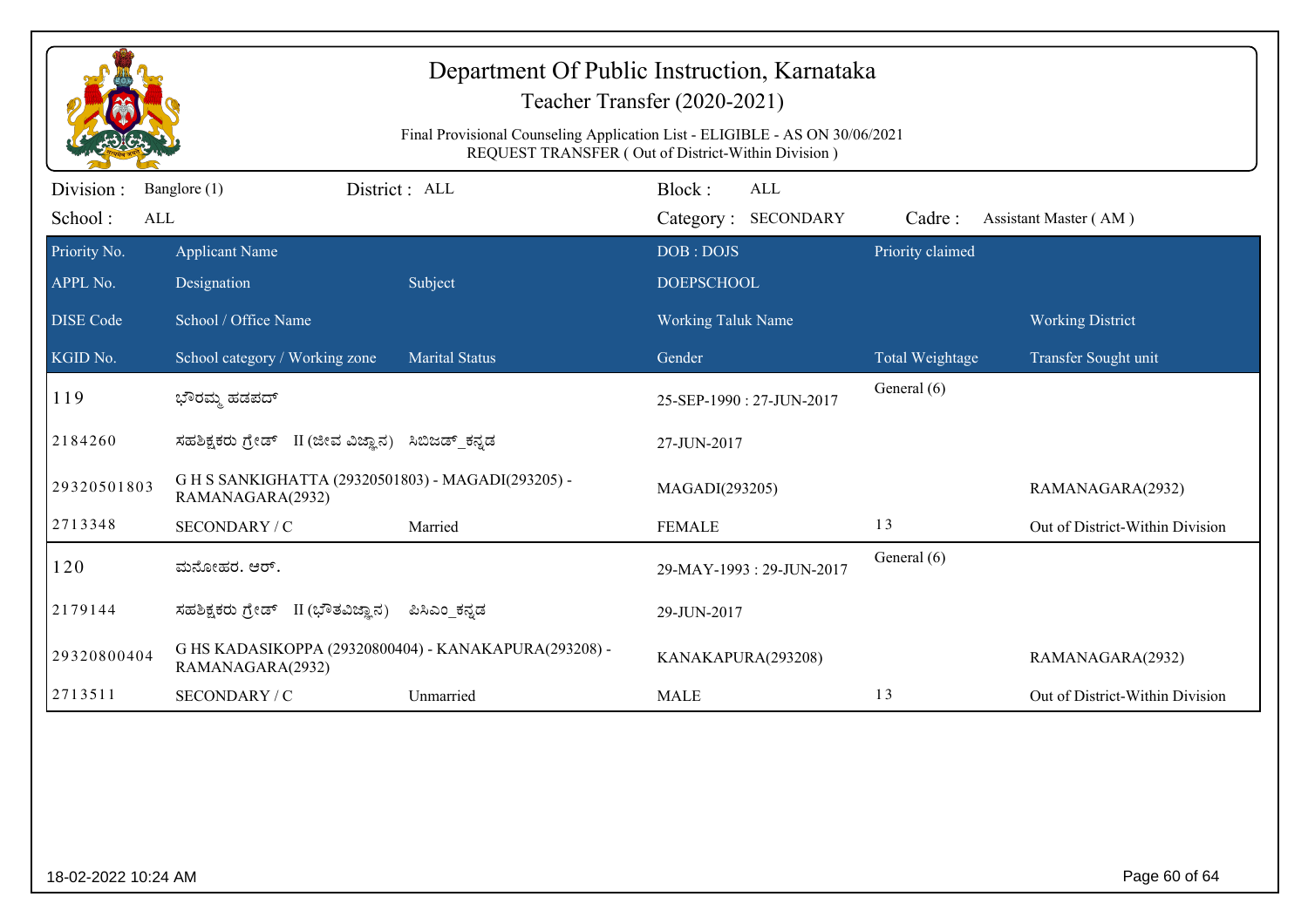# Department Of Public Instruction, Karnataka

Teacher Transfer (2020-2021)

Final Provisional Counseling Application List - ELIGIBLE - AS ON 30/06/2021

REQUEST TRANSFER ( Out of District-Within Division )

Division : Banglore (1) District : ALL Block : ALL

School : ALL Category : SECONDARY Cadre : Assistant Master ( AM )

| Priority No. / APPL No. / DISE Code / KGID No. | Applicant Name / Designation / School / Office Name / School category / Working zone | Subject / Marital Status | DOB : DOJS / DOEPSCHOOL / Working Taluk Name / Gender | Priority claimed / Total Weightage | Working District / Transfer Sought unit |
|---|---|---|---|---|---|
| 119 | ಭೌರಮ್ಮ ಹಡಪದ್ | | 25-SEP-1990 : 27-JUN-2017 | General (6) | |
| 2184260 | ಸಹಶಿಕ್ಷಕರು ಗ್ರೇಡ್ II (ಜೀವ ವಿಜ್ಞಾನ) | ಸಿಬಿಜಡ್_ಕನ್ನಡ | 27-JUN-2017 | | |
| 29320501803 | G H S SANKIGHATTA (29320501803) - MAGADI(293205) - RAMANAGARA(2932) | | MAGADI(293205) | | RAMANAGARA(2932) |
| 2713348 | SECONDARY / C | Married | FEMALE | 13 | Out of District-Within Division |
| 120 | ಮನೋಹರ. ಆರ್. | | 29-MAY-1993 : 29-JUN-2017 | General (6) | |
| 2179144 | ಸಹಶಿಕ್ಷಕರು ಗ್ರೇಡ್ II (ಭೌತವಿಜ್ಞಾನ) | ಪಿಸಿಎಂ_ಕನ್ನಡ | 29-JUN-2017 | | |
| 29320800404 | G HS KADASIKOPPA (29320800404) - KANAKAPURA(293208) - RAMANAGARA(2932) | | KANAKAPURA(293208) | | RAMANAGARA(2932) |
| 2713511 | SECONDARY / C | Unmarried | MALE | 13 | Out of District-Within Division |

18-02-2022 10:24 AM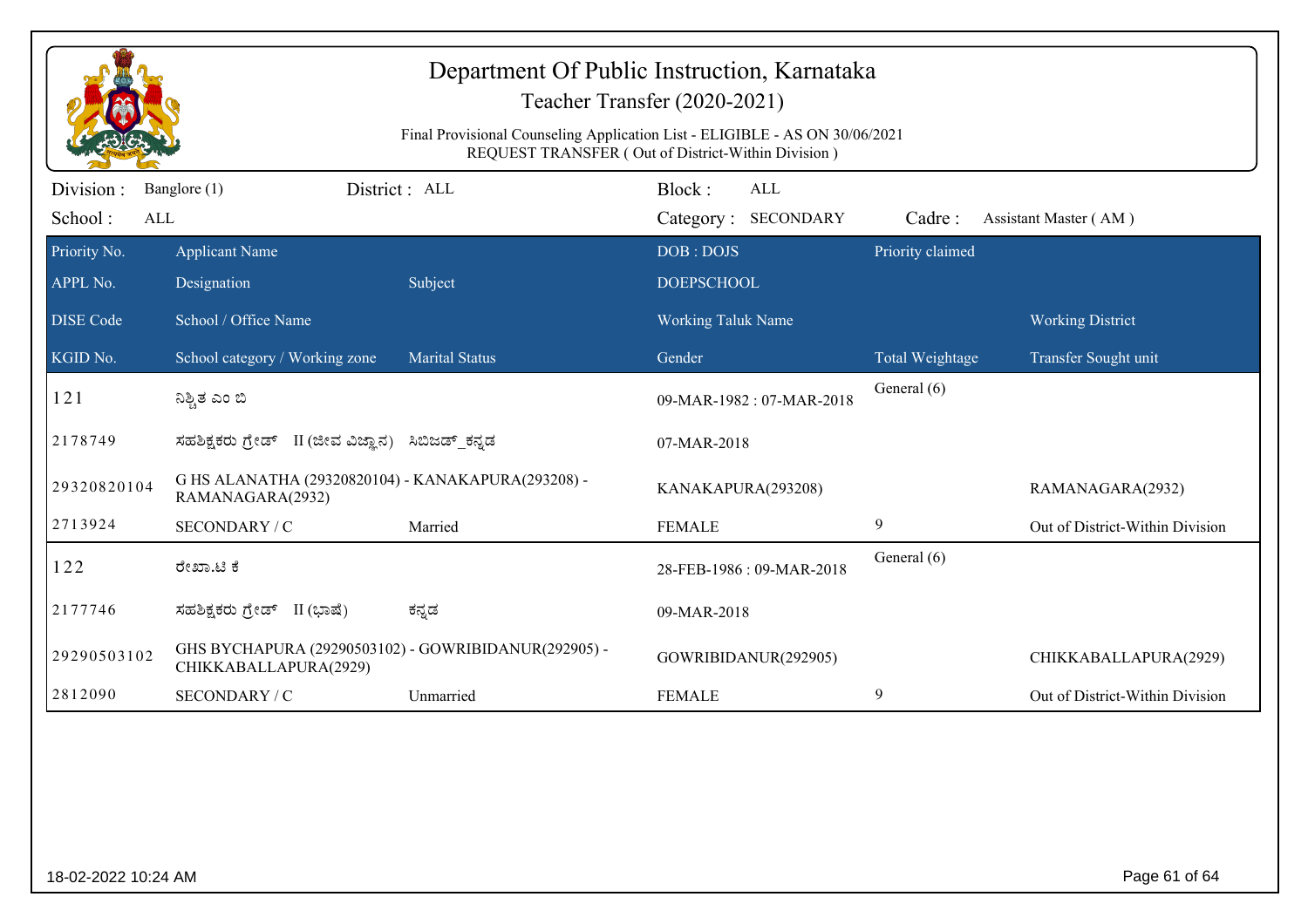# Department Of Public Instruction, Karnataka

## Teacher Transfer (2020-2021)

Final Provisional Counseling Application List - ELIGIBLE - AS ON 30/06/2021
REQUEST TRANSFER ( Out of District-Within Division )

Division : Banglore (1) | District : ALL | Block : ALL
School : ALL | Category : SECONDARY | Cadre : Assistant Master ( AM )

| Priority No. / APPL No. / DISE Code / KGID No. | Applicant Name / Designation / School / Office Name / School category / Working zone | Subject / Marital Status | DOB : DOJS / DOEPSCHOOL / Working Taluk Name / Gender | Priority claimed / Total Weightage | Working District / Transfer Sought unit |
|---|---|---|---|---|---|
| 121 | ನಿಶ್ಚಿತ ಎಂ ಬಿ | | 09-MAR-1982 : 07-MAR-2018 | General (6) | |
| 2178749 | ಸಹಶಿಕ್ಷಕರು ಗ್ರೇಡ್ II (ಜೀವ ವಿಜ್ಞಾನ) | ಸಿಬಿಜಡ್_ಕನ್ನಡ | 07-MAR-2018 | | |
| 29320820104 | G HS ALANATHA (29320820104) - KANAKAPURA(293208) - RAMANAGARA(2932) | | KANAKAPURA(293208) | | RAMANAGARA(2932) |
| 2713924 | SECONDARY / C | Married | FEMALE | 9 | Out of District-Within Division |
| 122 | ರೇಖಾ.ಟಿ ಕೆ | | 28-FEB-1986 : 09-MAR-2018 | General (6) | |
| 2177746 | ಸಹಶಿಕ್ಷಕರು ಗ್ರೇಡ್ II (ಭಾಷೆ) | ಕನ್ನಡ | 09-MAR-2018 | | |
| 29290503102 | GHS BYCHAPURA (29290503102) - GOWRIBIDANUR(292905) - CHIKKABALLAPURA(2929) | | GOWRIBIDANUR(292905) | | CHIKKABALLAPURA(2929) |
| 2812090 | SECONDARY / C | Unmarried | FEMALE | 9 | Out of District-Within Division |

18-02-2022 10:24 AM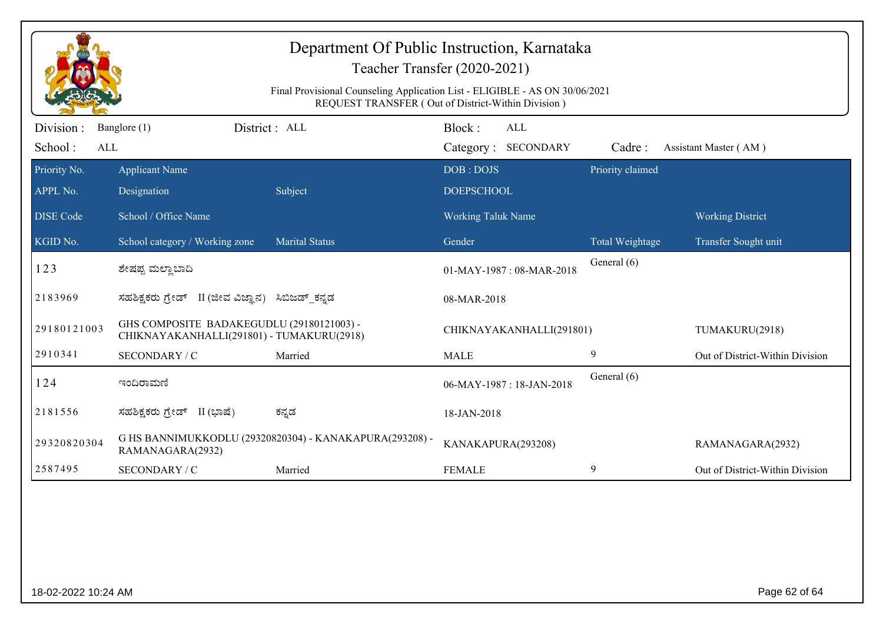# Department Of Public Instruction, Karnataka

## Teacher Transfer (2020-2021)

Final Provisional Counseling Application List - ELIGIBLE - AS ON 30/06/2021
REQUEST TRANSFER ( Out of District-Within Division )

Division : Banglore (1) District : ALL Block : ALL
School : ALL Category : SECONDARY Cadre : Assistant Master ( AM )

| Priority No. / APPL No. / DISE Code / KGID No. | Applicant Name / Designation / School / Office Name / School category / Working zone | Subject / Marital Status | DOB : DOJS / DOEPSCHOOL / Working Taluk Name / Gender | Priority claimed / Total Weightage | Working District / Transfer Sought unit |
|---|---|---|---|---|---|
| 123 | ಶೇಷಪ್ಪ ಮಲ್ಲಾಬಾದಿ | | 01-MAY-1987 : 08-MAR-2018 | General (6) | |
| 2183969 | ಸಹಶಿಕ್ಷಕರು ಗ್ರೇಡ್ II (ಜೀವ ವಿಜ್ಞಾನ) | ಸಿಬಿಜಡ್_ಕನ್ನಡ | 08-MAR-2018 | | |
| 29180121003 | GHS COMPOSITE BADAKEGUDLU (29180121003) - CHIKNAYAKANHALLI(291801) - TUMAKURU(2918) | | CHIKNAYAKANHALLI(291801) | | TUMAKURU(2918) |
| 2910341 | SECONDARY / C | Married | MALE | 9 | Out of District-Within Division |
| 124 | ಇಂದಿರಾಮಣಿ | | 06-MAY-1987 : 18-JAN-2018 | General (6) | |
| 2181556 | ಸಹಶಿಕ್ಷಕರು ಗ್ರೇಡ್ II (ಭಾಷೆ) | ಕನ್ನಡ | 18-JAN-2018 | | |
| 29320820304 | G HS BANNIMUKKODLU (29320820304) - KANAKAPURA(293208) - RAMANAGARA(2932) | | KANAKAPURA(293208) | | RAMANAGARA(2932) |
| 2587495 | SECONDARY / C | Married | FEMALE | 9 | Out of District-Within Division |

18-02-2022 10:24 AM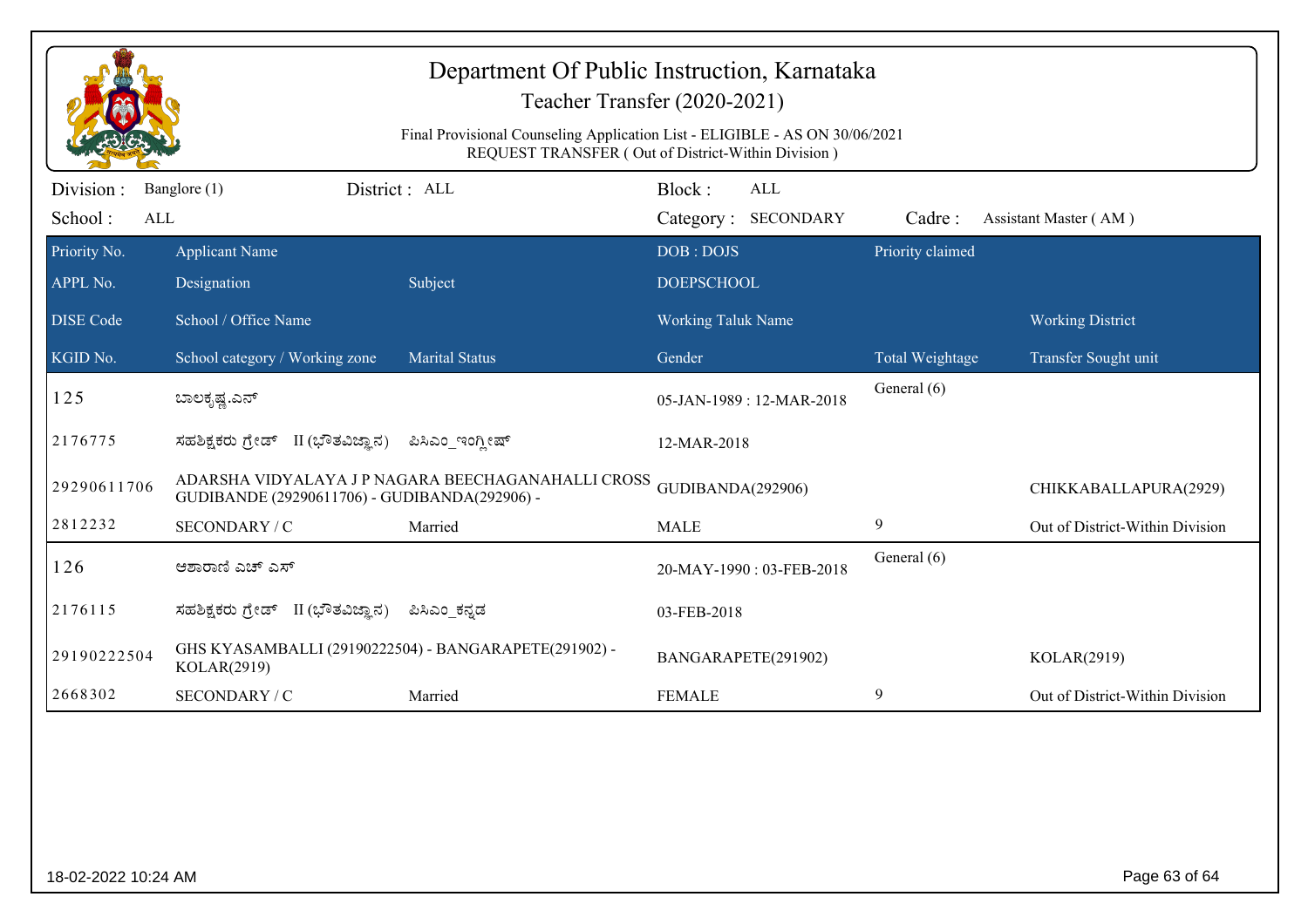# Department Of Public Instruction, Karnataka

## Teacher Transfer (2020-2021)

Final Provisional Counseling Application List - ELIGIBLE - AS ON 30/06/2021
REQUEST TRANSFER ( Out of District-Within Division )

Division : Banglore (1) District : ALL Block : ALL
School : ALL Category : SECONDARY Cadre : Assistant Master ( AM )

| Priority No. / APPL No. / DISE Code / KGID No. | Applicant Name / Designation / School / Office Name / School category / Working zone | Subject / Marital Status | DOB : DOJS / DOEPSCHOOL / Working Taluk Name / Gender | Priority claimed / Total Weightage | Working District / Transfer Sought unit |
|---|---|---|---|---|---|
| 125 | ಬಾಲಕೃಷ್ಣ.ಎನ್ | | 05-JAN-1989 : 12-MAR-2018 | General (6) | |
| 2176775 | ಸಹಶಿಕ್ಷಕರು ಗ್ರೇಡ್ II (ಭೌತವಿಜ್ಞಾನ) | ಪಿಸಿಎಂ_ಇಂಗ್ಲೀಷ್ | 12-MAR-2018 | | |
| 29290611706 | ADARSHA VIDYALAYA J P NAGARA BEECHAGANAHALLI CROSS GUDIBANDE (29290611706) - GUDIBANDA(292906) - | | GUDIBANDA(292906) | | CHIKKABALLAPURA(2929) |
| 2812232 | SECONDARY / C | Married | MALE | 9 | Out of District-Within Division |
| 126 | ಆಶಾರಾಣಿ ಎಚ್ ಎಸ್ | | 20-MAY-1990 : 03-FEB-2018 | General (6) | |
| 2176115 | ಸಹಶಿಕ್ಷಕರು ಗ್ರೇಡ್ II (ಭೌತವಿಜ್ಞಾನ) | ಪಿಸಿಎಂ_ಕನ್ನಡ | 03-FEB-2018 | | |
| 29190222504 | GHS KYASAMBALLI (29190222504) - BANGARAPETE(291902) - KOLAR(2919) | | BANGARAPETE(291902) | | KOLAR(2919) |
| 2668302 | SECONDARY / C | Married | FEMALE | 9 | Out of District-Within Division |

18-02-2022 10:24 AM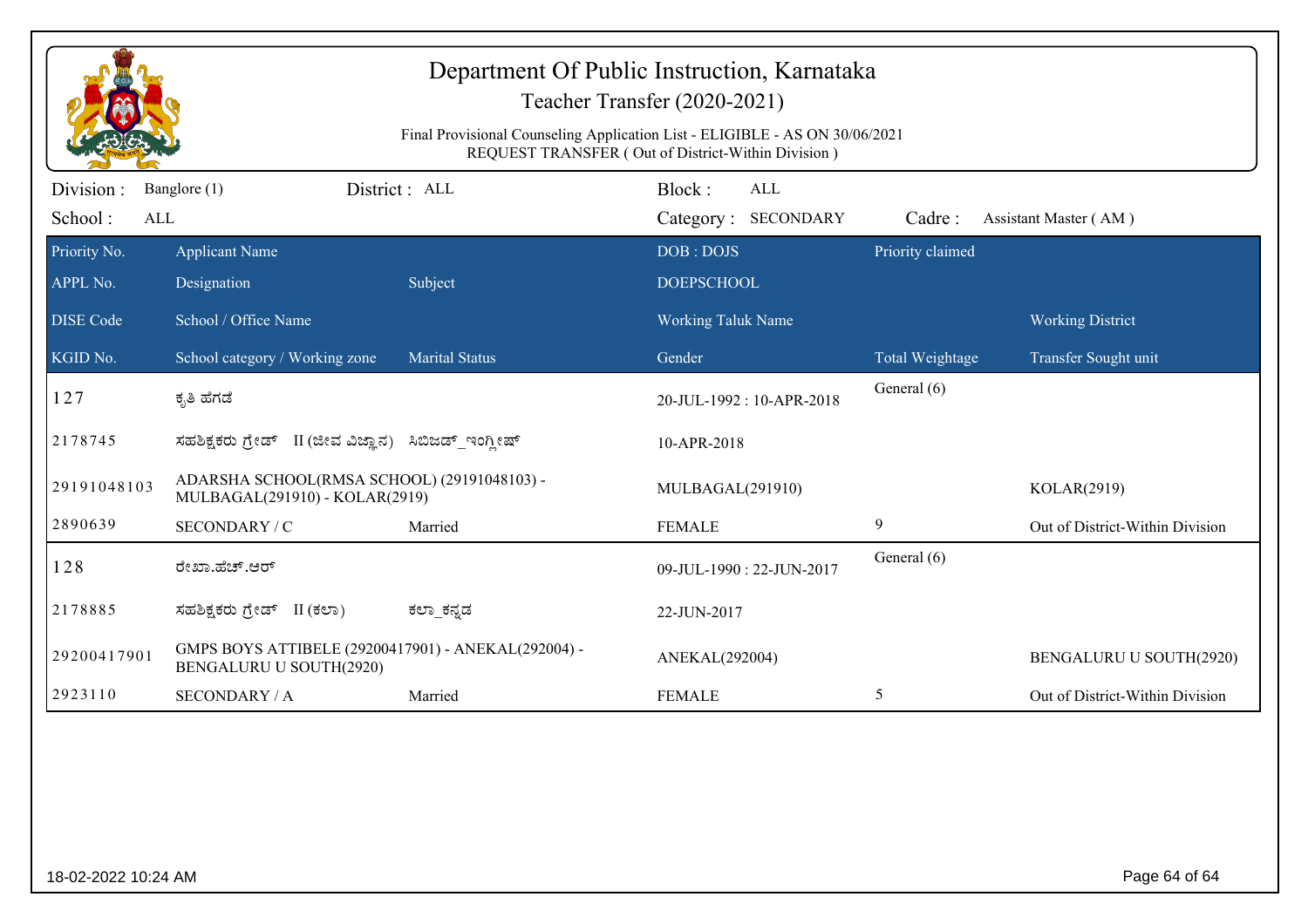# Department Of Public Instruction, Karnataka

Teacher Transfer (2020-2021)

Final Provisional Counseling Application List - ELIGIBLE - AS ON 30/06/2021

REQUEST TRANSFER ( Out of District-Within Division )

Division : Banglore (1) District : ALL Block : ALL

School : ALL Category : SECONDARY Cadre : Assistant Master ( AM )

| Priority No. / APPL No. / DISE Code / KGID No. | Applicant Name / Designation / School / Office Name / School category / Working zone | Subject / Marital Status | DOB : DOJS / DOEPSCHOOL / Working Taluk Name / Gender | Priority claimed / Total Weightage | Working District / Transfer Sought unit |
|---|---|---|---|---|---|
| 127 | ಕೃತಿ ಹೆಗಡೆ | | 20-JUL-1992 : 10-APR-2018 | General (6) | |
| 2178745 | ಸಹಶಿಕ್ಷಕರು ಗ್ರೇಡ್ II (ಜೀವ ವಿಜ್ಞಾನ) | ಸಿಬಿಜಡ್_ಇಂಗ್ಲೀಷ್ | 10-APR-2018 | | |
| 29191048103 | ADARSHA SCHOOL(RMSA SCHOOL) (29191048103) - MULBAGAL(291910) - KOLAR(2919) | | MULBAGAL(291910) | | KOLAR(2919) |
| 2890639 | SECONDARY / C | Married | FEMALE | 9 | Out of District-Within Division |
| 128 | ರೇಖಾ.ಹೆಚ್.ಆರ್ | | 09-JUL-1990 : 22-JUN-2017 | General (6) | |
| 2178885 | ಸಹಶಿಕ್ಷಕರು ಗ್ರೇಡ್ II (ಕಲಾ) | ಕಲಾ_ಕನ್ನಡ | 22-JUN-2017 | | |
| 29200417901 | GMPS BOYS ATTIBELE (29200417901) - ANEKAL(292004) - BENGALURU U SOUTH(2920) | | ANEKAL(292004) | | BENGALURU U SOUTH(2920) |
| 2923110 | SECONDARY / A | Married | FEMALE | 5 | Out of District-Within Division |

18-02-2022 10:24 AM